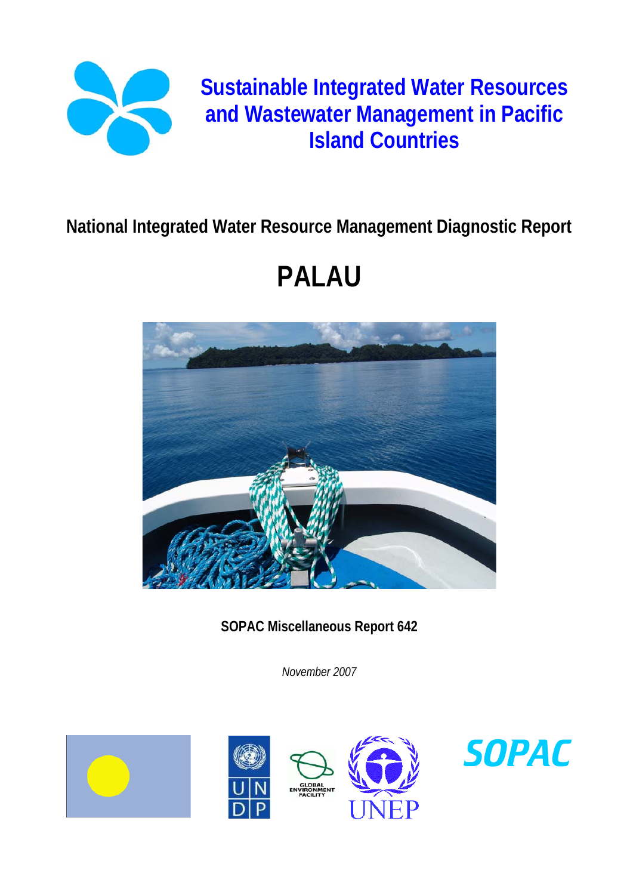# Sustainable Integrated Water Resources and Wastewater Management in Pacific Island Countries

## National Integrated Water Resource Management Diagnostic Report

# PALAU

**SOPAC Miscellaneous Report 642**

*November 2007*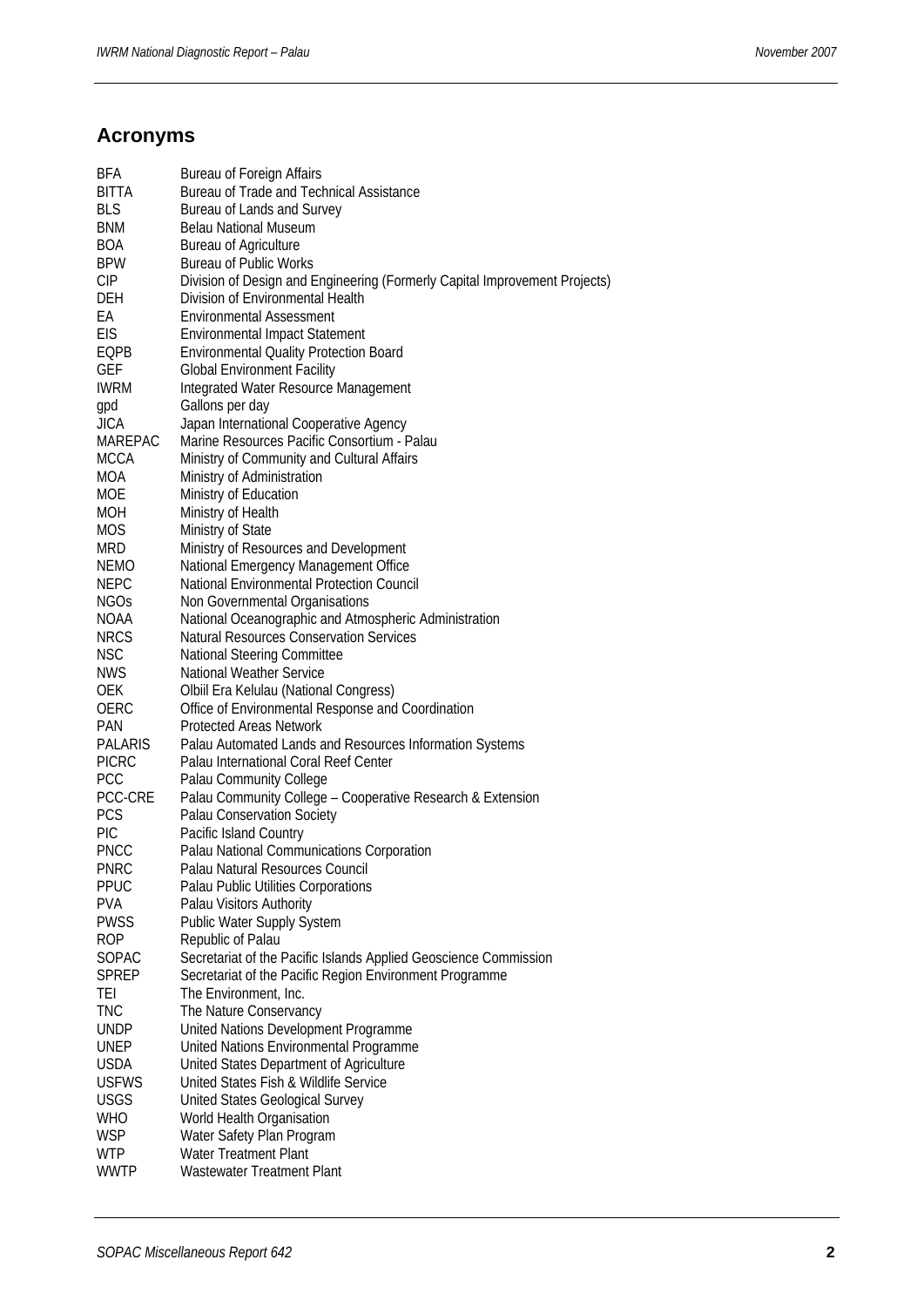## Acronyms

| | |
|---|---|
| BFA | Bureau of Foreign Affairs |
| BITTA | Bureau of Trade and Technical Assistance |
| BLS | Bureau of Lands and Survey |
| BNM | Belau National Museum |
| BOA | Bureau of Agriculture |
| BPW | Bureau of Public Works |
| CIP | Division of Design and Engineering (Formerly Capital Improvement Projects) |
| DEH | Division of Environmental Health |
| EA | Environmental Assessment |
| EIS | Environmental Impact Statement |
| EQPB | Environmental Quality Protection Board |
| GEF | Global Environment Facility |
| IWRM | Integrated Water Resource Management |
| gpd | Gallons per day |
| JICA | Japan International Cooperative Agency |
| MAREPAC | Marine Resources Pacific Consortium - Palau |
| MCCA | Ministry of Community and Cultural Affairs |
| MOA | Ministry of Administration |
| MOE | Ministry of Education |
| MOH | Ministry of Health |
| MOS | Ministry of State |
| MRD | Ministry of Resources and Development |
| NEMO | National Emergency Management Office |
| NEPC | National Environmental Protection Council |
| NGOs | Non Governmental Organisations |
| NOAA | National Oceanographic and Atmospheric Administration |
| NRCS | Natural Resources Conservation Services |
| NSC | National Steering Committee |
| NWS | National Weather Service |
| OEK | Olbiil Era Kelulau (National Congress) |
| OERC | Office of Environmental Response and Coordination |
| PAN | Protected Areas Network |
| PALARIS | Palau Automated Lands and Resources Information Systems |
| PICRC | Palau International Coral Reef Center |
| PCC | Palau Community College |
| PCC-CRE | Palau Community College – Cooperative Research & Extension |
| PCS | Palau Conservation Society |
| PIC | Pacific Island Country |
| PNCC | Palau National Communications Corporation |
| PNRC | Palau Natural Resources Council |
| PPUC | Palau Public Utilities Corporations |
| PVA | Palau Visitors Authority |
| PWSS | Public Water Supply System |
| ROP | Republic of Palau |
| SOPAC | Secretariat of the Pacific Islands Applied Geoscience Commission |
| SPREP | Secretariat of the Pacific Region Environment Programme |
| TEI | The Environment, Inc. |
| TNC | The Nature Conservancy |
| UNDP | United Nations Development Programme |
| UNEP | United Nations Environmental Programme |
| USDA | United States Department of Agriculture |
| USFWS | United States Fish & Wildlife Service |
| USGS | United States Geological Survey |
| WHO | World Health Organisation |
| WSP | Water Safety Plan Program |
| WTP | Water Treatment Plant |
| WWTP | Wastewater Treatment Plant |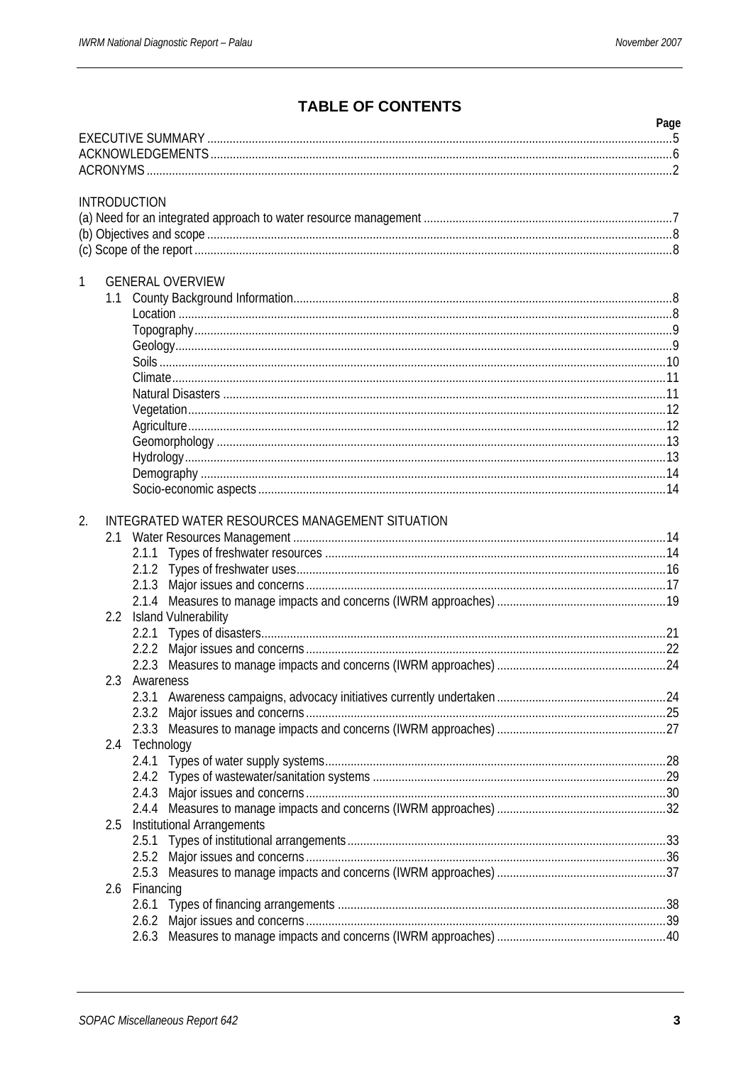# TABLE OF CONTENTS

| | Page |
|---|---|
| EXECUTIVE SUMMARY | 5 |
| ACKNOWLEDGEMENTS | 6 |
| ACRONYMS | 2 |
| **INTRODUCTION** | |
| (a) Need for an integrated approach to water resource management | 7 |
| (b) Objectives and scope | 8 |
| (c) Scope of the report | 8 |
| **1 GENERAL OVERVIEW** | |
| 1.1 County Background Information | 8 |
| Location | 8 |
| Topography | 9 |
| Geology | 9 |
| Soils | 10 |
| Climate | 11 |
| Natural Disasters | 11 |
| Vegetation | 12 |
| Agriculture | 12 |
| Geomorphology | 13 |
| Hydrology | 13 |
| Demography | 14 |
| Socio-economic aspects | 14 |
| **2. INTEGRATED WATER RESOURCES MANAGEMENT SITUATION** | |
| 2.1 Water Resources Management | 14 |
| 2.1.1 Types of freshwater resources | 14 |
| 2.1.2 Types of freshwater uses | 16 |
| 2.1.3 Major issues and concerns | 17 |
| 2.1.4 Measures to manage impacts and concerns (IWRM approaches) | 19 |
| 2.2 Island Vulnerability | |
| 2.2.1 Types of disasters | 21 |
| 2.2.2 Major issues and concerns | 22 |
| 2.2.3 Measures to manage impacts and concerns (IWRM approaches) | 24 |
| 2.3 Awareness | |
| 2.3.1 Awareness campaigns, advocacy initiatives currently undertaken | 24 |
| 2.3.2 Major issues and concerns | 25 |
| 2.3.3 Measures to manage impacts and concerns (IWRM approaches) | 27 |
| 2.4 Technology | |
| 2.4.1 Types of water supply systems | 28 |
| 2.4.2 Types of wastewater/sanitation systems | 29 |
| 2.4.3 Major issues and concerns | 30 |
| 2.4.4 Measures to manage impacts and concerns (IWRM approaches) | 32 |
| 2.5 Institutional Arrangements | |
| 2.5.1 Types of institutional arrangements | 33 |
| 2.5.2 Major issues and concerns | 36 |
| 2.5.3 Measures to manage impacts and concerns (IWRM approaches) | 37 |
| 2.6 Financing | |
| 2.6.1 Types of financing arrangements | 38 |
| 2.6.2 Major issues and concerns | 39 |
| 2.6.3 Measures to manage impacts and concerns (IWRM approaches) | 40 |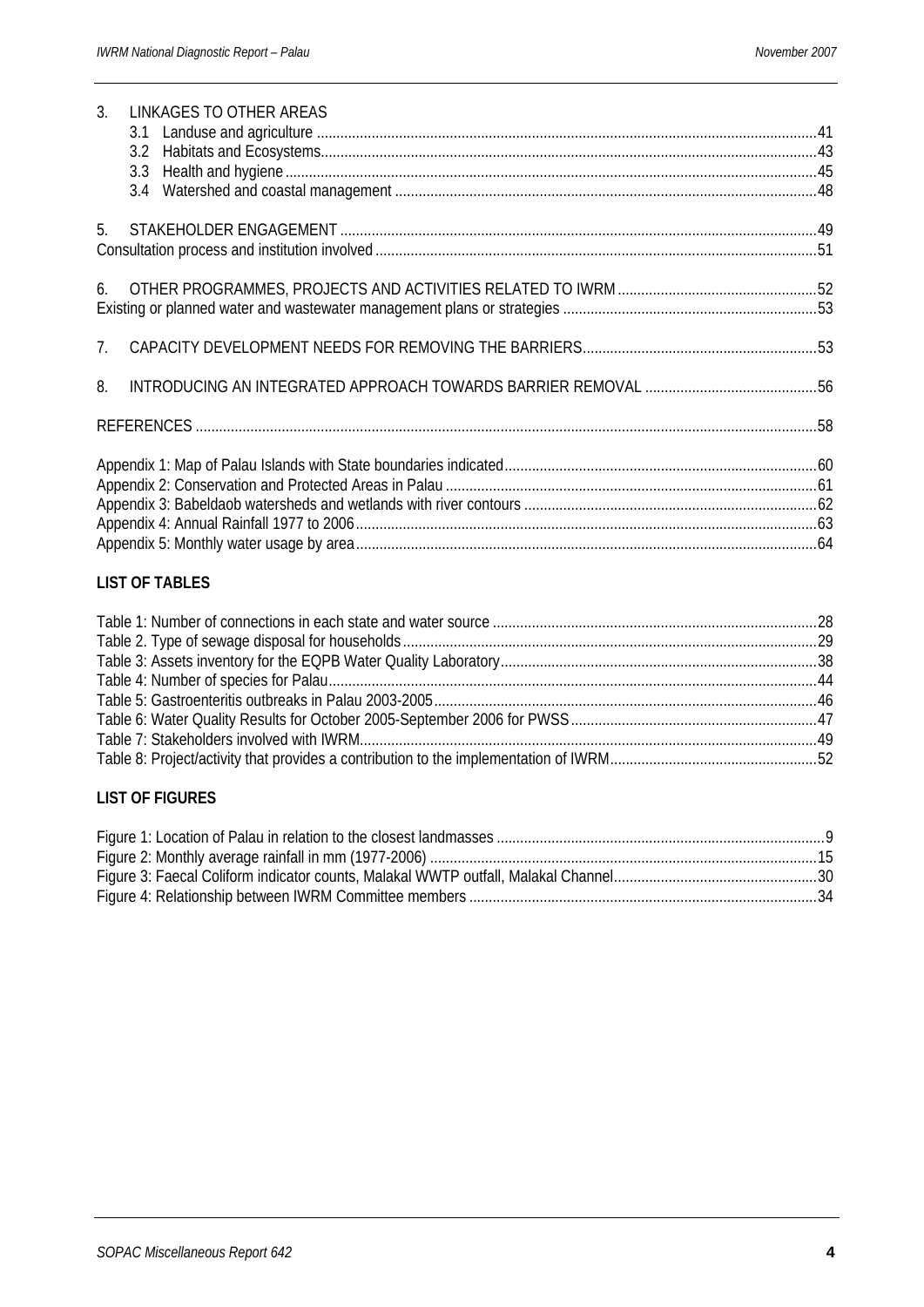3. LINKAGES TO OTHER AREAS
   - 3.1 Landuse and agriculture ....................................................................................................41
   - 3.2 Habitats and Ecosystems.....................................................................................................43
   - 3.3 Health and hygiene ..............................................................................................................45
   - 3.4 Watershed and coastal management ...................................................................................48

5. STAKEHOLDER ENGAGEMENT .............................................................................................49

Consultation process and institution involved ..........................................................................51

6. OTHER PROGRAMMES, PROJECTS AND ACTIVITIES RELATED TO IWRM .......................52

Existing or planned water and wastewater management plans or strategies ..........................53

7. CAPACITY DEVELOPMENT NEEDS FOR REMOVING THE BARRIERS..............................53

8. INTRODUCING AN INTEGRATED APPROACH TOWARDS BARRIER REMOVAL ..............56

REFERENCES ............................................................................................................................58

Appendix 1: Map of Palau Islands with State boundaries indicated..........................................60
Appendix 2: Conservation and Protected Areas in Palau ..........................................................61
Appendix 3: Babeldaob watersheds and wetlands with river contours .....................................62
Appendix 4: Annual Rainfall 1977 to 2006 ................................................................................63
Appendix 5: Monthly water usage by area.................................................................................64

**LIST OF TABLES**

Table 1: Number of connections in each state and water source .............................................28
Table 2. Type of sewage disposal for households......................................................................29
Table 3: Assets inventory for the EQPB Water Quality Laboratory............................................38
Table 4: Number of species for Palau.........................................................................................44
Table 5: Gastroenteritis outbreaks in Palau 2003-2005..............................................................46
Table 6: Water Quality Results for October 2005-September 2006 for PWSS..........................47
Table 7: Stakeholders involved with IWRM.................................................................................49
Table 8: Project/activity that provides a contribution to the implementation of IWRM...............52

**LIST OF FIGURES**

Figure 1: Location of Palau in relation to the closest landmasses ..............................................9
Figure 2: Monthly average rainfall in mm (1977-2006) ..............................................................15
Figure 3: Faecal Coliform indicator counts, Malakal WWTP outfall, Malakal Channel...............30
Figure 4: Relationship between IWRM Committee members ...................................................34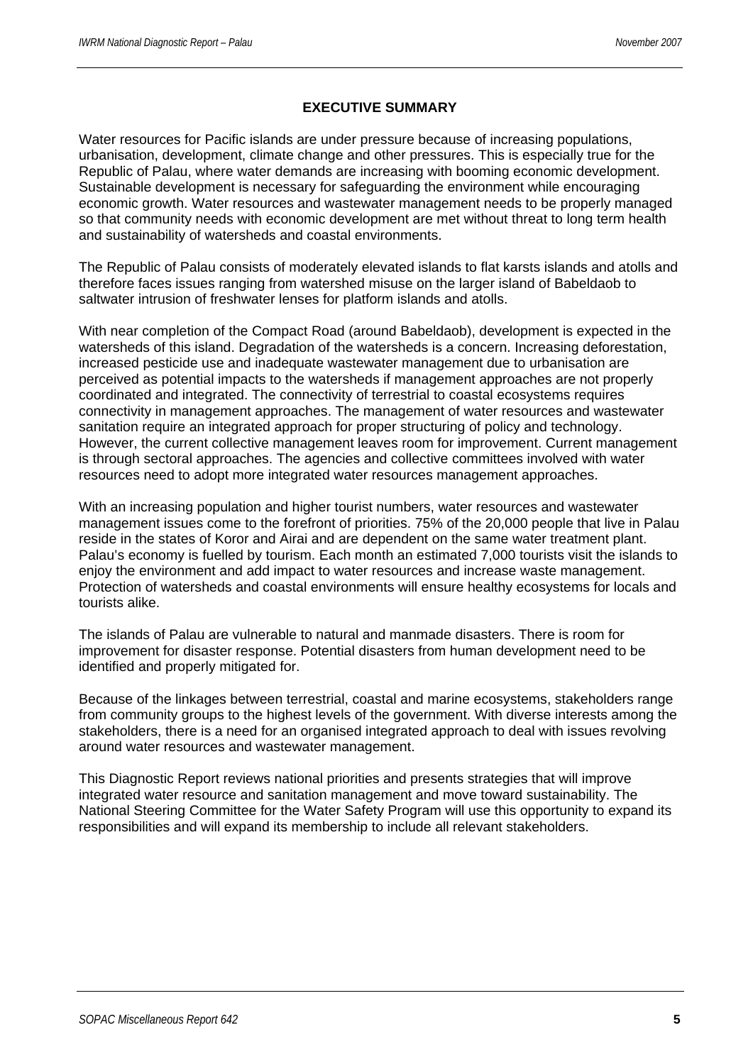## EXECUTIVE SUMMARY

Water resources for Pacific islands are under pressure because of increasing populations, urbanisation, development, climate change and other pressures. This is especially true for the Republic of Palau, where water demands are increasing with booming economic development. Sustainable development is necessary for safeguarding the environment while encouraging economic growth. Water resources and wastewater management needs to be properly managed so that community needs with economic development are met without threat to long term health and sustainability of watersheds and coastal environments.

The Republic of Palau consists of moderately elevated islands to flat karsts islands and atolls and therefore faces issues ranging from watershed misuse on the larger island of Babeldaob to saltwater intrusion of freshwater lenses for platform islands and atolls.

With near completion of the Compact Road (around Babeldaob), development is expected in the watersheds of this island. Degradation of the watersheds is a concern. Increasing deforestation, increased pesticide use and inadequate wastewater management due to urbanisation are perceived as potential impacts to the watersheds if management approaches are not properly coordinated and integrated. The connectivity of terrestrial to coastal ecosystems requires connectivity in management approaches. The management of water resources and wastewater sanitation require an integrated approach for proper structuring of policy and technology. However, the current collective management leaves room for improvement. Current management is through sectoral approaches. The agencies and collective committees involved with water resources need to adopt more integrated water resources management approaches.

With an increasing population and higher tourist numbers, water resources and wastewater management issues come to the forefront of priorities. 75% of the 20,000 people that live in Palau reside in the states of Koror and Airai and are dependent on the same water treatment plant. Palau's economy is fuelled by tourism. Each month an estimated 7,000 tourists visit the islands to enjoy the environment and add impact to water resources and increase waste management. Protection of watersheds and coastal environments will ensure healthy ecosystems for locals and tourists alike.

The islands of Palau are vulnerable to natural and manmade disasters. There is room for improvement for disaster response. Potential disasters from human development need to be identified and properly mitigated for.

Because of the linkages between terrestrial, coastal and marine ecosystems, stakeholders range from community groups to the highest levels of the government. With diverse interests among the stakeholders, there is a need for an organised integrated approach to deal with issues revolving around water resources and wastewater management.

This Diagnostic Report reviews national priorities and presents strategies that will improve integrated water resource and sanitation management and move toward sustainability. The National Steering Committee for the Water Safety Program will use this opportunity to expand its responsibilities and will expand its membership to include all relevant stakeholders.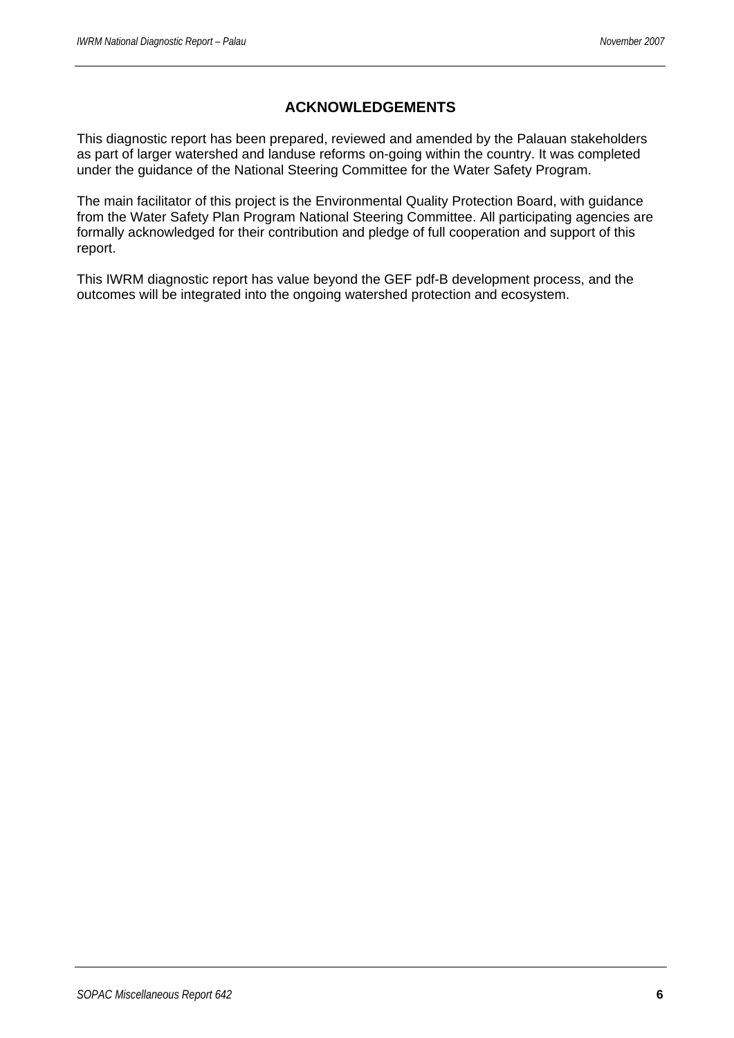## ACKNOWLEDGEMENTS

This diagnostic report has been prepared, reviewed and amended by the Palauan stakeholders as part of larger watershed and landuse reforms on-going within the country. It was completed under the guidance of the National Steering Committee for the Water Safety Program.

The main facilitator of this project is the Environmental Quality Protection Board, with guidance from the Water Safety Plan Program National Steering Committee. All participating agencies are formally acknowledged for their contribution and pledge of full cooperation and support of this report.

This IWRM diagnostic report has value beyond the GEF pdf-B development process, and the outcomes will be integrated into the ongoing watershed protection and ecosystem.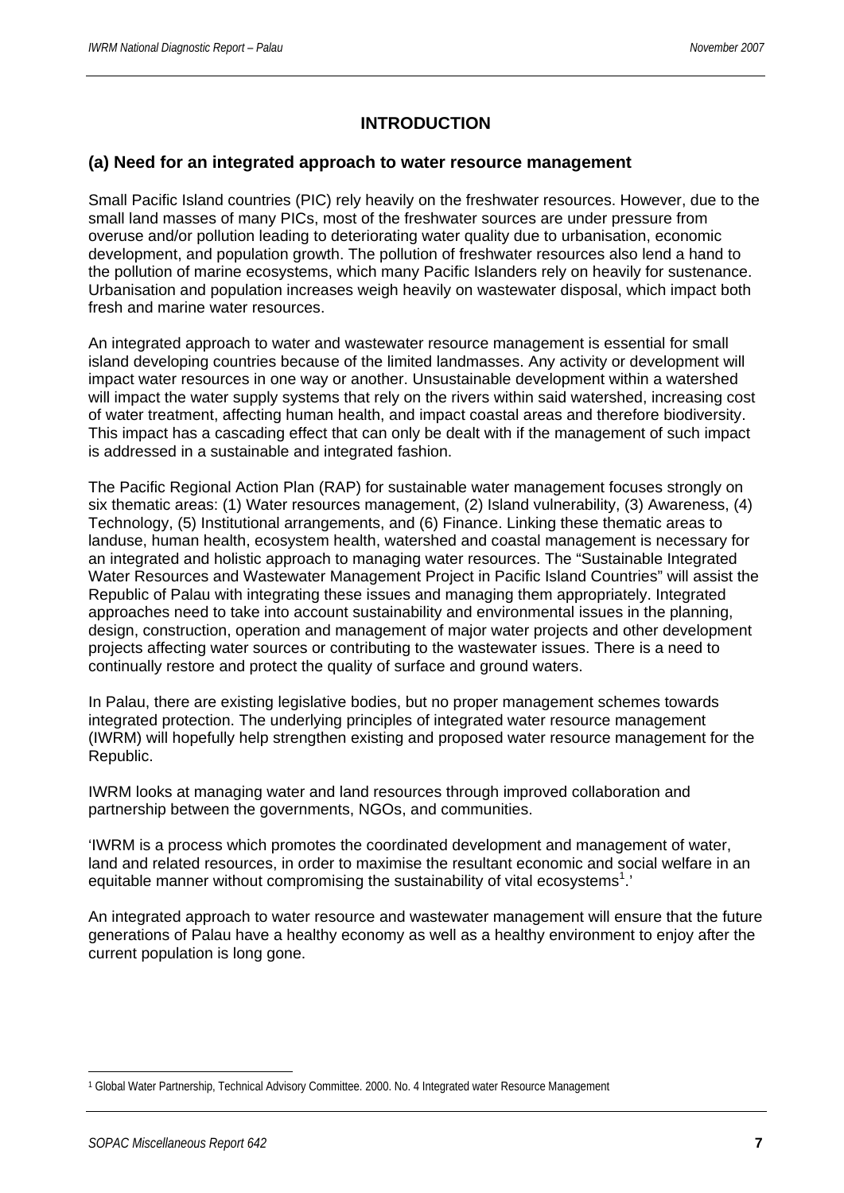# INTRODUCTION

## (a) Need for an integrated approach to water resource management

Small Pacific Island countries (PIC) rely heavily on the freshwater resources. However, due to the small land masses of many PICs, most of the freshwater sources are under pressure from overuse and/or pollution leading to deteriorating water quality due to urbanisation, economic development, and population growth. The pollution of freshwater resources also lend a hand to the pollution of marine ecosystems, which many Pacific Islanders rely on heavily for sustenance. Urbanisation and population increases weigh heavily on wastewater disposal, which impact both fresh and marine water resources.

An integrated approach to water and wastewater resource management is essential for small island developing countries because of the limited landmasses. Any activity or development will impact water resources in one way or another. Unsustainable development within a watershed will impact the water supply systems that rely on the rivers within said watershed, increasing cost of water treatment, affecting human health, and impact coastal areas and therefore biodiversity. This impact has a cascading effect that can only be dealt with if the management of such impact is addressed in a sustainable and integrated fashion.

The Pacific Regional Action Plan (RAP) for sustainable water management focuses strongly on six thematic areas: (1) Water resources management, (2) Island vulnerability, (3) Awareness, (4) Technology, (5) Institutional arrangements, and (6) Finance. Linking these thematic areas to landuse, human health, ecosystem health, watershed and coastal management is necessary for an integrated and holistic approach to managing water resources. The "Sustainable Integrated Water Resources and Wastewater Management Project in Pacific Island Countries" will assist the Republic of Palau with integrating these issues and managing them appropriately. Integrated approaches need to take into account sustainability and environmental issues in the planning, design, construction, operation and management of major water projects and other development projects affecting water sources or contributing to the wastewater issues. There is a need to continually restore and protect the quality of surface and ground waters.

In Palau, there are existing legislative bodies, but no proper management schemes towards integrated protection. The underlying principles of integrated water resource management (IWRM) will hopefully help strengthen existing and proposed water resource management for the Republic.

IWRM looks at managing water and land resources through improved collaboration and partnership between the governments, NGOs, and communities.

'IWRM is a process which promotes the coordinated development and management of water, land and related resources, in order to maximise the resultant economic and social welfare in an equitable manner without compromising the sustainability of vital ecosystems[1].'

An integrated approach to water resource and wastewater management will ensure that the future generations of Palau have a healthy economy as well as a healthy environment to enjoy after the current population is long gone.

[1] Global Water Partnership, Technical Advisory Committee. 2000. No. 4 Integrated water Resource Management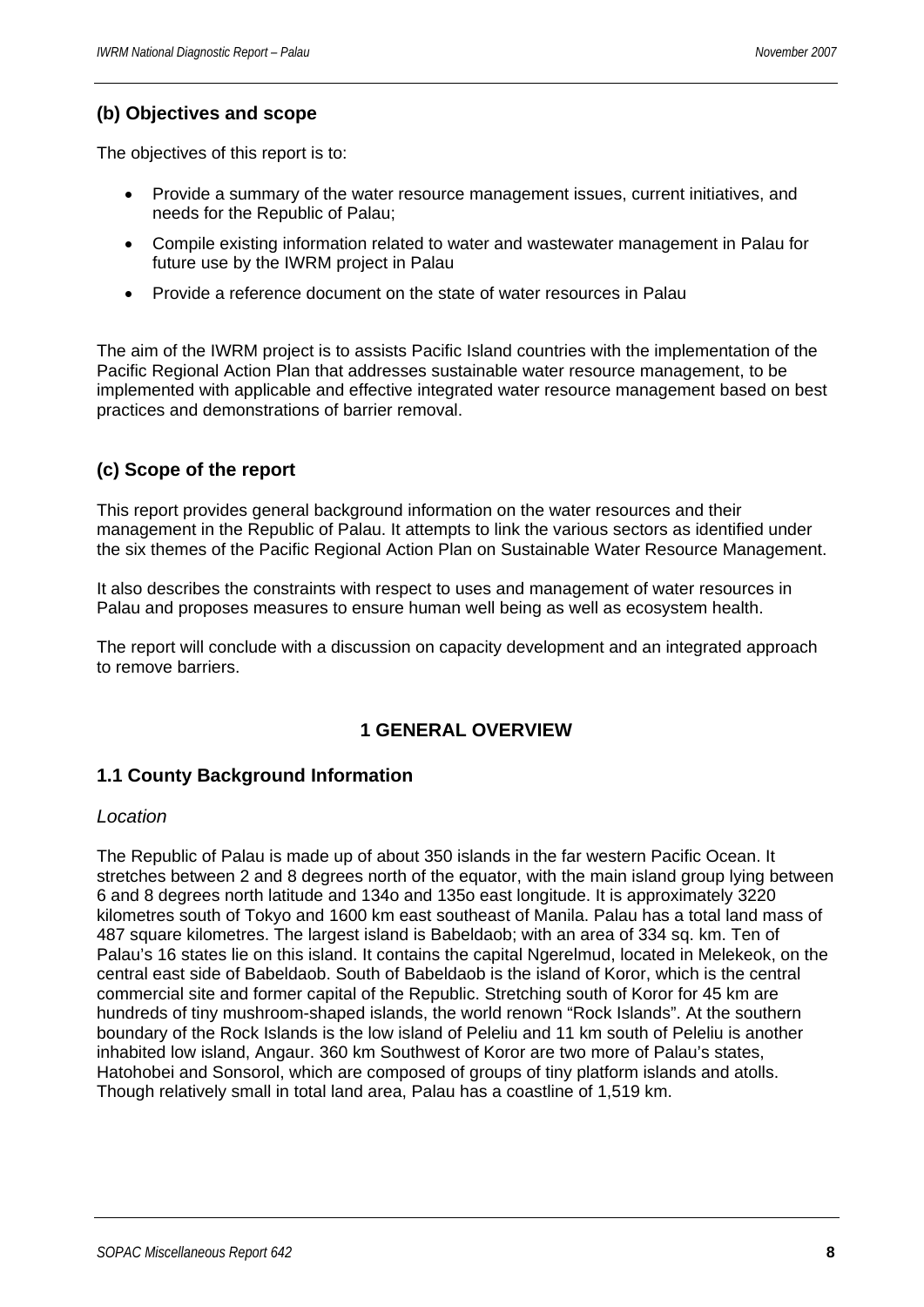### (b) Objectives and scope

The objectives of this report is to:

- Provide a summary of the water resource management issues, current initiatives, and needs for the Republic of Palau;
- Compile existing information related to water and wastewater management in Palau for future use by the IWRM project in Palau
- Provide a reference document on the state of water resources in Palau

The aim of the IWRM project is to assists Pacific Island countries with the implementation of the Pacific Regional Action Plan that addresses sustainable water resource management, to be implemented with applicable and effective integrated water resource management based on best practices and demonstrations of barrier removal.

### (c) Scope of the report

This report provides general background information on the water resources and their management in the Republic of Palau. It attempts to link the various sectors as identified under the six themes of the Pacific Regional Action Plan on Sustainable Water Resource Management.

It also describes the constraints with respect to uses and management of water resources in Palau and proposes measures to ensure human well being as well as ecosystem health.

The report will conclude with a discussion on capacity development and an integrated approach to remove barriers.

## 1 GENERAL OVERVIEW

### 1.1 County Background Information

*Location*

The Republic of Palau is made up of about 350 islands in the far western Pacific Ocean. It stretches between 2 and 8 degrees north of the equator, with the main island group lying between 6 and 8 degrees north latitude and 134o and 135o east longitude. It is approximately 3220 kilometres south of Tokyo and 1600 km east southeast of Manila. Palau has a total land mass of 487 square kilometres. The largest island is Babeldaob; with an area of 334 sq. km. Ten of Palau's 16 states lie on this island. It contains the capital Ngerelmud, located in Melekeok, on the central east side of Babeldaob. South of Babeldaob is the island of Koror, which is the central commercial site and former capital of the Republic. Stretching south of Koror for 45 km are hundreds of tiny mushroom-shaped islands, the world renown "Rock Islands". At the southern boundary of the Rock Islands is the low island of Peleliu and 11 km south of Peleliu is another inhabited low island, Angaur. 360 km Southwest of Koror are two more of Palau's states, Hatohobei and Sonsorol, which are composed of groups of tiny platform islands and atolls. Though relatively small in total land area, Palau has a coastline of 1,519 km.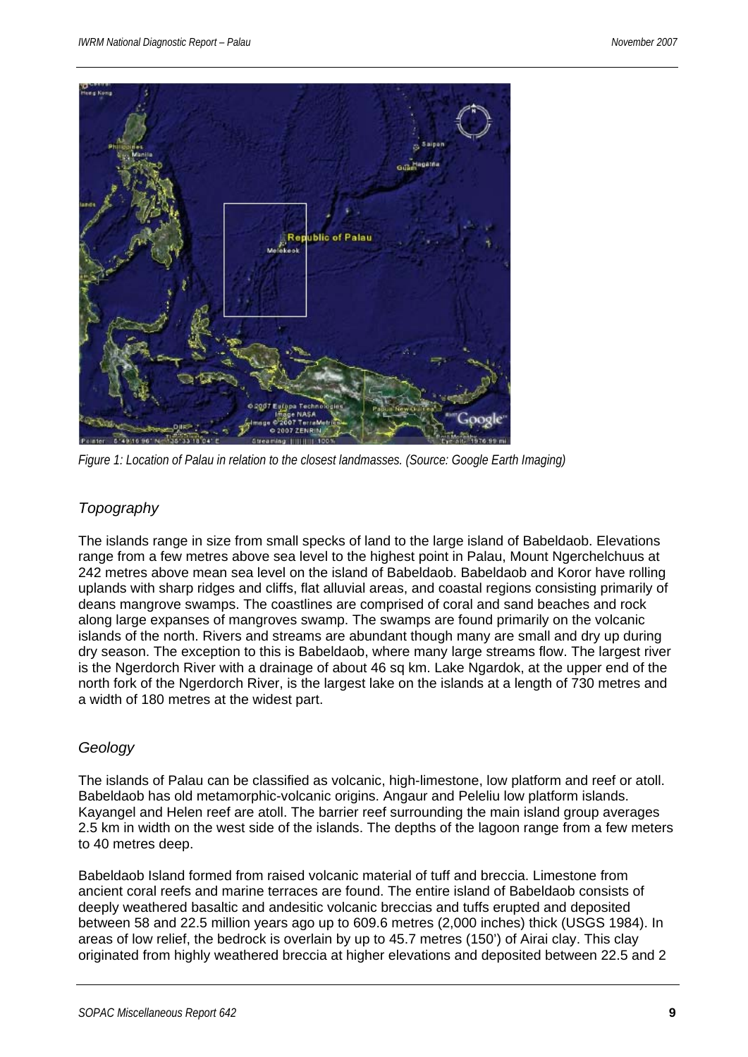*Figure 1: Location of Palau in relation to the closest landmasses. (Source: Google Earth Imaging)*

### *Topography*

The islands range in size from small specks of land to the large island of Babeldaob. Elevations range from a few metres above sea level to the highest point in Palau, Mount Ngerchelchuus at 242 metres above mean sea level on the island of Babeldaob. Babeldaob and Koror have rolling uplands with sharp ridges and cliffs, flat alluvial areas, and coastal regions consisting primarily of deans mangrove swamps. The coastlines are comprised of coral and sand beaches and rock along large expanses of mangroves swamp. The swamps are found primarily on the volcanic islands of the north. Rivers and streams are abundant though many are small and dry up during dry season. The exception to this is Babeldaob, where many large streams flow. The largest river is the Ngerdorch River with a drainage of about 46 sq km. Lake Ngardok, at the upper end of the north fork of the Ngerdorch River, is the largest lake on the islands at a length of 730 metres and a width of 180 metres at the widest part.

### *Geology*

The islands of Palau can be classified as volcanic, high-limestone, low platform and reef or atoll. Babeldaob has old metamorphic-volcanic origins. Angaur and Peleliu low platform islands. Kayangel and Helen reef are atoll. The barrier reef surrounding the main island group averages 2.5 km in width on the west side of the islands. The depths of the lagoon range from a few meters to 40 metres deep.

Babeldaob Island formed from raised volcanic material of tuff and breccia. Limestone from ancient coral reefs and marine terraces are found. The entire island of Babeldaob consists of deeply weathered basaltic and andesitic volcanic breccias and tuffs erupted and deposited between 58 and 22.5 million years ago up to 609.6 metres (2,000 inches) thick (USGS 1984). In areas of low relief, the bedrock is overlain by up to 45.7 metres (150') of Airai clay. This clay originated from highly weathered breccia at higher elevations and deposited between 22.5 and 2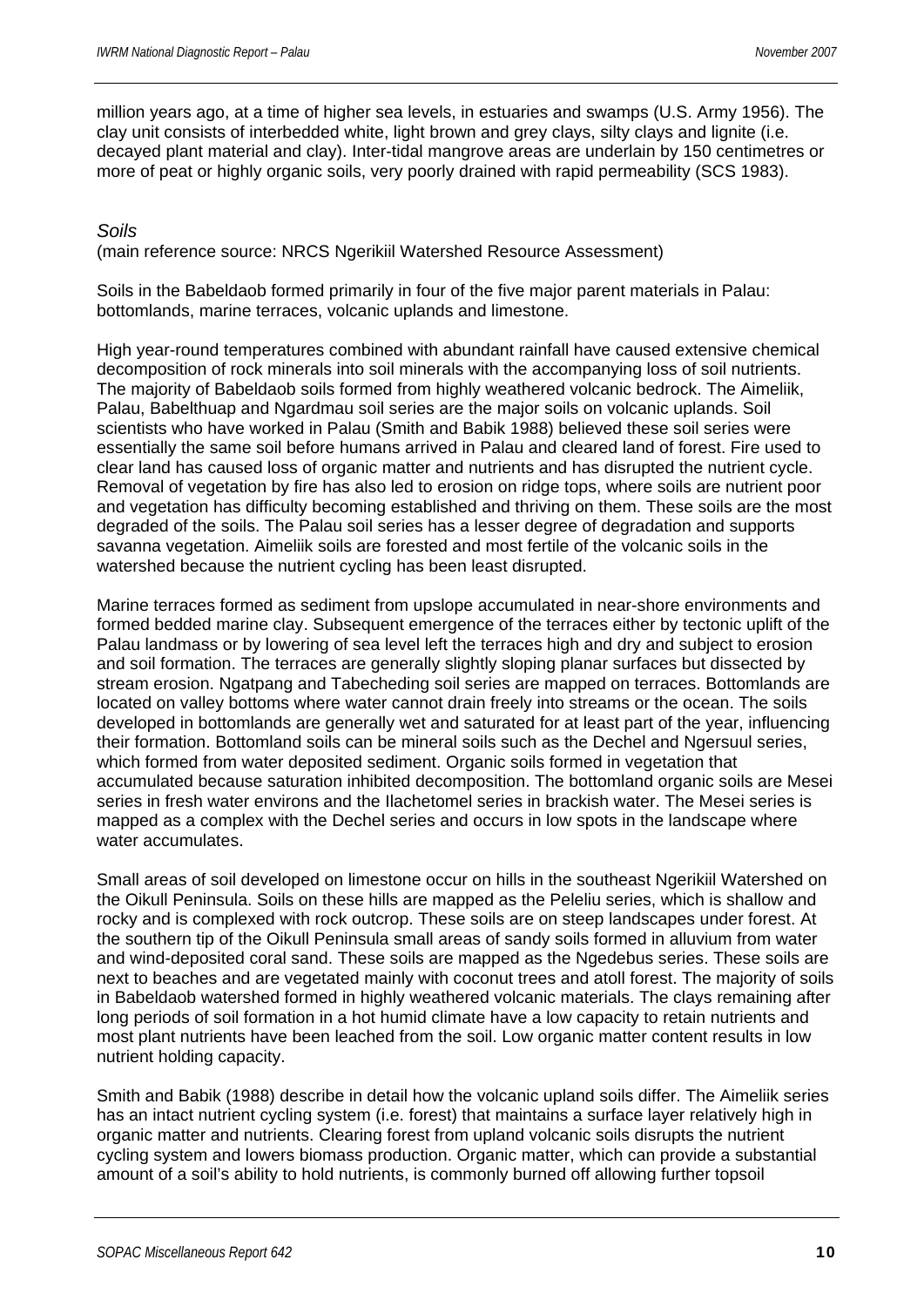million years ago, at a time of higher sea levels, in estuaries and swamps (U.S. Army 1956). The clay unit consists of interbedded white, light brown and grey clays, silty clays and lignite (i.e. decayed plant material and clay). Inter-tidal mangrove areas are underlain by 150 centimetres or more of peat or highly organic soils, very poorly drained with rapid permeability (SCS 1983).

### *Soils*

(main reference source: NRCS Ngerikiil Watershed Resource Assessment)

Soils in the Babeldaob formed primarily in four of the five major parent materials in Palau: bottomlands, marine terraces, volcanic uplands and limestone.

High year-round temperatures combined with abundant rainfall have caused extensive chemical decomposition of rock minerals into soil minerals with the accompanying loss of soil nutrients. The majority of Babeldaob soils formed from highly weathered volcanic bedrock. The Aimeliik, Palau, Babelthuap and Ngardmau soil series are the major soils on volcanic uplands. Soil scientists who have worked in Palau (Smith and Babik 1988) believed these soil series were essentially the same soil before humans arrived in Palau and cleared land of forest. Fire used to clear land has caused loss of organic matter and nutrients and has disrupted the nutrient cycle. Removal of vegetation by fire has also led to erosion on ridge tops, where soils are nutrient poor and vegetation has difficulty becoming established and thriving on them. These soils are the most degraded of the soils. The Palau soil series has a lesser degree of degradation and supports savanna vegetation. Aimeliik soils are forested and most fertile of the volcanic soils in the watershed because the nutrient cycling has been least disrupted.

Marine terraces formed as sediment from upslope accumulated in near-shore environments and formed bedded marine clay. Subsequent emergence of the terraces either by tectonic uplift of the Palau landmass or by lowering of sea level left the terraces high and dry and subject to erosion and soil formation. The terraces are generally slightly sloping planar surfaces but dissected by stream erosion. Ngatpang and Tabecheding soil series are mapped on terraces. Bottomlands are located on valley bottoms where water cannot drain freely into streams or the ocean. The soils developed in bottomlands are generally wet and saturated for at least part of the year, influencing their formation. Bottomland soils can be mineral soils such as the Dechel and Ngersuul series, which formed from water deposited sediment. Organic soils formed in vegetation that accumulated because saturation inhibited decomposition. The bottomland organic soils are Mesei series in fresh water environs and the Ilachetomel series in brackish water. The Mesei series is mapped as a complex with the Dechel series and occurs in low spots in the landscape where water accumulates.

Small areas of soil developed on limestone occur on hills in the southeast Ngerikiil Watershed on the Oikull Peninsula. Soils on these hills are mapped as the Peleliu series, which is shallow and rocky and is complexed with rock outcrop. These soils are on steep landscapes under forest. At the southern tip of the Oikull Peninsula small areas of sandy soils formed in alluvium from water and wind-deposited coral sand. These soils are mapped as the Ngedebus series. These soils are next to beaches and are vegetated mainly with coconut trees and atoll forest. The majority of soils in Babeldaob watershed formed in highly weathered volcanic materials. The clays remaining after long periods of soil formation in a hot humid climate have a low capacity to retain nutrients and most plant nutrients have been leached from the soil. Low organic matter content results in low nutrient holding capacity.

Smith and Babik (1988) describe in detail how the volcanic upland soils differ. The Aimeliik series has an intact nutrient cycling system (i.e. forest) that maintains a surface layer relatively high in organic matter and nutrients. Clearing forest from upland volcanic soils disrupts the nutrient cycling system and lowers biomass production. Organic matter, which can provide a substantial amount of a soil's ability to hold nutrients, is commonly burned off allowing further topsoil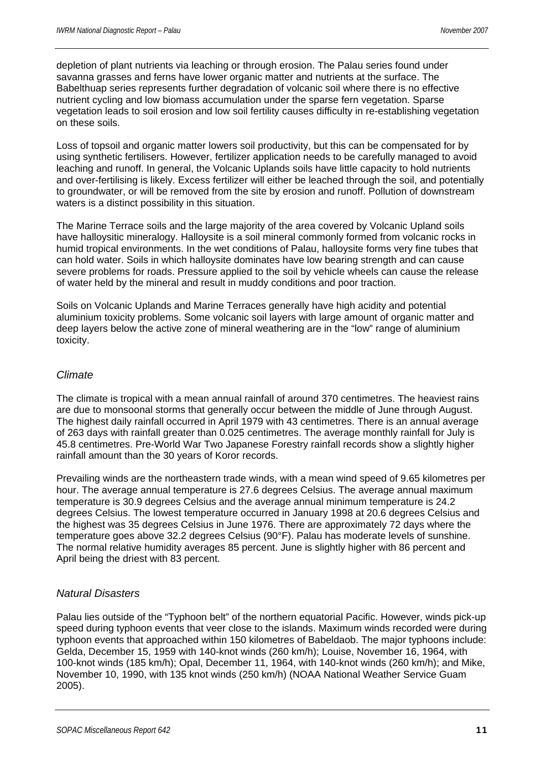depletion of plant nutrients via leaching or through erosion. The Palau series found under savanna grasses and ferns have lower organic matter and nutrients at the surface. The Babelthuap series represents further degradation of volcanic soil where there is no effective nutrient cycling and low biomass accumulation under the sparse fern vegetation. Sparse vegetation leads to soil erosion and low soil fertility causes difficulty in re-establishing vegetation on these soils.

Loss of topsoil and organic matter lowers soil productivity, but this can be compensated for by using synthetic fertilisers. However, fertilizer application needs to be carefully managed to avoid leaching and runoff. In general, the Volcanic Uplands soils have little capacity to hold nutrients and over-fertilising is likely. Excess fertilizer will either be leached through the soil, and potentially to groundwater, or will be removed from the site by erosion and runoff. Pollution of downstream waters is a distinct possibility in this situation.

The Marine Terrace soils and the large majority of the area covered by Volcanic Upland soils have halloysitic mineralogy. Halloysite is a soil mineral commonly formed from volcanic rocks in humid tropical environments. In the wet conditions of Palau, halloysite forms very fine tubes that can hold water. Soils in which halloysite dominates have low bearing strength and can cause severe problems for roads. Pressure applied to the soil by vehicle wheels can cause the release of water held by the mineral and result in muddy conditions and poor traction.

Soils on Volcanic Uplands and Marine Terraces generally have high acidity and potential aluminium toxicity problems. Some volcanic soil layers with large amount of organic matter and deep layers below the active zone of mineral weathering are in the "low" range of aluminium toxicity.

### *Climate*

The climate is tropical with a mean annual rainfall of around 370 centimetres. The heaviest rains are due to monsoonal storms that generally occur between the middle of June through August. The highest daily rainfall occurred in April 1979 with 43 centimetres. There is an annual average of 263 days with rainfall greater than 0.025 centimetres. The average monthly rainfall for July is 45.8 centimetres. Pre-World War Two Japanese Forestry rainfall records show a slightly higher rainfall amount than the 30 years of Koror records.

Prevailing winds are the northeastern trade winds, with a mean wind speed of 9.65 kilometres per hour. The average annual temperature is 27.6 degrees Celsius. The average annual maximum temperature is 30.9 degrees Celsius and the average annual minimum temperature is 24.2 degrees Celsius. The lowest temperature occurred in January 1998 at 20.6 degrees Celsius and the highest was 35 degrees Celsius in June 1976. There are approximately 72 days where the temperature goes above 32.2 degrees Celsius (90°F). Palau has moderate levels of sunshine. The normal relative humidity averages 85 percent. June is slightly higher with 86 percent and April being the driest with 83 percent.

### *Natural Disasters*

Palau lies outside of the "Typhoon belt" of the northern equatorial Pacific. However, winds pick-up speed during typhoon events that veer close to the islands. Maximum winds recorded were during typhoon events that approached within 150 kilometres of Babeldaob. The major typhoons include: Gelda, December 15, 1959 with 140-knot winds (260 km/h); Louise, November 16, 1964, with 100-knot winds (185 km/h); Opal, December 11, 1964, with 140-knot winds (260 km/h); and Mike, November 10, 1990, with 135 knot winds (250 km/h) (NOAA National Weather Service Guam 2005).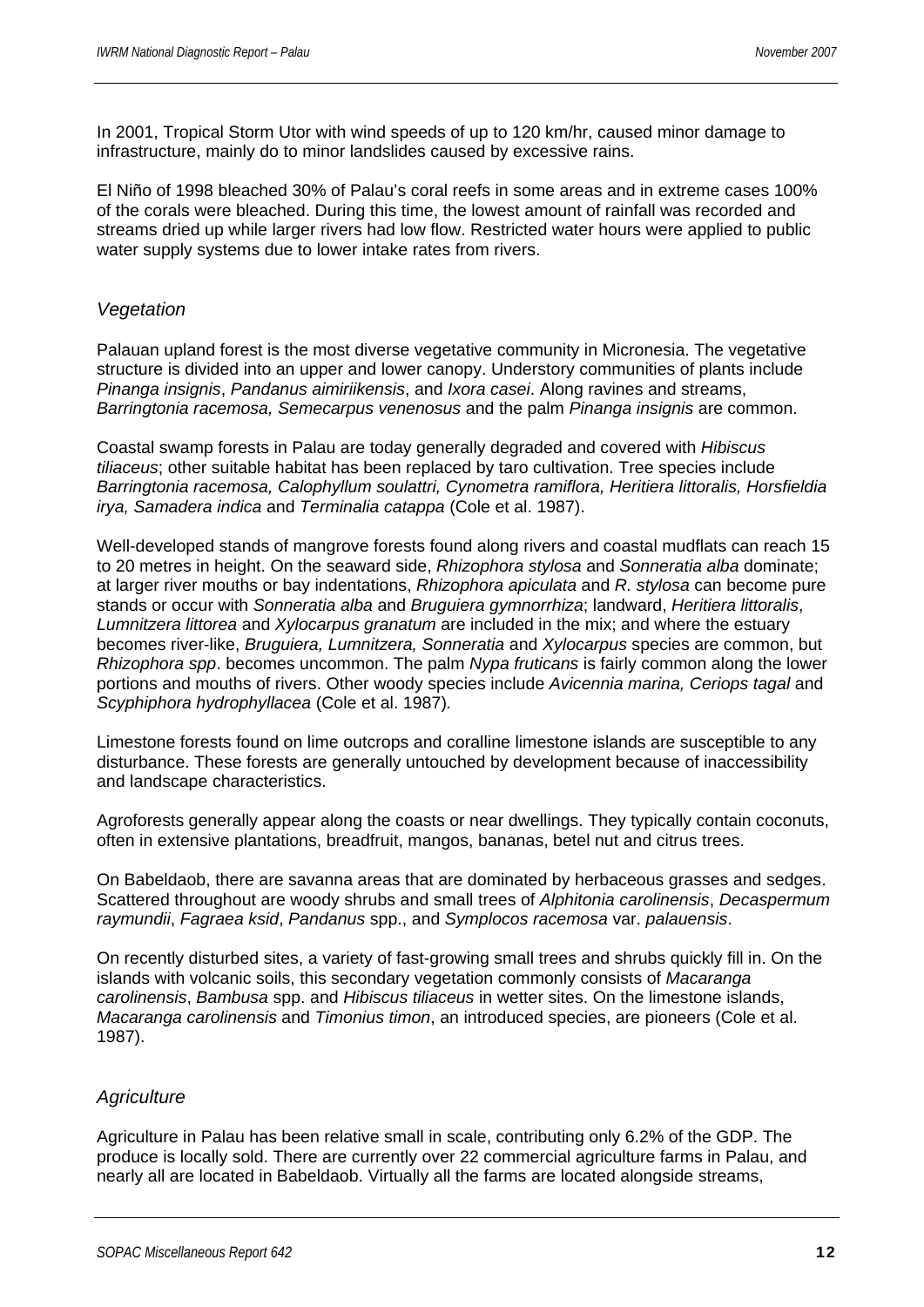In 2001, Tropical Storm Utor with wind speeds of up to 120 km/hr, caused minor damage to infrastructure, mainly do to minor landslides caused by excessive rains.

El Niño of 1998 bleached 30% of Palau's coral reefs in some areas and in extreme cases 100% of the corals were bleached. During this time, the lowest amount of rainfall was recorded and streams dried up while larger rivers had low flow. Restricted water hours were applied to public water supply systems due to lower intake rates from rivers.

### *Vegetation*

Palauan upland forest is the most diverse vegetative community in Micronesia. The vegetative structure is divided into an upper and lower canopy. Understory communities of plants include *Pinanga insignis*, *Pandanus aimiriikensis*, and *Ixora casei*. Along ravines and streams, *Barringtonia racemosa, Semecarpus venenosus* and the palm *Pinanga insignis* are common.

Coastal swamp forests in Palau are today generally degraded and covered with *Hibiscus tiliaceus*; other suitable habitat has been replaced by taro cultivation. Tree species include *Barringtonia racemosa, Calophyllum soulattri, Cynometra ramiflora, Heritiera littoralis, Horsfieldia irya, Samadera indica* and *Terminalia catappa* (Cole et al. 1987).

Well-developed stands of mangrove forests found along rivers and coastal mudflats can reach 15 to 20 metres in height. On the seaward side, *Rhizophora stylosa* and *Sonneratia alba* dominate; at larger river mouths or bay indentations, *Rhizophora apiculata* and *R. stylosa* can become pure stands or occur with *Sonneratia alba* and *Bruguiera gymnorrhiza*; landward, *Heritiera littoralis*, *Lumnitzera littorea* and *Xylocarpus granatum* are included in the mix; and where the estuary becomes river-like, *Bruguiera, Lumnitzera, Sonneratia* and *Xylocarpus* species are common, but *Rhizophora spp*. becomes uncommon. The palm *Nypa fruticans* is fairly common along the lower portions and mouths of rivers. Other woody species include *Avicennia marina, Ceriops tagal* and *Scyphiphora hydrophyllacea* (Cole et al. 1987).

Limestone forests found on lime outcrops and coralline limestone islands are susceptible to any disturbance. These forests are generally untouched by development because of inaccessibility and landscape characteristics.

Agroforests generally appear along the coasts or near dwellings. They typically contain coconuts, often in extensive plantations, breadfruit, mangos, bananas, betel nut and citrus trees.

On Babeldaob, there are savanna areas that are dominated by herbaceous grasses and sedges. Scattered throughout are woody shrubs and small trees of *Alphitonia carolinensis*, *Decaspermum raymundii*, *Fagraea ksid*, *Pandanus* spp., and *Symplocos racemosa* var. *palauensis*.

On recently disturbed sites, a variety of fast-growing small trees and shrubs quickly fill in. On the islands with volcanic soils, this secondary vegetation commonly consists of *Macaranga carolinensis*, *Bambusa* spp. and *Hibiscus tiliaceus* in wetter sites. On the limestone islands, *Macaranga carolinensis* and *Timonius timon*, an introduced species, are pioneers (Cole et al. 1987).

### *Agriculture*

Agriculture in Palau has been relative small in scale, contributing only 6.2% of the GDP. The produce is locally sold. There are currently over 22 commercial agriculture farms in Palau, and nearly all are located in Babeldaob. Virtually all the farms are located alongside streams,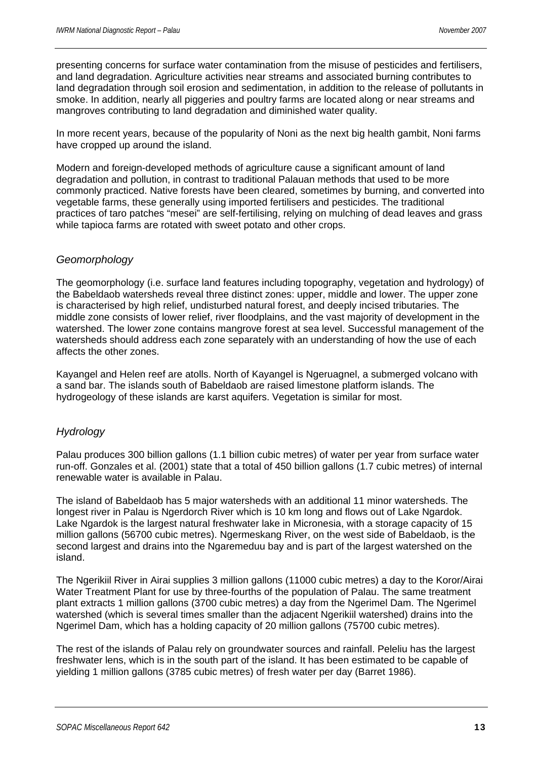presenting concerns for surface water contamination from the misuse of pesticides and fertilisers, and land degradation. Agriculture activities near streams and associated burning contributes to land degradation through soil erosion and sedimentation, in addition to the release of pollutants in smoke. In addition, nearly all piggeries and poultry farms are located along or near streams and mangroves contributing to land degradation and diminished water quality.

In more recent years, because of the popularity of Noni as the next big health gambit, Noni farms have cropped up around the island.

Modern and foreign-developed methods of agriculture cause a significant amount of land degradation and pollution, in contrast to traditional Palauan methods that used to be more commonly practiced. Native forests have been cleared, sometimes by burning, and converted into vegetable farms, these generally using imported fertilisers and pesticides. The traditional practices of taro patches "mesei" are self-fertilising, relying on mulching of dead leaves and grass while tapioca farms are rotated with sweet potato and other crops.

### *Geomorphology*

The geomorphology (i.e. surface land features including topography, vegetation and hydrology) of the Babeldaob watersheds reveal three distinct zones: upper, middle and lower. The upper zone is characterised by high relief, undisturbed natural forest, and deeply incised tributaries. The middle zone consists of lower relief, river floodplains, and the vast majority of development in the watershed. The lower zone contains mangrove forest at sea level. Successful management of the watersheds should address each zone separately with an understanding of how the use of each affects the other zones.

Kayangel and Helen reef are atolls. North of Kayangel is Ngeruagnel, a submerged volcano with a sand bar. The islands south of Babeldaob are raised limestone platform islands. The hydrogeology of these islands are karst aquifers. Vegetation is similar for most.

### *Hydrology*

Palau produces 300 billion gallons (1.1 billion cubic metres) of water per year from surface water run-off. Gonzales et al. (2001) state that a total of 450 billion gallons (1.7 cubic metres) of internal renewable water is available in Palau.

The island of Babeldaob has 5 major watersheds with an additional 11 minor watersheds. The longest river in Palau is Ngerdorch River which is 10 km long and flows out of Lake Ngardok. Lake Ngardok is the largest natural freshwater lake in Micronesia, with a storage capacity of 15 million gallons (56700 cubic metres). Ngermeskang River, on the west side of Babeldaob, is the second largest and drains into the Ngaremeduu bay and is part of the largest watershed on the island.

The Ngerikiil River in Airai supplies 3 million gallons (11000 cubic metres) a day to the Koror/Airai Water Treatment Plant for use by three-fourths of the population of Palau. The same treatment plant extracts 1 million gallons (3700 cubic metres) a day from the Ngerimel Dam. The Ngerimel watershed (which is several times smaller than the adjacent Ngerikiil watershed) drains into the Ngerimel Dam, which has a holding capacity of 20 million gallons (75700 cubic metres).

The rest of the islands of Palau rely on groundwater sources and rainfall. Peleliu has the largest freshwater lens, which is in the south part of the island. It has been estimated to be capable of yielding 1 million gallons (3785 cubic metres) of fresh water per day (Barret 1986).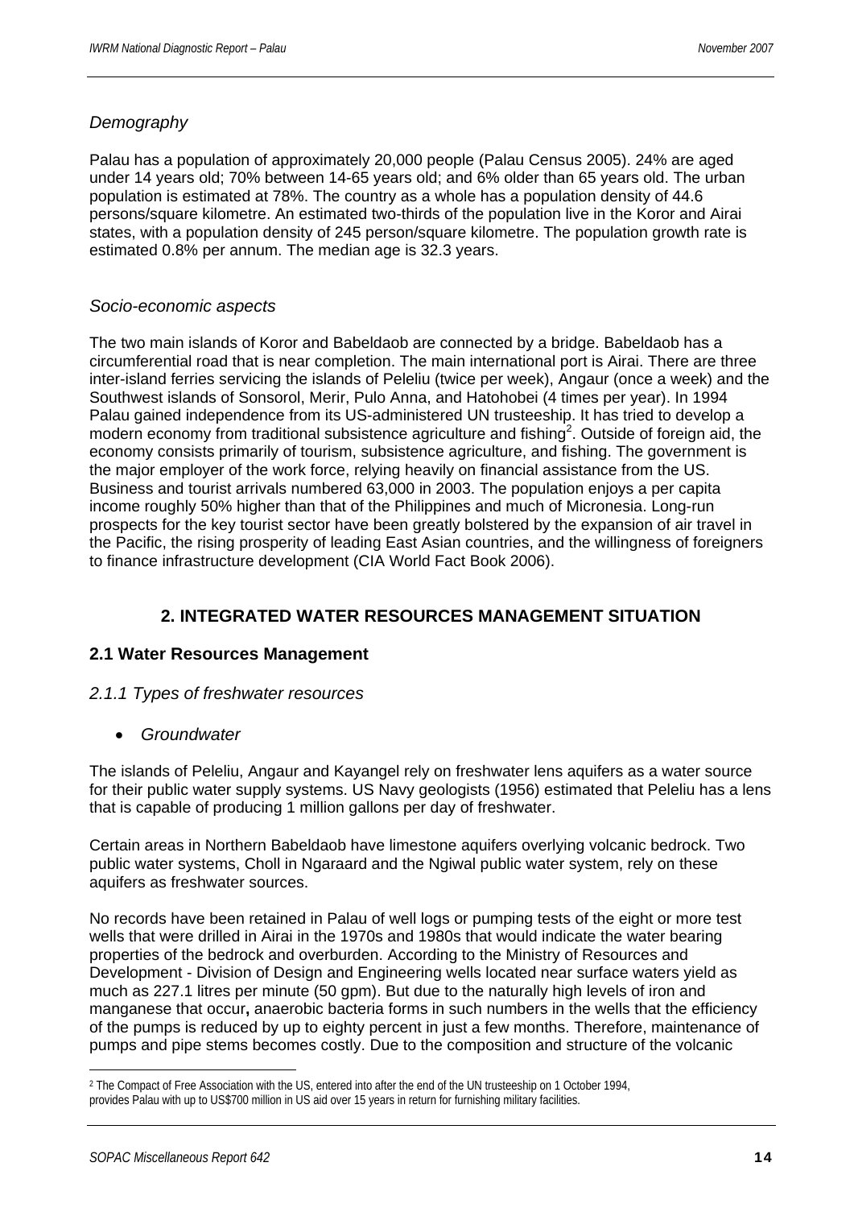*Demography*

Palau has a population of approximately 20,000 people (Palau Census 2005). 24% are aged under 14 years old; 70% between 14-65 years old; and 6% older than 65 years old. The urban population is estimated at 78%. The country as a whole has a population density of 44.6 persons/square kilometre. An estimated two-thirds of the population live in the Koror and Airai states, with a population density of 245 person/square kilometre. The population growth rate is estimated 0.8% per annum. The median age is 32.3 years.

*Socio-economic aspects*

The two main islands of Koror and Babeldaob are connected by a bridge. Babeldaob has a circumferential road that is near completion. The main international port is Airai. There are three inter-island ferries servicing the islands of Peleliu (twice per week), Angaur (once a week) and the Southwest islands of Sonsorol, Merir, Pulo Anna, and Hatohobei (4 times per year). In 1994 Palau gained independence from its US-administered UN trusteeship. It has tried to develop a modern economy from traditional subsistence agriculture and fishing[2]. Outside of foreign aid, the economy consists primarily of tourism, subsistence agriculture, and fishing. The government is the major employer of the work force, relying heavily on financial assistance from the US. Business and tourist arrivals numbered 63,000 in 2003. The population enjoys a per capita income roughly 50% higher than that of the Philippines and much of Micronesia. Long-run prospects for the key tourist sector have been greatly bolstered by the expansion of air travel in the Pacific, the rising prosperity of leading East Asian countries, and the willingness of foreigners to finance infrastructure development (CIA World Fact Book 2006).

# 2. INTEGRATED WATER RESOURCES MANAGEMENT SITUATION

## 2.1 Water Resources Management

### *2.1.1 Types of freshwater resources*

- *Groundwater*

The islands of Peleliu, Angaur and Kayangel rely on freshwater lens aquifers as a water source for their public water supply systems. US Navy geologists (1956) estimated that Peleliu has a lens that is capable of producing 1 million gallons per day of freshwater.

Certain areas in Northern Babeldaob have limestone aquifers overlying volcanic bedrock. Two public water systems, Choll in Ngaraard and the Ngiwal public water system, rely on these aquifers as freshwater sources.

No records have been retained in Palau of well logs or pumping tests of the eight or more test wells that were drilled in Airai in the 1970s and 1980s that would indicate the water bearing properties of the bedrock and overburden. According to the Ministry of Resources and Development - Division of Design and Engineering wells located near surface waters yield as much as 227.1 litres per minute (50 gpm). But due to the naturally high levels of iron and manganese that occur**,** anaerobic bacteria forms in such numbers in the wells that the efficiency of the pumps is reduced by up to eighty percent in just a few months. Therefore, maintenance of pumps and pipe stems becomes costly. Due to the composition and structure of the volcanic

---

[2] The Compact of Free Association with the US, entered into after the end of the UN trusteeship on 1 October 1994, provides Palau with up to US$700 million in US aid over 15 years in return for furnishing military facilities.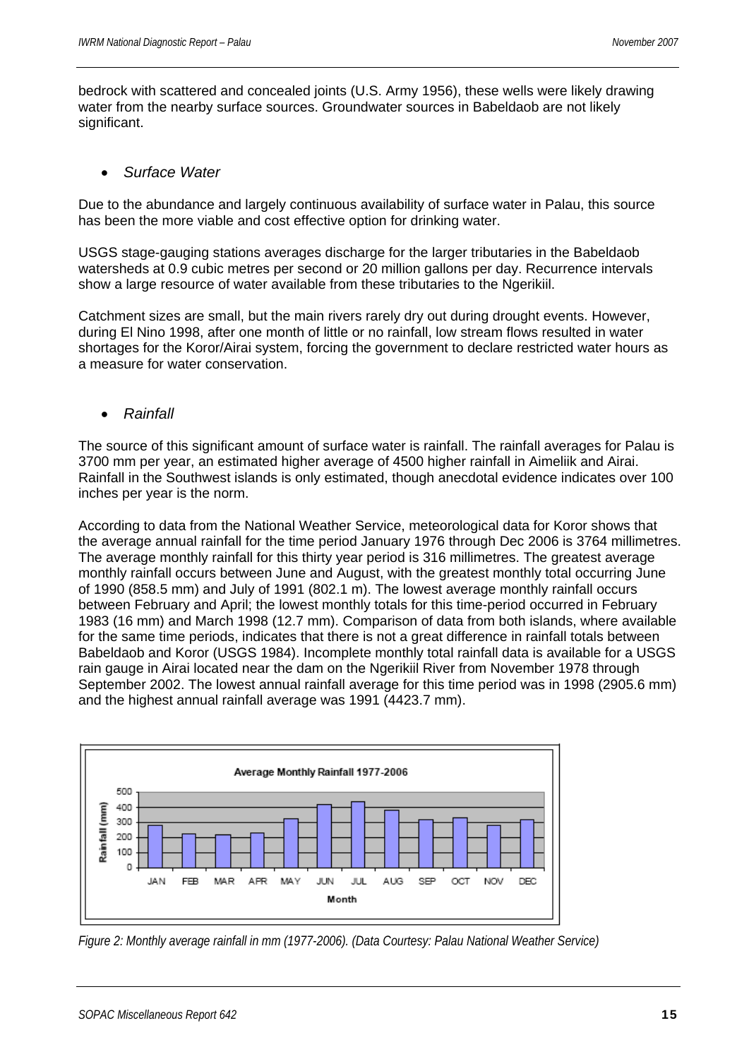bedrock with scattered and concealed joints (U.S. Army 1956), these wells were likely drawing water from the nearby surface sources. Groundwater sources in Babeldaob are not likely significant.

- *Surface Water*

Due to the abundance and largely continuous availability of surface water in Palau, this source has been the more viable and cost effective option for drinking water.

USGS stage-gauging stations averages discharge for the larger tributaries in the Babeldaob watersheds at 0.9 cubic metres per second or 20 million gallons per day. Recurrence intervals show a large resource of water available from these tributaries to the Ngerikiil.

Catchment sizes are small, but the main rivers rarely dry out during drought events. However, during El Nino 1998, after one month of little or no rainfall, low stream flows resulted in water shortages for the Koror/Airai system, forcing the government to declare restricted water hours as a measure for water conservation.

- *Rainfall*

The source of this significant amount of surface water is rainfall. The rainfall averages for Palau is 3700 mm per year, an estimated higher average of 4500 higher rainfall in Aimeliik and Airai. Rainfall in the Southwest islands is only estimated, though anecdotal evidence indicates over 100 inches per year is the norm.

According to data from the National Weather Service, meteorological data for Koror shows that the average annual rainfall for the time period January 1976 through Dec 2006 is 3764 millimetres. The average monthly rainfall for this thirty year period is 316 millimetres. The greatest average monthly rainfall occurs between June and August, with the greatest monthly total occurring June of 1990 (858.5 mm) and July of 1991 (802.1 m). The lowest average monthly rainfall occurs between February and April; the lowest monthly totals for this time-period occurred in February 1983 (16 mm) and March 1998 (12.7 mm). Comparison of data from both islands, where available for the same time periods, indicates that there is not a great difference in rainfall totals between Babeldaob and Koror (USGS 1984). Incomplete monthly total rainfall data is available for a USGS rain gauge in Airai located near the dam on the Ngerikiil River from November 1978 through September 2002. The lowest annual rainfall average for this time period was in 1998 (2905.6 mm) and the highest annual rainfall average was 1991 (4423.7 mm).

*Figure 2: Monthly average rainfall in mm (1977-2006). (Data Courtesy: Palau National Weather Service)*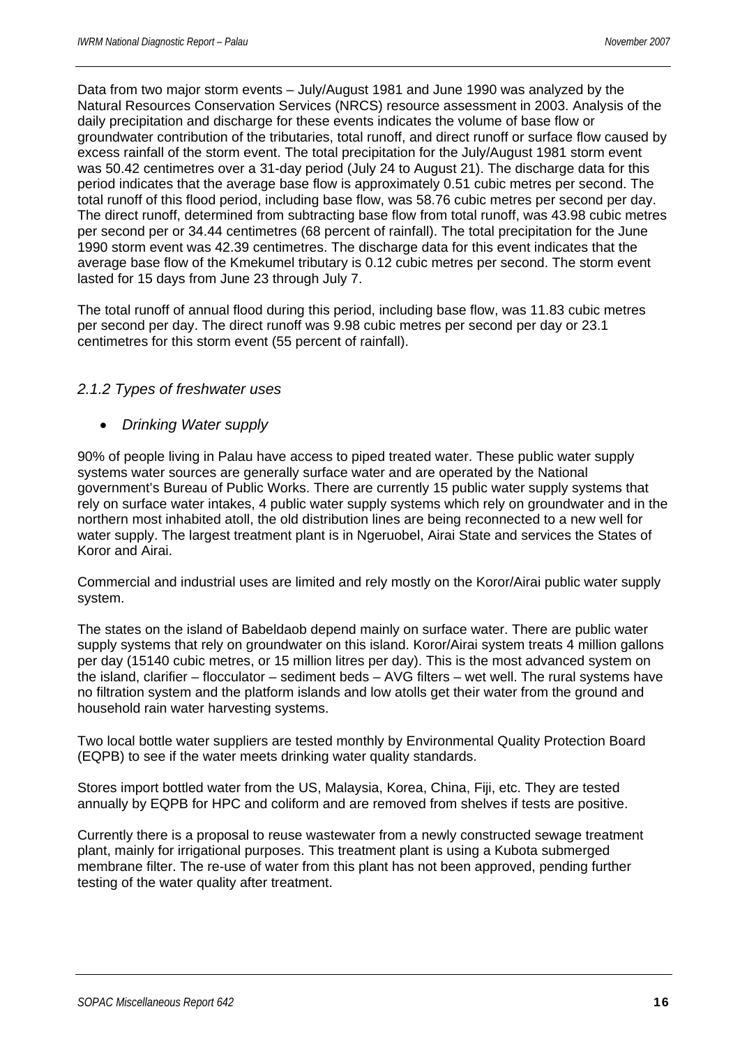Data from two major storm events – July/August 1981 and June 1990 was analyzed by the Natural Resources Conservation Services (NRCS) resource assessment in 2003. Analysis of the daily precipitation and discharge for these events indicates the volume of base flow or groundwater contribution of the tributaries, total runoff, and direct runoff or surface flow caused by excess rainfall of the storm event. The total precipitation for the July/August 1981 storm event was 50.42 centimetres over a 31-day period (July 24 to August 21). The discharge data for this period indicates that the average base flow is approximately 0.51 cubic metres per second. The total runoff of this flood period, including base flow, was 58.76 cubic metres per second per day. The direct runoff, determined from subtracting base flow from total runoff, was 43.98 cubic metres per second per or 34.44 centimetres (68 percent of rainfall). The total precipitation for the June 1990 storm event was 42.39 centimetres. The discharge data for this event indicates that the average base flow of the Kmekumel tributary is 0.12 cubic metres per second. The storm event lasted for 15 days from June 23 through July 7.

The total runoff of annual flood during this period, including base flow, was 11.83 cubic metres per second per day. The direct runoff was 9.98 cubic metres per second per day or 23.1 centimetres for this storm event (55 percent of rainfall).

### *2.1.2 Types of freshwater uses*

- *Drinking Water supply*

90% of people living in Palau have access to piped treated water. These public water supply systems water sources are generally surface water and are operated by the National government's Bureau of Public Works. There are currently 15 public water supply systems that rely on surface water intakes, 4 public water supply systems which rely on groundwater and in the northern most inhabited atoll, the old distribution lines are being reconnected to a new well for water supply. The largest treatment plant is in Ngeruobel, Airai State and services the States of Koror and Airai.

Commercial and industrial uses are limited and rely mostly on the Koror/Airai public water supply system.

The states on the island of Babeldaob depend mainly on surface water. There are public water supply systems that rely on groundwater on this island. Koror/Airai system treats 4 million gallons per day (15140 cubic metres, or 15 million litres per day). This is the most advanced system on the island, clarifier – flocculator – sediment beds – AVG filters – wet well. The rural systems have no filtration system and the platform islands and low atolls get their water from the ground and household rain water harvesting systems.

Two local bottle water suppliers are tested monthly by Environmental Quality Protection Board (EQPB) to see if the water meets drinking water quality standards.

Stores import bottled water from the US, Malaysia, Korea, China, Fiji, etc. They are tested annually by EQPB for HPC and coliform and are removed from shelves if tests are positive.

Currently there is a proposal to reuse wastewater from a newly constructed sewage treatment plant, mainly for irrigational purposes. This treatment plant is using a Kubota submerged membrane filter. The re-use of water from this plant has not been approved, pending further testing of the water quality after treatment.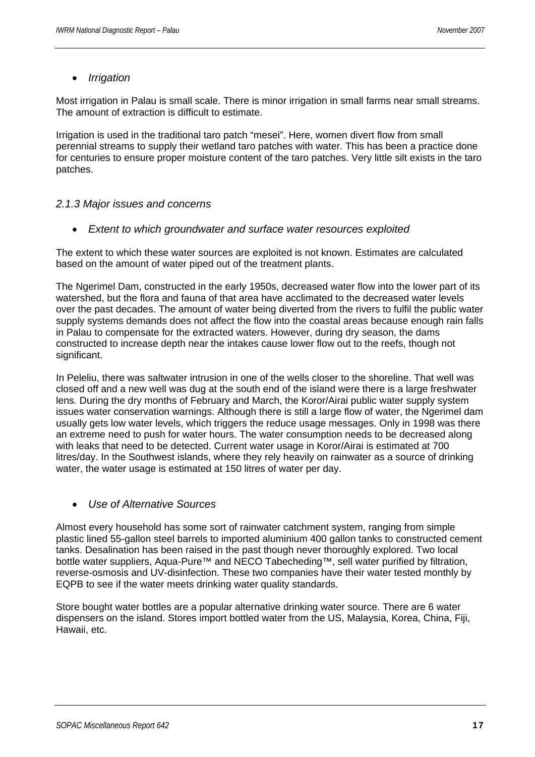- *Irrigation*

Most irrigation in Palau is small scale. There is minor irrigation in small farms near small streams. The amount of extraction is difficult to estimate.

Irrigation is used in the traditional taro patch "mesei". Here, women divert flow from small perennial streams to supply their wetland taro patches with water. This has been a practice done for centuries to ensure proper moisture content of the taro patches. Very little silt exists in the taro patches.

### *2.1.3 Major issues and concerns*

- *Extent to which groundwater and surface water resources exploited*

The extent to which these water sources are exploited is not known. Estimates are calculated based on the amount of water piped out of the treatment plants.

The Ngerimel Dam, constructed in the early 1950s, decreased water flow into the lower part of its watershed, but the flora and fauna of that area have acclimated to the decreased water levels over the past decades. The amount of water being diverted from the rivers to fulfil the public water supply systems demands does not affect the flow into the coastal areas because enough rain falls in Palau to compensate for the extracted waters. However, during dry season, the dams constructed to increase depth near the intakes cause lower flow out to the reefs, though not significant.

In Peleliu, there was saltwater intrusion in one of the wells closer to the shoreline. That well was closed off and a new well was dug at the south end of the island were there is a large freshwater lens. During the dry months of February and March, the Koror/Airai public water supply system issues water conservation warnings. Although there is still a large flow of water, the Ngerimel dam usually gets low water levels, which triggers the reduce usage messages. Only in 1998 was there an extreme need to push for water hours. The water consumption needs to be decreased along with leaks that need to be detected. Current water usage in Koror/Airai is estimated at 700 litres/day. In the Southwest islands, where they rely heavily on rainwater as a source of drinking water, the water usage is estimated at 150 litres of water per day.

- *Use of Alternative Sources*

Almost every household has some sort of rainwater catchment system, ranging from simple plastic lined 55-gallon steel barrels to imported aluminium 400 gallon tanks to constructed cement tanks. Desalination has been raised in the past though never thoroughly explored. Two local bottle water suppliers, Aqua-Pure™ and NECO Tabecheding™, sell water purified by filtration, reverse-osmosis and UV-disinfection. These two companies have their water tested monthly by EQPB to see if the water meets drinking water quality standards.

Store bought water bottles are a popular alternative drinking water source. There are 6 water dispensers on the island. Stores import bottled water from the US, Malaysia, Korea, China, Fiji, Hawaii, etc.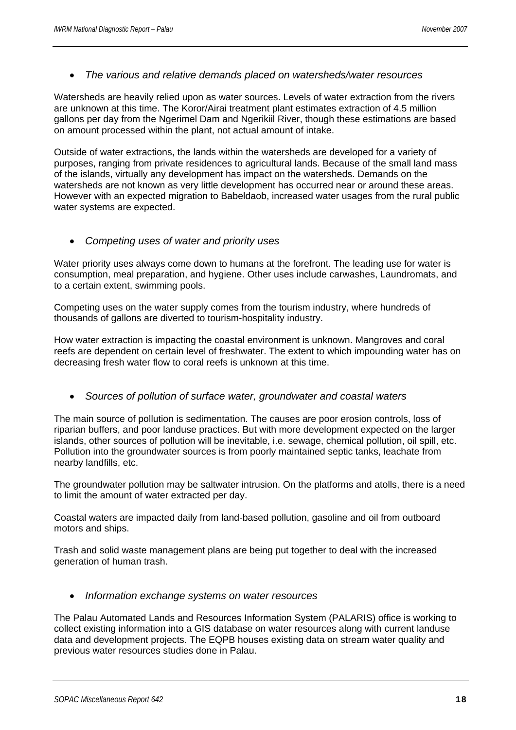- *The various and relative demands placed on watersheds/water resources*

Watersheds are heavily relied upon as water sources. Levels of water extraction from the rivers are unknown at this time. The Koror/Airai treatment plant estimates extraction of 4.5 million gallons per day from the Ngerimel Dam and Ngerikiil River, though these estimations are based on amount processed within the plant, not actual amount of intake.

Outside of water extractions, the lands within the watersheds are developed for a variety of purposes, ranging from private residences to agricultural lands. Because of the small land mass of the islands, virtually any development has impact on the watersheds. Demands on the watersheds are not known as very little development has occurred near or around these areas. However with an expected migration to Babeldaob, increased water usages from the rural public water systems are expected.

- *Competing uses of water and priority uses*

Water priority uses always come down to humans at the forefront. The leading use for water is consumption, meal preparation, and hygiene. Other uses include carwashes, Laundromats, and to a certain extent, swimming pools.

Competing uses on the water supply comes from the tourism industry, where hundreds of thousands of gallons are diverted to tourism-hospitality industry.

How water extraction is impacting the coastal environment is unknown. Mangroves and coral reefs are dependent on certain level of freshwater. The extent to which impounding water has on decreasing fresh water flow to coral reefs is unknown at this time.

- *Sources of pollution of surface water, groundwater and coastal waters*

The main source of pollution is sedimentation. The causes are poor erosion controls, loss of riparian buffers, and poor landuse practices. But with more development expected on the larger islands, other sources of pollution will be inevitable, i.e. sewage, chemical pollution, oil spill, etc. Pollution into the groundwater sources is from poorly maintained septic tanks, leachate from nearby landfills, etc.

The groundwater pollution may be saltwater intrusion. On the platforms and atolls, there is a need to limit the amount of water extracted per day.

Coastal waters are impacted daily from land-based pollution, gasoline and oil from outboard motors and ships.

Trash and solid waste management plans are being put together to deal with the increased generation of human trash.

- *Information exchange systems on water resources*

The Palau Automated Lands and Resources Information System (PALARIS) office is working to collect existing information into a GIS database on water resources along with current landuse data and development projects. The EQPB houses existing data on stream water quality and previous water resources studies done in Palau.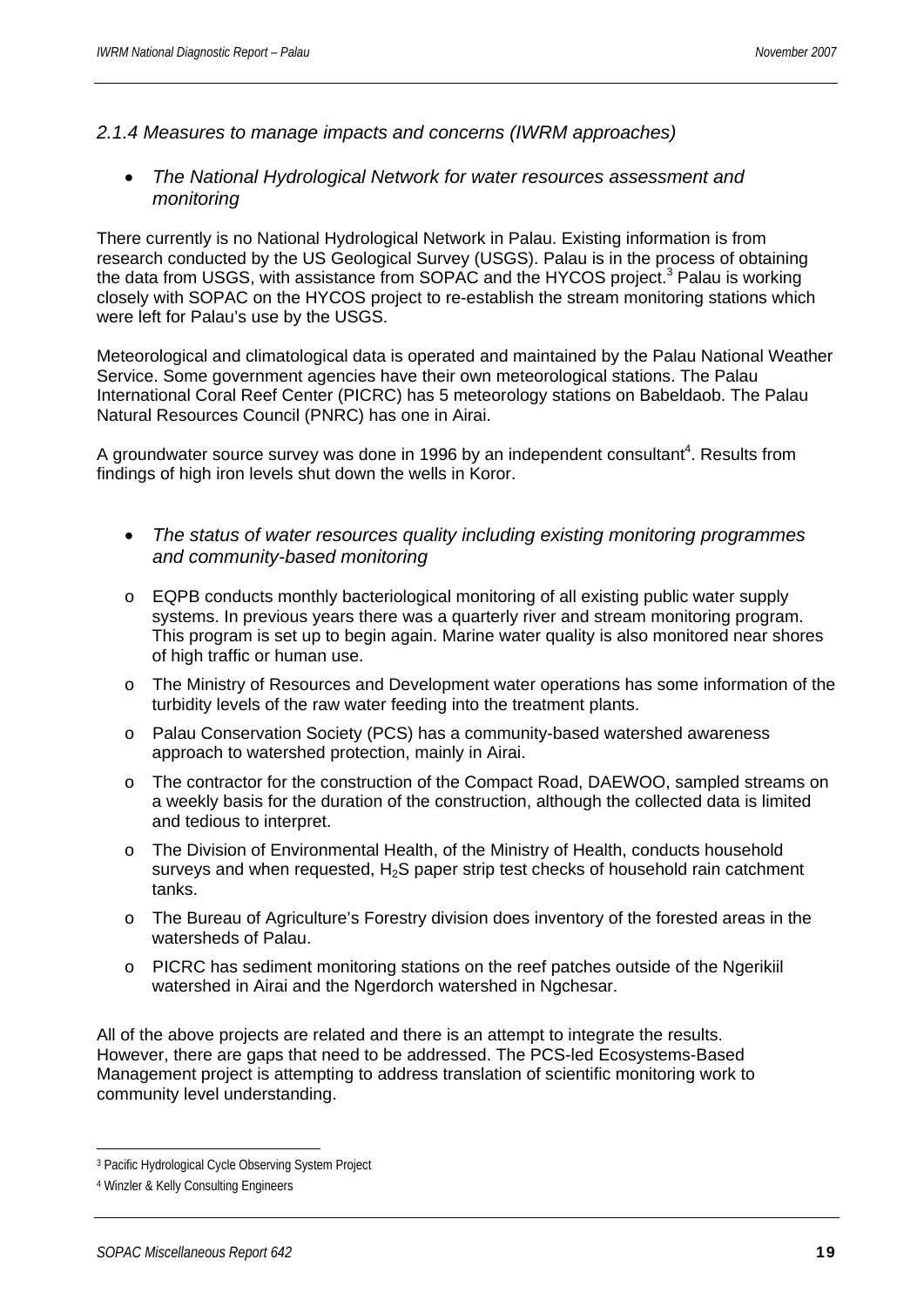### *2.1.4 Measures to manage impacts and concerns (IWRM approaches)*

- *The National Hydrological Network for water resources assessment and monitoring*

There currently is no National Hydrological Network in Palau. Existing information is from research conducted by the US Geological Survey (USGS). Palau is in the process of obtaining the data from USGS, with assistance from SOPAC and the HYCOS project.[3] Palau is working closely with SOPAC on the HYCOS project to re-establish the stream monitoring stations which were left for Palau's use by the USGS.

Meteorological and climatological data is operated and maintained by the Palau National Weather Service. Some government agencies have their own meteorological stations. The Palau International Coral Reef Center (PICRC) has 5 meteorology stations on Babeldaob. The Palau Natural Resources Council (PNRC) has one in Airai.

A groundwater source survey was done in 1996 by an independent consultant[4]. Results from findings of high iron levels shut down the wells in Koror.

- *The status of water resources quality including existing monitoring programmes and community-based monitoring*

  - EQPB conducts monthly bacteriological monitoring of all existing public water supply systems. In previous years there was a quarterly river and stream monitoring program. This program is set up to begin again. Marine water quality is also monitored near shores of high traffic or human use.
  - The Ministry of Resources and Development water operations has some information of the turbidity levels of the raw water feeding into the treatment plants.
  - Palau Conservation Society (PCS) has a community-based watershed awareness approach to watershed protection, mainly in Airai.
  - The contractor for the construction of the Compact Road, DAEWOO, sampled streams on a weekly basis for the duration of the construction, although the collected data is limited and tedious to interpret.
  - The Division of Environmental Health, of the Ministry of Health, conducts household surveys and when requested, $H_2S$ paper strip test checks of household rain catchment tanks.
  - The Bureau of Agriculture's Forestry division does inventory of the forested areas in the watersheds of Palau.
  - PICRC has sediment monitoring stations on the reef patches outside of the Ngerikiil watershed in Airai and the Ngerdorch watershed in Ngchesar.

All of the above projects are related and there is an attempt to integrate the results. However, there are gaps that need to be addressed. The PCS-led Ecosystems-Based Management project is attempting to address translation of scientific monitoring work to community level understanding.

---

[3] Pacific Hydrological Cycle Observing System Project

[4] Winzler & Kelly Consulting Engineers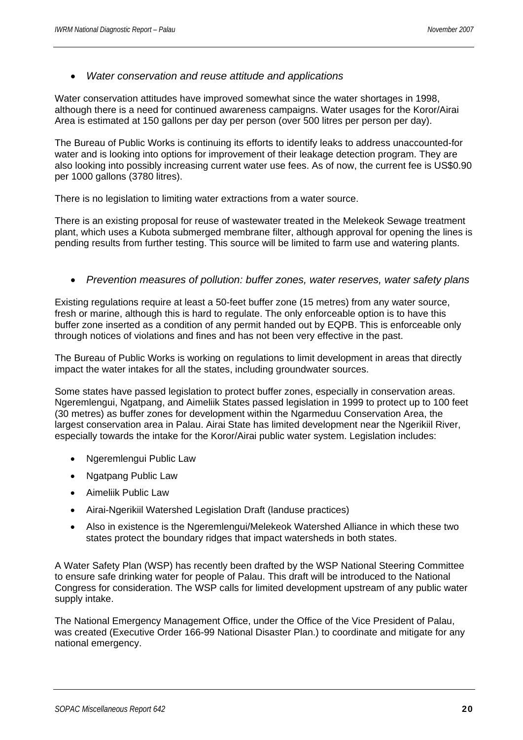- *Water conservation and reuse attitude and applications*

Water conservation attitudes have improved somewhat since the water shortages in 1998, although there is a need for continued awareness campaigns. Water usages for the Koror/Airai Area is estimated at 150 gallons per day per person (over 500 litres per person per day).

The Bureau of Public Works is continuing its efforts to identify leaks to address unaccounted-for water and is looking into options for improvement of their leakage detection program. They are also looking into possibly increasing current water use fees. As of now, the current fee is US$0.90 per 1000 gallons (3780 litres).

There is no legislation to limiting water extractions from a water source.

There is an existing proposal for reuse of wastewater treated in the Melekeok Sewage treatment plant, which uses a Kubota submerged membrane filter, although approval for opening the lines is pending results from further testing. This source will be limited to farm use and watering plants.

- *Prevention measures of pollution: buffer zones, water reserves, water safety plans*

Existing regulations require at least a 50-feet buffer zone (15 metres) from any water source, fresh or marine, although this is hard to regulate. The only enforceable option is to have this buffer zone inserted as a condition of any permit handed out by EQPB. This is enforceable only through notices of violations and fines and has not been very effective in the past.

The Bureau of Public Works is working on regulations to limit development in areas that directly impact the water intakes for all the states, including groundwater sources.

Some states have passed legislation to protect buffer zones, especially in conservation areas. Ngeremlengui, Ngatpang, and Aimeliik States passed legislation in 1999 to protect up to 100 feet (30 metres) as buffer zones for development within the Ngarmeduu Conservation Area, the largest conservation area in Palau. Airai State has limited development near the Ngerikiil River, especially towards the intake for the Koror/Airai public water system. Legislation includes:

- Ngeremlengui Public Law
- Ngatpang Public Law
- Aimeliik Public Law
- Airai-Ngerikiil Watershed Legislation Draft (landuse practices)
- Also in existence is the Ngeremlengui/Melekeok Watershed Alliance in which these two states protect the boundary ridges that impact watersheds in both states.

A Water Safety Plan (WSP) has recently been drafted by the WSP National Steering Committee to ensure safe drinking water for people of Palau. This draft will be introduced to the National Congress for consideration. The WSP calls for limited development upstream of any public water supply intake.

The National Emergency Management Office, under the Office of the Vice President of Palau, was created (Executive Order 166-99 National Disaster Plan.) to coordinate and mitigate for any national emergency.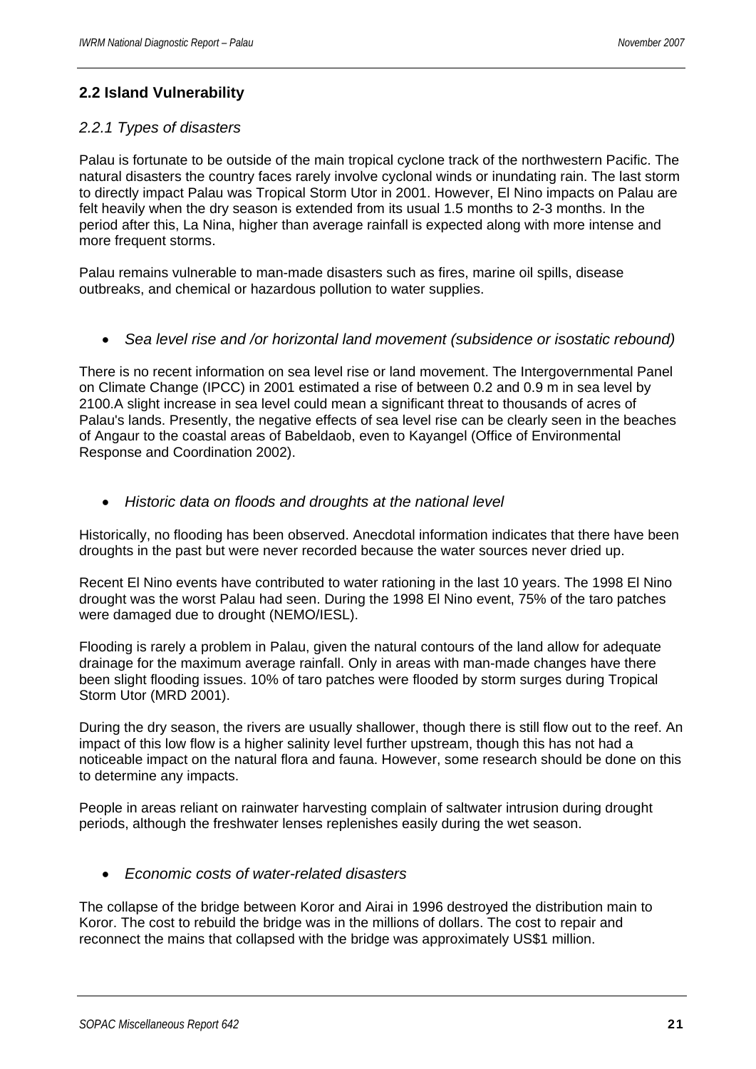## 2.2 Island Vulnerability

### *2.2.1 Types of disasters*

Palau is fortunate to be outside of the main tropical cyclone track of the northwestern Pacific. The natural disasters the country faces rarely involve cyclonal winds or inundating rain. The last storm to directly impact Palau was Tropical Storm Utor in 2001. However, El Nino impacts on Palau are felt heavily when the dry season is extended from its usual 1.5 months to 2-3 months. In the period after this, La Nina, higher than average rainfall is expected along with more intense and more frequent storms.

Palau remains vulnerable to man-made disasters such as fires, marine oil spills, disease outbreaks, and chemical or hazardous pollution to water supplies.

- *Sea level rise and /or horizontal land movement (subsidence or isostatic rebound)*

There is no recent information on sea level rise or land movement. The Intergovernmental Panel on Climate Change (IPCC) in 2001 estimated a rise of between 0.2 and 0.9 m in sea level by 2100.A slight increase in sea level could mean a significant threat to thousands of acres of Palau's lands. Presently, the negative effects of sea level rise can be clearly seen in the beaches of Angaur to the coastal areas of Babeldaob, even to Kayangel (Office of Environmental Response and Coordination 2002).

- *Historic data on floods and droughts at the national level*

Historically, no flooding has been observed. Anecdotal information indicates that there have been droughts in the past but were never recorded because the water sources never dried up.

Recent El Nino events have contributed to water rationing in the last 10 years. The 1998 El Nino drought was the worst Palau had seen. During the 1998 El Nino event, 75% of the taro patches were damaged due to drought (NEMO/IESL).

Flooding is rarely a problem in Palau, given the natural contours of the land allow for adequate drainage for the maximum average rainfall. Only in areas with man-made changes have there been slight flooding issues. 10% of taro patches were flooded by storm surges during Tropical Storm Utor (MRD 2001).

During the dry season, the rivers are usually shallower, though there is still flow out to the reef. An impact of this low flow is a higher salinity level further upstream, though this has not had a noticeable impact on the natural flora and fauna. However, some research should be done on this to determine any impacts.

People in areas reliant on rainwater harvesting complain of saltwater intrusion during drought periods, although the freshwater lenses replenishes easily during the wet season.

- *Economic costs of water-related disasters*

The collapse of the bridge between Koror and Airai in 1996 destroyed the distribution main to Koror. The cost to rebuild the bridge was in the millions of dollars. The cost to repair and reconnect the mains that collapsed with the bridge was approximately US$1 million.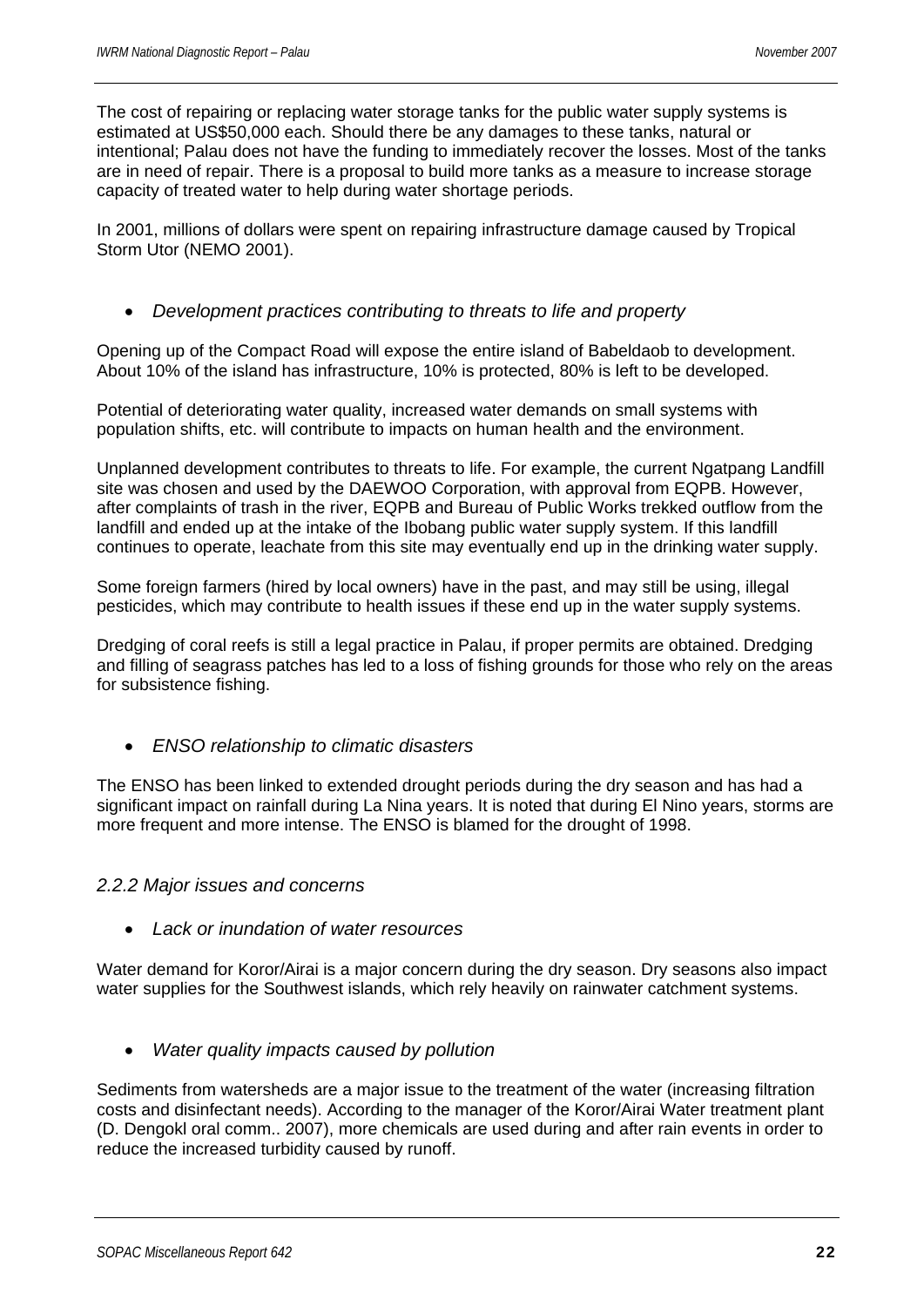The cost of repairing or replacing water storage tanks for the public water supply systems is estimated at US$50,000 each. Should there be any damages to these tanks, natural or intentional; Palau does not have the funding to immediately recover the losses. Most of the tanks are in need of repair. There is a proposal to build more tanks as a measure to increase storage capacity of treated water to help during water shortage periods.

In 2001, millions of dollars were spent on repairing infrastructure damage caused by Tropical Storm Utor (NEMO 2001).

- *Development practices contributing to threats to life and property*

Opening up of the Compact Road will expose the entire island of Babeldaob to development. About 10% of the island has infrastructure, 10% is protected, 80% is left to be developed.

Potential of deteriorating water quality, increased water demands on small systems with population shifts, etc. will contribute to impacts on human health and the environment.

Unplanned development contributes to threats to life. For example, the current Ngatpang Landfill site was chosen and used by the DAEWOO Corporation, with approval from EQPB. However, after complaints of trash in the river, EQPB and Bureau of Public Works trekked outflow from the landfill and ended up at the intake of the Ibobang public water supply system. If this landfill continues to operate, leachate from this site may eventually end up in the drinking water supply.

Some foreign farmers (hired by local owners) have in the past, and may still be using, illegal pesticides, which may contribute to health issues if these end up in the water supply systems.

Dredging of coral reefs is still a legal practice in Palau, if proper permits are obtained. Dredging and filling of seagrass patches has led to a loss of fishing grounds for those who rely on the areas for subsistence fishing.

- *ENSO relationship to climatic disasters*

The ENSO has been linked to extended drought periods during the dry season and has had a significant impact on rainfall during La Nina years. It is noted that during El Nino years, storms are more frequent and more intense. The ENSO is blamed for the drought of 1998.

### *2.2.2 Major issues and concerns*

- *Lack or inundation of water resources*

Water demand for Koror/Airai is a major concern during the dry season. Dry seasons also impact water supplies for the Southwest islands, which rely heavily on rainwater catchment systems.

- *Water quality impacts caused by pollution*

Sediments from watersheds are a major issue to the treatment of the water (increasing filtration costs and disinfectant needs). According to the manager of the Koror/Airai Water treatment plant (D. Dengokl oral comm.. 2007), more chemicals are used during and after rain events in order to reduce the increased turbidity caused by runoff.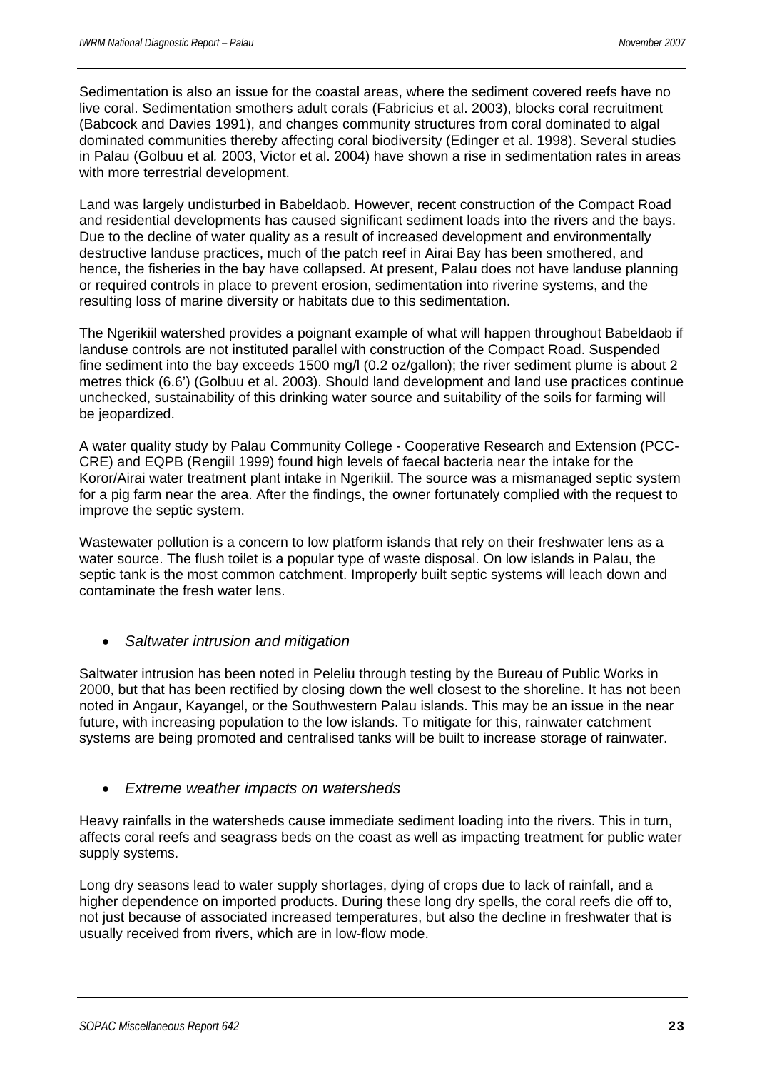Sedimentation is also an issue for the coastal areas, where the sediment covered reefs have no live coral. Sedimentation smothers adult corals (Fabricius et al. 2003), blocks coral recruitment (Babcock and Davies 1991), and changes community structures from coral dominated to algal dominated communities thereby affecting coral biodiversity (Edinger et al. 1998). Several studies in Palau (Golbuu et al*.* 2003, Victor et al. 2004) have shown a rise in sedimentation rates in areas with more terrestrial development.

Land was largely undisturbed in Babeldaob. However, recent construction of the Compact Road and residential developments has caused significant sediment loads into the rivers and the bays. Due to the decline of water quality as a result of increased development and environmentally destructive landuse practices, much of the patch reef in Airai Bay has been smothered, and hence, the fisheries in the bay have collapsed. At present, Palau does not have landuse planning or required controls in place to prevent erosion, sedimentation into riverine systems, and the resulting loss of marine diversity or habitats due to this sedimentation.

The Ngerikiil watershed provides a poignant example of what will happen throughout Babeldaob if landuse controls are not instituted parallel with construction of the Compact Road. Suspended fine sediment into the bay exceeds 1500 mg/l (0.2 oz/gallon); the river sediment plume is about 2 metres thick (6.6') (Golbuu et al. 2003). Should land development and land use practices continue unchecked, sustainability of this drinking water source and suitability of the soils for farming will be jeopardized.

A water quality study by Palau Community College - Cooperative Research and Extension (PCC-CRE) and EQPB (Rengiil 1999) found high levels of faecal bacteria near the intake for the Koror/Airai water treatment plant intake in Ngerikiil. The source was a mismanaged septic system for a pig farm near the area. After the findings, the owner fortunately complied with the request to improve the septic system.

Wastewater pollution is a concern to low platform islands that rely on their freshwater lens as a water source. The flush toilet is a popular type of waste disposal. On low islands in Palau, the septic tank is the most common catchment. Improperly built septic systems will leach down and contaminate the fresh water lens.

- *Saltwater intrusion and mitigation*

Saltwater intrusion has been noted in Peleliu through testing by the Bureau of Public Works in 2000, but that has been rectified by closing down the well closest to the shoreline. It has not been noted in Angaur, Kayangel, or the Southwestern Palau islands. This may be an issue in the near future, with increasing population to the low islands. To mitigate for this, rainwater catchment systems are being promoted and centralised tanks will be built to increase storage of rainwater.

- *Extreme weather impacts on watersheds*

Heavy rainfalls in the watersheds cause immediate sediment loading into the rivers. This in turn, affects coral reefs and seagrass beds on the coast as well as impacting treatment for public water supply systems.

Long dry seasons lead to water supply shortages, dying of crops due to lack of rainfall, and a higher dependence on imported products. During these long dry spells, the coral reefs die off to, not just because of associated increased temperatures, but also the decline in freshwater that is usually received from rivers, which are in low-flow mode.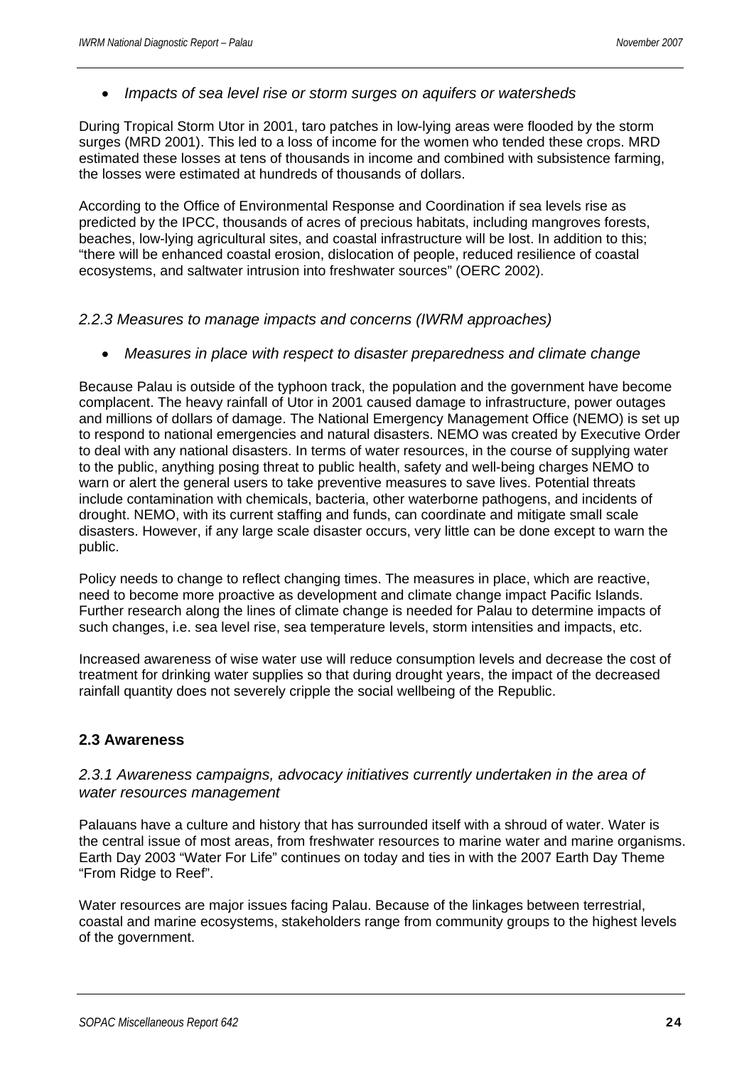- *Impacts of sea level rise or storm surges on aquifers or watersheds*

During Tropical Storm Utor in 2001, taro patches in low-lying areas were flooded by the storm surges (MRD 2001). This led to a loss of income for the women who tended these crops. MRD estimated these losses at tens of thousands in income and combined with subsistence farming, the losses were estimated at hundreds of thousands of dollars.

According to the Office of Environmental Response and Coordination if sea levels rise as predicted by the IPCC, thousands of acres of precious habitats, including mangroves forests, beaches, low-lying agricultural sites, and coastal infrastructure will be lost. In addition to this; "there will be enhanced coastal erosion, dislocation of people, reduced resilience of coastal ecosystems, and saltwater intrusion into freshwater sources" (OERC 2002).

### *2.2.3 Measures to manage impacts and concerns (IWRM approaches)*

- *Measures in place with respect to disaster preparedness and climate change*

Because Palau is outside of the typhoon track, the population and the government have become complacent. The heavy rainfall of Utor in 2001 caused damage to infrastructure, power outages and millions of dollars of damage. The National Emergency Management Office (NEMO) is set up to respond to national emergencies and natural disasters. NEMO was created by Executive Order to deal with any national disasters. In terms of water resources, in the course of supplying water to the public, anything posing threat to public health, safety and well-being charges NEMO to warn or alert the general users to take preventive measures to save lives. Potential threats include contamination with chemicals, bacteria, other waterborne pathogens, and incidents of drought. NEMO, with its current staffing and funds, can coordinate and mitigate small scale disasters. However, if any large scale disaster occurs, very little can be done except to warn the public.

Policy needs to change to reflect changing times. The measures in place, which are reactive, need to become more proactive as development and climate change impact Pacific Islands. Further research along the lines of climate change is needed for Palau to determine impacts of such changes, i.e. sea level rise, sea temperature levels, storm intensities and impacts, etc.

Increased awareness of wise water use will reduce consumption levels and decrease the cost of treatment for drinking water supplies so that during drought years, the impact of the decreased rainfall quantity does not severely cripple the social wellbeing of the Republic.

## **2.3 Awareness**

### *2.3.1 Awareness campaigns, advocacy initiatives currently undertaken in the area of water resources management*

Palauans have a culture and history that has surrounded itself with a shroud of water. Water is the central issue of most areas, from freshwater resources to marine water and marine organisms. Earth Day 2003 "Water For Life" continues on today and ties in with the 2007 Earth Day Theme "From Ridge to Reef".

Water resources are major issues facing Palau. Because of the linkages between terrestrial, coastal and marine ecosystems, stakeholders range from community groups to the highest levels of the government.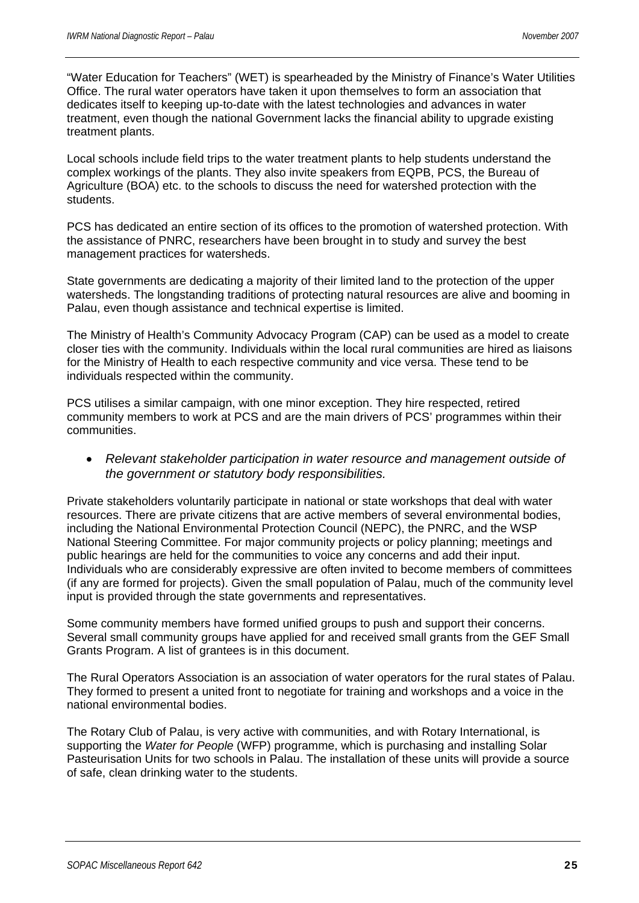"Water Education for Teachers" (WET) is spearheaded by the Ministry of Finance's Water Utilities Office. The rural water operators have taken it upon themselves to form an association that dedicates itself to keeping up-to-date with the latest technologies and advances in water treatment, even though the national Government lacks the financial ability to upgrade existing treatment plants.

Local schools include field trips to the water treatment plants to help students understand the complex workings of the plants. They also invite speakers from EQPB, PCS, the Bureau of Agriculture (BOA) etc. to the schools to discuss the need for watershed protection with the students.

PCS has dedicated an entire section of its offices to the promotion of watershed protection. With the assistance of PNRC, researchers have been brought in to study and survey the best management practices for watersheds.

State governments are dedicating a majority of their limited land to the protection of the upper watersheds. The longstanding traditions of protecting natural resources are alive and booming in Palau, even though assistance and technical expertise is limited.

The Ministry of Health's Community Advocacy Program (CAP) can be used as a model to create closer ties with the community. Individuals within the local rural communities are hired as liaisons for the Ministry of Health to each respective community and vice versa. These tend to be individuals respected within the community.

PCS utilises a similar campaign, with one minor exception. They hire respected, retired community members to work at PCS and are the main drivers of PCS' programmes within their communities.

- *Relevant stakeholder participation in water resource and management outside of the government or statutory body responsibilities.*

Private stakeholders voluntarily participate in national or state workshops that deal with water resources. There are private citizens that are active members of several environmental bodies, including the National Environmental Protection Council (NEPC), the PNRC, and the WSP National Steering Committee. For major community projects or policy planning; meetings and public hearings are held for the communities to voice any concerns and add their input. Individuals who are considerably expressive are often invited to become members of committees (if any are formed for projects). Given the small population of Palau, much of the community level input is provided through the state governments and representatives.

Some community members have formed unified groups to push and support their concerns. Several small community groups have applied for and received small grants from the GEF Small Grants Program. A list of grantees is in this document.

The Rural Operators Association is an association of water operators for the rural states of Palau. They formed to present a united front to negotiate for training and workshops and a voice in the national environmental bodies.

The Rotary Club of Palau, is very active with communities, and with Rotary International, is supporting the *Water for People* (WFP) programme, which is purchasing and installing Solar Pasteurisation Units for two schools in Palau. The installation of these units will provide a source of safe, clean drinking water to the students.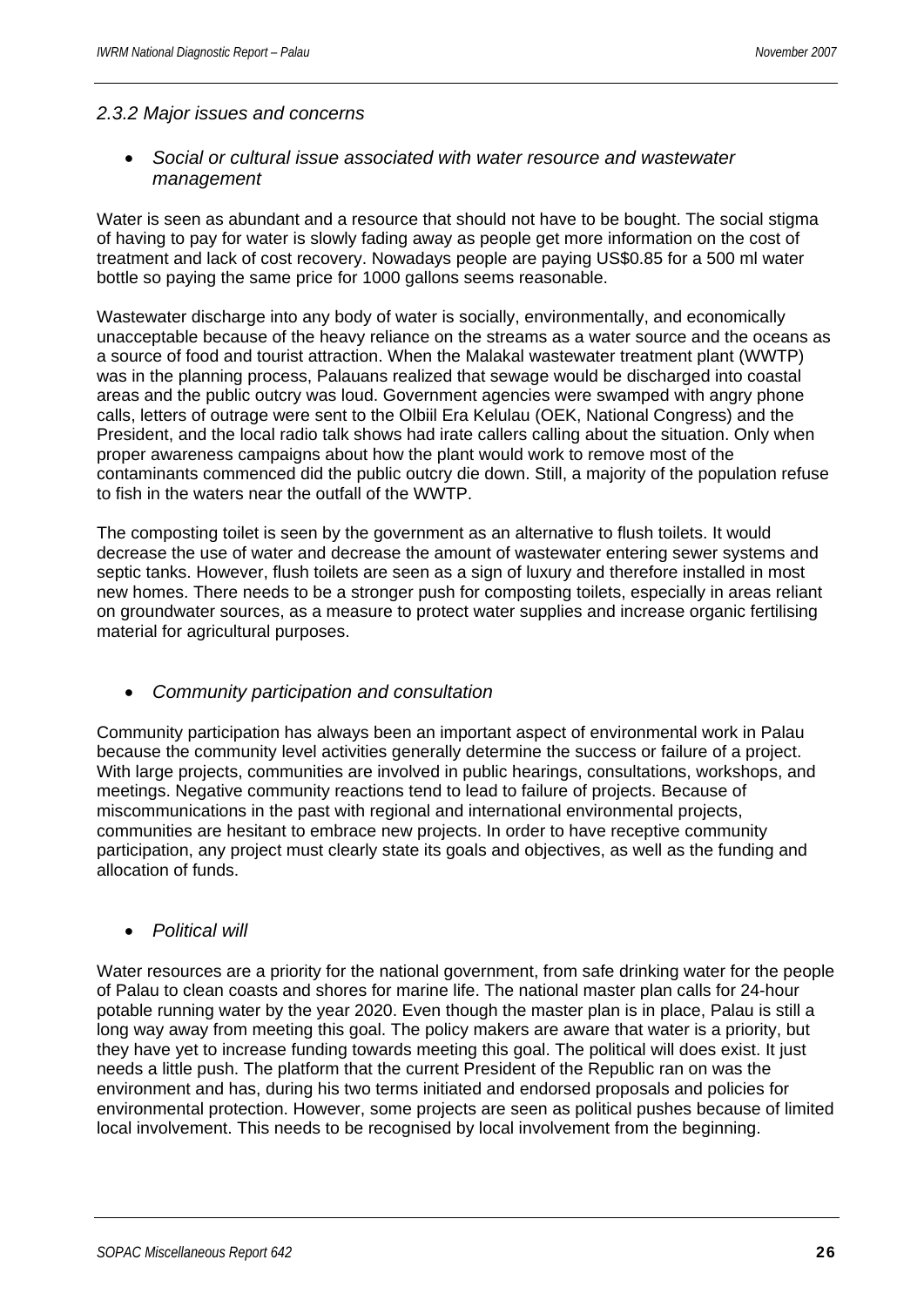### *2.3.2 Major issues and concerns*

- *Social or cultural issue associated with water resource and wastewater management*

Water is seen as abundant and a resource that should not have to be bought. The social stigma of having to pay for water is slowly fading away as people get more information on the cost of treatment and lack of cost recovery. Nowadays people are paying US$0.85 for a 500 ml water bottle so paying the same price for 1000 gallons seems reasonable.

Wastewater discharge into any body of water is socially, environmentally, and economically unacceptable because of the heavy reliance on the streams as a water source and the oceans as a source of food and tourist attraction. When the Malakal wastewater treatment plant (WWTP) was in the planning process, Palauans realized that sewage would be discharged into coastal areas and the public outcry was loud. Government agencies were swamped with angry phone calls, letters of outrage were sent to the Olbiil Era Kelulau (OEK, National Congress) and the President, and the local radio talk shows had irate callers calling about the situation. Only when proper awareness campaigns about how the plant would work to remove most of the contaminants commenced did the public outcry die down. Still, a majority of the population refuse to fish in the waters near the outfall of the WWTP.

The composting toilet is seen by the government as an alternative to flush toilets. It would decrease the use of water and decrease the amount of wastewater entering sewer systems and septic tanks. However, flush toilets are seen as a sign of luxury and therefore installed in most new homes. There needs to be a stronger push for composting toilets, especially in areas reliant on groundwater sources, as a measure to protect water supplies and increase organic fertilising material for agricultural purposes.

- *Community participation and consultation*

Community participation has always been an important aspect of environmental work in Palau because the community level activities generally determine the success or failure of a project. With large projects, communities are involved in public hearings, consultations, workshops, and meetings. Negative community reactions tend to lead to failure of projects. Because of miscommunications in the past with regional and international environmental projects, communities are hesitant to embrace new projects. In order to have receptive community participation, any project must clearly state its goals and objectives, as well as the funding and allocation of funds.

- *Political will*

Water resources are a priority for the national government, from safe drinking water for the people of Palau to clean coasts and shores for marine life. The national master plan calls for 24-hour potable running water by the year 2020. Even though the master plan is in place, Palau is still a long way away from meeting this goal. The policy makers are aware that water is a priority, but they have yet to increase funding towards meeting this goal. The political will does exist. It just needs a little push. The platform that the current President of the Republic ran on was the environment and has, during his two terms initiated and endorsed proposals and policies for environmental protection. However, some projects are seen as political pushes because of limited local involvement. This needs to be recognised by local involvement from the beginning.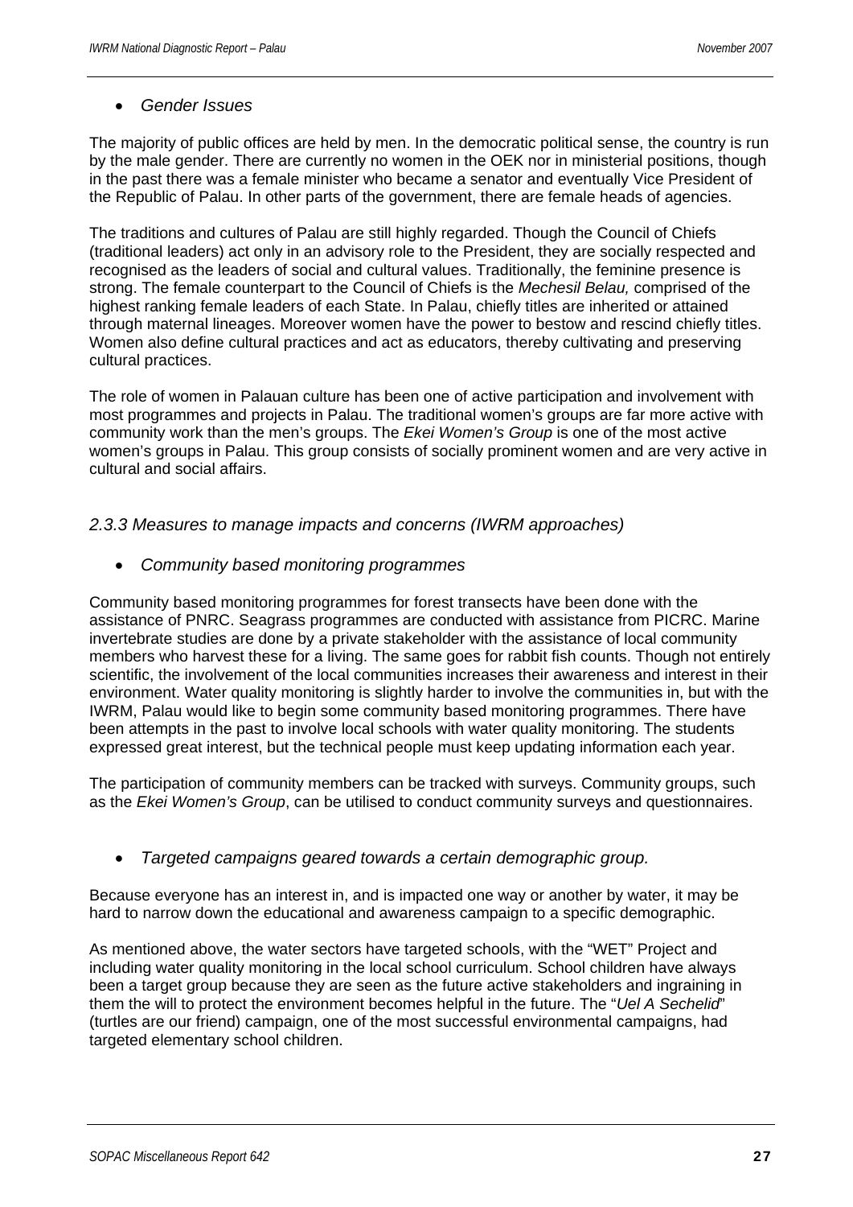- *Gender Issues*

The majority of public offices are held by men. In the democratic political sense, the country is run by the male gender. There are currently no women in the OEK nor in ministerial positions, though in the past there was a female minister who became a senator and eventually Vice President of the Republic of Palau. In other parts of the government, there are female heads of agencies.

The traditions and cultures of Palau are still highly regarded. Though the Council of Chiefs (traditional leaders) act only in an advisory role to the President, they are socially respected and recognised as the leaders of social and cultural values. Traditionally, the feminine presence is strong. The female counterpart to the Council of Chiefs is the *Mechesil Belau,* comprised of the highest ranking female leaders of each State. In Palau, chiefly titles are inherited or attained through maternal lineages. Moreover women have the power to bestow and rescind chiefly titles. Women also define cultural practices and act as educators, thereby cultivating and preserving cultural practices.

The role of women in Palauan culture has been one of active participation and involvement with most programmes and projects in Palau. The traditional women's groups are far more active with community work than the men's groups. The *Ekei Women's Group* is one of the most active women's groups in Palau. This group consists of socially prominent women and are very active in cultural and social affairs.

### *2.3.3 Measures to manage impacts and concerns (IWRM approaches)*

- *Community based monitoring programmes*

Community based monitoring programmes for forest transects have been done with the assistance of PNRC. Seagrass programmes are conducted with assistance from PICRC. Marine invertebrate studies are done by a private stakeholder with the assistance of local community members who harvest these for a living. The same goes for rabbit fish counts. Though not entirely scientific, the involvement of the local communities increases their awareness and interest in their environment. Water quality monitoring is slightly harder to involve the communities in, but with the IWRM, Palau would like to begin some community based monitoring programmes. There have been attempts in the past to involve local schools with water quality monitoring. The students expressed great interest, but the technical people must keep updating information each year.

The participation of community members can be tracked with surveys. Community groups, such as the *Ekei Women's Group*, can be utilised to conduct community surveys and questionnaires.

- *Targeted campaigns geared towards a certain demographic group.*

Because everyone has an interest in, and is impacted one way or another by water, it may be hard to narrow down the educational and awareness campaign to a specific demographic.

As mentioned above, the water sectors have targeted schools, with the "WET" Project and including water quality monitoring in the local school curriculum. School children have always been a target group because they are seen as the future active stakeholders and ingraining in them the will to protect the environment becomes helpful in the future. The "*Uel A Sechelid*" (turtles are our friend) campaign, one of the most successful environmental campaigns, had targeted elementary school children.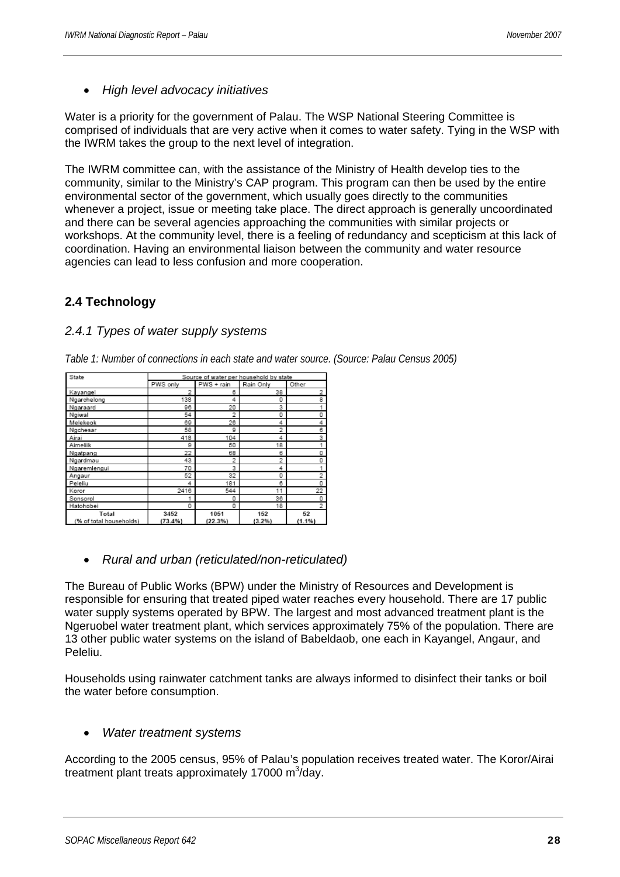- *High level advocacy initiatives*

Water is a priority for the government of Palau. The WSP National Steering Committee is comprised of individuals that are very active when it comes to water safety. Tying in the WSP with the IWRM takes the group to the next level of integration.

The IWRM committee can, with the assistance of the Ministry of Health develop ties to the community, similar to the Ministry's CAP program. This program can then be used by the entire environmental sector of the government, which usually goes directly to the communities whenever a project, issue or meeting take place. The direct approach is generally uncoordinated and there can be several agencies approaching the communities with similar projects or workshops. At the community level, there is a feeling of redundancy and scepticism at this lack of coordination. Having an environmental liaison between the community and water resource agencies can lead to less confusion and more cooperation.

## 2.4 Technology

### 2.4.1 Types of water supply systems

*Table 1: Number of connections in each state and water source. (Source: Palau Census 2005)*

| State | Source of water per household by state | | | |
|---|---|---|---|---|
| | PWS only | PWS + rain | Rain Only | Other |
| Kayangel | 2 | 6 | 38 | 2 |
| Ngarchelong | 138 | 4 | 0 | 8 |
| Ngaraard | 96 | 20 | 3 | 1 |
| Ngiwal | 54 | 2 | 0 | 0 |
| Melekeok | 69 | 26 | 4 | 4 |
| Ngchesar | 58 | 9 | 2 | 6 |
| Airai | 418 | 104 | 4 | 3 |
| Aimeliik | 9 | 50 | 18 | 1 |
| Ngatpang | 22 | 68 | 6 | 0 |
| Ngardmau | 43 | 2 | 2 | 0 |
| Ngaremlengui | 70 | 3 | 4 | 1 |
| Angaur | 52 | 32 | 0 | 2 |
| Peleliu | 4 | 181 | 6 | 0 |
| Koror | 2416 | 544 | 11 | 22 |
| Sonsorol | 1 | 0 | 36 | 0 |
| Hatohobei | 0 | 0 | 18 | 2 |
| **Total (% of total households)** | **3452 (73.4%)** | **1051 (22.3%)** | **152 (3.2%)** | **52 (1.1%)** |

- *Rural and urban (reticulated/non-reticulated)*

The Bureau of Public Works (BPW) under the Ministry of Resources and Development is responsible for ensuring that treated piped water reaches every household. There are 17 public water supply systems operated by BPW. The largest and most advanced treatment plant is the Ngeruobel water treatment plant, which services approximately 75% of the population. There are 13 other public water systems on the island of Babeldaob, one each in Kayangel, Angaur, and Peleliu.

Households using rainwater catchment tanks are always informed to disinfect their tanks or boil the water before consumption.

- *Water treatment systems*

According to the 2005 census, 95% of Palau's population receives treated water. The Koror/Airai treatment plant treats approximately 17000 $m^3$/day.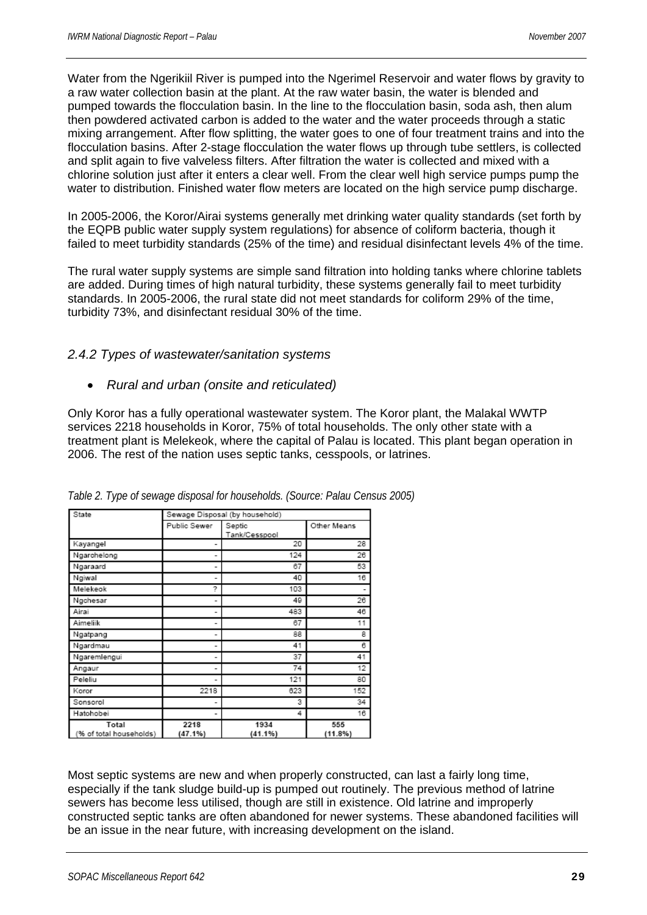Water from the Ngerikiil River is pumped into the Ngerimel Reservoir and water flows by gravity to a raw water collection basin at the plant. At the raw water basin, the water is blended and pumped towards the flocculation basin. In the line to the flocculation basin, soda ash, then alum then powdered activated carbon is added to the water and the water proceeds through a static mixing arrangement. After flow splitting, the water goes to one of four treatment trains and into the flocculation basins. After 2-stage flocculation the water flows up through tube settlers, is collected and split again to five valveless filters. After filtration the water is collected and mixed with a chlorine solution just after it enters a clear well. From the clear well high service pumps pump the water to distribution. Finished water flow meters are located on the high service pump discharge.

In 2005-2006, the Koror/Airai systems generally met drinking water quality standards (set forth by the EQPB public water supply system regulations) for absence of coliform bacteria, though it failed to meet turbidity standards (25% of the time) and residual disinfectant levels 4% of the time.

The rural water supply systems are simple sand filtration into holding tanks where chlorine tablets are added. During times of high natural turbidity, these systems generally fail to meet turbidity standards. In 2005-2006, the rural state did not meet standards for coliform 29% of the time, turbidity 73%, and disinfectant residual 30% of the time.

### *2.4.2 Types of wastewater/sanitation systems*

- *Rural and urban (onsite and reticulated)*

Only Koror has a fully operational wastewater system. The Koror plant, the Malakal WWTP services 2218 households in Koror, 75% of total households. The only other state with a treatment plant is Melekeok, where the capital of Palau is located. This plant began operation in 2006. The rest of the nation uses septic tanks, cesspools, or latrines.

*Table 2. Type of sewage disposal for households. (Source: Palau Census 2005)*

| State | Sewage Disposal (by household) | | |
|---|---|---|---|
| | Public Sewer | Septic Tank/Cesspool | Other Means |
| Kayangel | - | 20 | 28 |
| Ngarchelong | - | 124 | 26 |
| Ngaraard | - | 67 | 53 |
| Ngiwal | - | 40 | 16 |
| Melekeok | ? | 103 | - |
| Ngchesar | - | 49 | 26 |
| Airai | - | 483 | 46 |
| Aimeliik | - | 67 | 11 |
| Ngatpang | - | 88 | 8 |
| Ngardmau | - | 41 | 6 |
| Ngaremlengui | - | 37 | 41 |
| Angaur | - | 74 | 12 |
| Peleliu | - | 121 | 60 |
| Koror | 2218 | 623 | 152 |
| Sonsorol | - | 3 | 34 |
| Hatohobei | - | 4 | 16 |
| **Total** (% of total households) | **2218** (47.1%) | **1934** (41.1%) | **555** (11.8%) |

Most septic systems are new and when properly constructed, can last a fairly long time, especially if the tank sludge build-up is pumped out routinely. The previous method of latrine sewers has become less utilised, though are still in existence. Old latrine and improperly constructed septic tanks are often abandoned for newer systems. These abandoned facilities will be an issue in the near future, with increasing development on the island.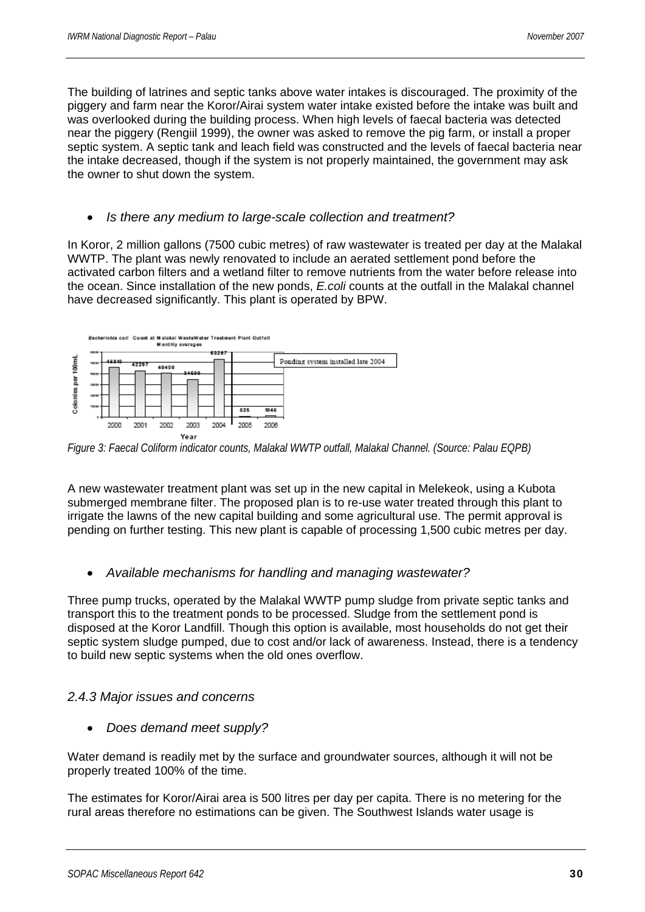The building of latrines and septic tanks above water intakes is discouraged. The proximity of the piggery and farm near the Koror/Airai system water intake existed before the intake was built and was overlooked during the building process. When high levels of faecal bacteria was detected near the piggery (Rengiil 1999), the owner was asked to remove the pig farm, or install a proper septic system. A septic tank and leach field was constructed and the levels of faecal bacteria near the intake decreased, though if the system is not properly maintained, the government may ask the owner to shut down the system.

- *Is there any medium to large-scale collection and treatment?*

In Koror, 2 million gallons (7500 cubic metres) of raw wastewater is treated per day at the Malakal WWTP. The plant was newly renovated to include an aerated settlement pond before the activated carbon filters and a wetland filter to remove nutrients from the water before release into the ocean. Since installation of the new ponds, *E.coli* counts at the outfall in the Malakal channel have decreased significantly. This plant is operated by BPW.

*Escherichia coli* Count at Malakal WasteWater Treatment Plant Outfall
Monthly averages

| Year | Colonies per 100mL |
|---|---|
| 2000 | 45310 |
| 2001 | 42287 |
| 2002 | 40400 |
| 2003 | 34500 |
| 2004 | 53267 |
| 2005 | 525 |
| 2006 | 1046 |

Ponding system installed late 2004

*Figure 3: Faecal Coliform indicator counts, Malakal WWTP outfall, Malakal Channel. (Source: Palau EQPB)*

A new wastewater treatment plant was set up in the new capital in Melekeok, using a Kubota submerged membrane filter. The proposed plan is to re-use water treated through this plant to irrigate the lawns of the new capital building and some agricultural use. The permit approval is pending on further testing. This new plant is capable of processing 1,500 cubic metres per day.

- *Available mechanisms for handling and managing wastewater?*

Three pump trucks, operated by the Malakal WWTP pump sludge from private septic tanks and transport this to the treatment ponds to be processed. Sludge from the settlement pond is disposed at the Koror Landfill. Though this option is available, most households do not get their septic system sludge pumped, due to cost and/or lack of awareness. Instead, there is a tendency to build new septic systems when the old ones overflow.

### *2.4.3 Major issues and concerns*

- *Does demand meet supply?*

Water demand is readily met by the surface and groundwater sources, although it will not be properly treated 100% of the time.

The estimates for Koror/Airai area is 500 litres per day per capita. There is no metering for the rural areas therefore no estimations can be given. The Southwest Islands water usage is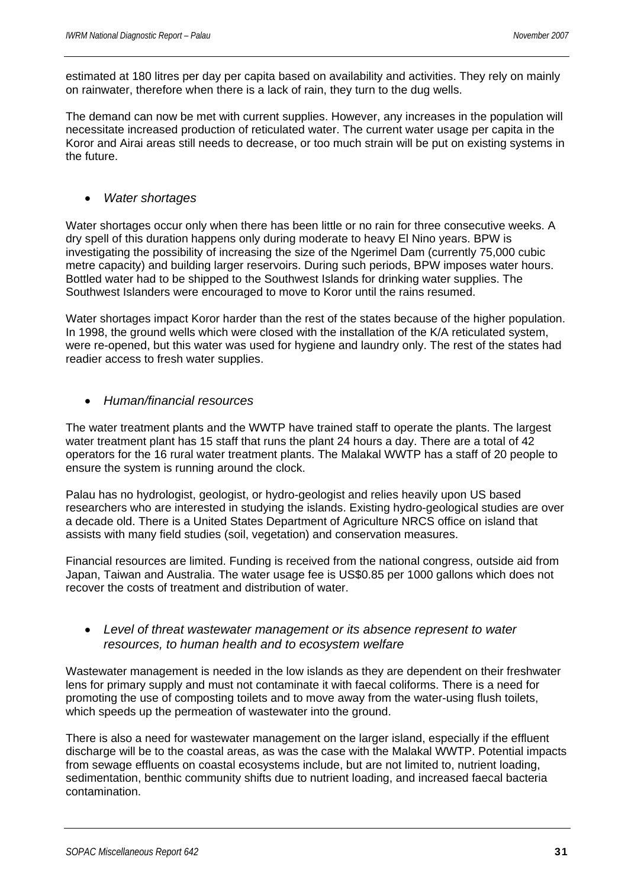estimated at 180 litres per day per capita based on availability and activities. They rely on mainly on rainwater, therefore when there is a lack of rain, they turn to the dug wells.

The demand can now be met with current supplies. However, any increases in the population will necessitate increased production of reticulated water. The current water usage per capita in the Koror and Airai areas still needs to decrease, or too much strain will be put on existing systems in the future.

- *Water shortages*

Water shortages occur only when there has been little or no rain for three consecutive weeks. A dry spell of this duration happens only during moderate to heavy El Nino years. BPW is investigating the possibility of increasing the size of the Ngerimel Dam (currently 75,000 cubic metre capacity) and building larger reservoirs. During such periods, BPW imposes water hours. Bottled water had to be shipped to the Southwest Islands for drinking water supplies. The Southwest Islanders were encouraged to move to Koror until the rains resumed.

Water shortages impact Koror harder than the rest of the states because of the higher population. In 1998, the ground wells which were closed with the installation of the K/A reticulated system, were re-opened, but this water was used for hygiene and laundry only. The rest of the states had readier access to fresh water supplies.

- *Human/financial resources*

The water treatment plants and the WWTP have trained staff to operate the plants. The largest water treatment plant has 15 staff that runs the plant 24 hours a day. There are a total of 42 operators for the 16 rural water treatment plants. The Malakal WWTP has a staff of 20 people to ensure the system is running around the clock.

Palau has no hydrologist, geologist, or hydro-geologist and relies heavily upon US based researchers who are interested in studying the islands. Existing hydro-geological studies are over a decade old. There is a United States Department of Agriculture NRCS office on island that assists with many field studies (soil, vegetation) and conservation measures.

Financial resources are limited. Funding is received from the national congress, outside aid from Japan, Taiwan and Australia. The water usage fee is US$0.85 per 1000 gallons which does not recover the costs of treatment and distribution of water.

- *Level of threat wastewater management or its absence represent to water resources, to human health and to ecosystem welfare*

Wastewater management is needed in the low islands as they are dependent on their freshwater lens for primary supply and must not contaminate it with faecal coliforms. There is a need for promoting the use of composting toilets and to move away from the water-using flush toilets, which speeds up the permeation of wastewater into the ground.

There is also a need for wastewater management on the larger island, especially if the effluent discharge will be to the coastal areas, as was the case with the Malakal WWTP. Potential impacts from sewage effluents on coastal ecosystems include, but are not limited to, nutrient loading, sedimentation, benthic community shifts due to nutrient loading, and increased faecal bacteria contamination.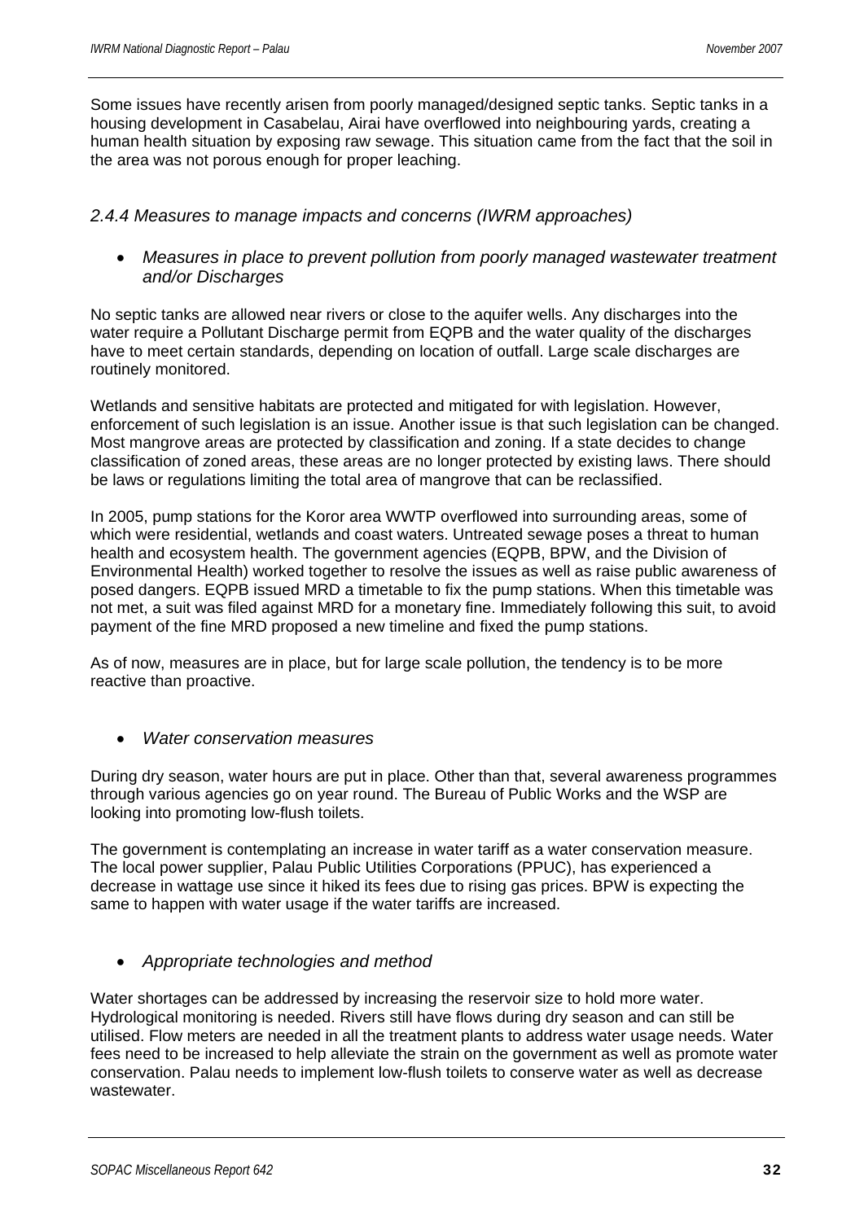Some issues have recently arisen from poorly managed/designed septic tanks. Septic tanks in a housing development in Casabelau, Airai have overflowed into neighbouring yards, creating a human health situation by exposing raw sewage. This situation came from the fact that the soil in the area was not porous enough for proper leaching.

### *2.4.4 Measures to manage impacts and concerns (IWRM approaches)*

- *Measures in place to prevent pollution from poorly managed wastewater treatment and/or Discharges*

No septic tanks are allowed near rivers or close to the aquifer wells. Any discharges into the water require a Pollutant Discharge permit from EQPB and the water quality of the discharges have to meet certain standards, depending on location of outfall. Large scale discharges are routinely monitored.

Wetlands and sensitive habitats are protected and mitigated for with legislation. However, enforcement of such legislation is an issue. Another issue is that such legislation can be changed. Most mangrove areas are protected by classification and zoning. If a state decides to change classification of zoned areas, these areas are no longer protected by existing laws. There should be laws or regulations limiting the total area of mangrove that can be reclassified.

In 2005, pump stations for the Koror area WWTP overflowed into surrounding areas, some of which were residential, wetlands and coast waters. Untreated sewage poses a threat to human and ecosystem health. The government agencies (EQPB, BPW, and the Division of Environmental Health) worked together to resolve the issues as well as raise public awareness of posed dangers. EQPB issued MRD a timetable to fix the pump stations. When this timetable was not met, a suit was filed against MRD for a monetary fine. Immediately following this suit, to avoid payment of the fine MRD proposed a new timeline and fixed the pump stations.

As of now, measures are in place, but for large scale pollution, the tendency is to be more reactive than proactive.

- *Water conservation measures*

During dry season, water hours are put in place. Other than that, several awareness programmes through various agencies go on year round. The Bureau of Public Works and the WSP are looking into promoting low-flush toilets.

The government is contemplating an increase in water tariff as a water conservation measure. The local power supplier, Palau Public Utilities Corporations (PPUC), has experienced a decrease in wattage use since it hiked its fees due to rising gas prices. BPW is expecting the same to happen with water usage if the water tariffs are increased.

- *Appropriate technologies and method*

Water shortages can be addressed by increasing the reservoir size to hold more water. Hydrological monitoring is needed. Rivers still have flows during dry season and can still be utilised. Flow meters are needed in all the treatment plants to address water usage needs. Water fees need to be increased to help alleviate the strain on the government as well as promote water conservation. Palau needs to implement low-flush toilets to conserve water as well as decrease wastewater.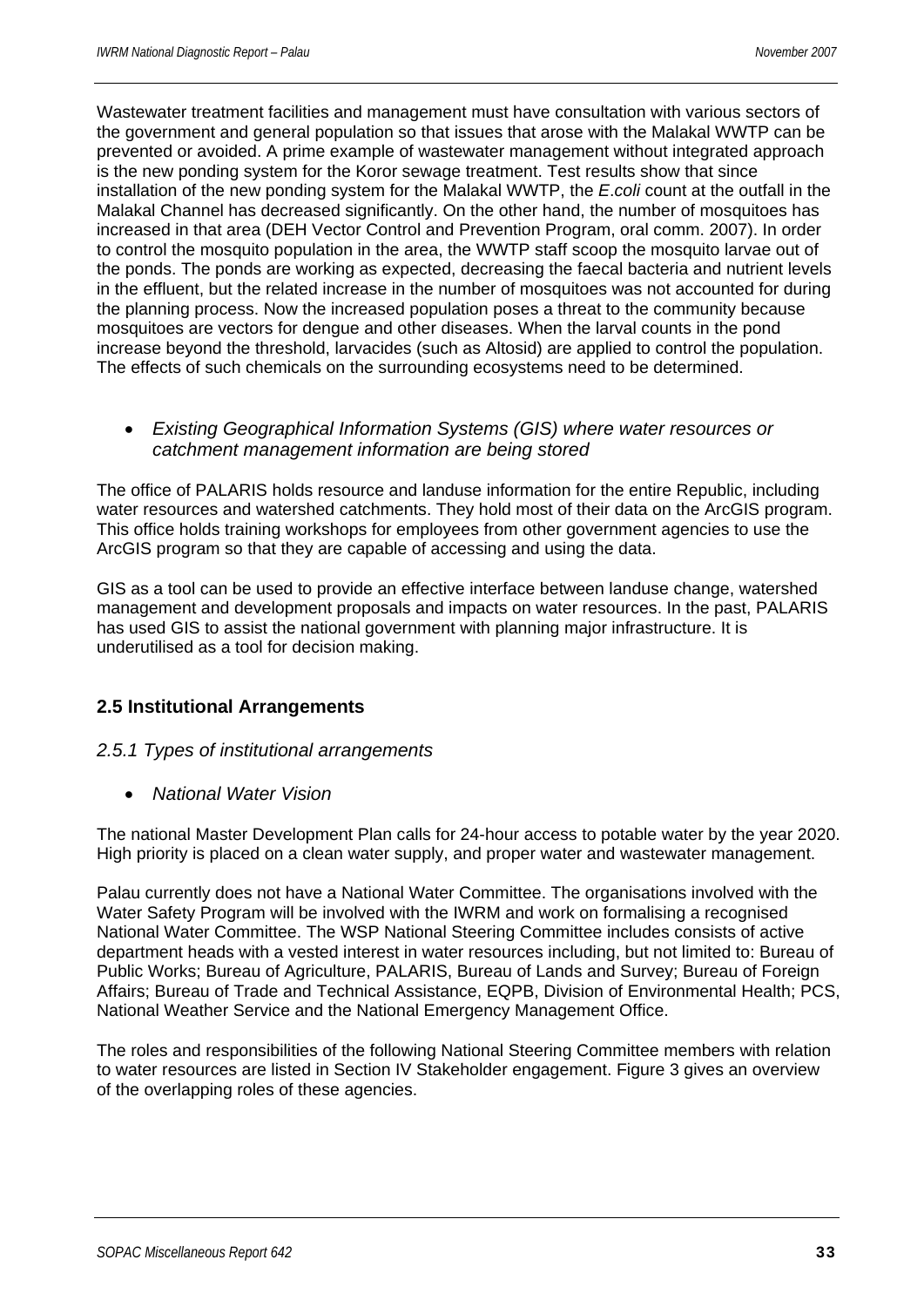Wastewater treatment facilities and management must have consultation with various sectors of the government and general population so that issues that arose with the Malakal WWTP can be prevented or avoided. A prime example of wastewater management without integrated approach is the new ponding system for the Koror sewage treatment. Test results show that since installation of the new ponding system for the Malakal WWTP, the *E.coli* count at the outfall in the Malakal Channel has decreased significantly. On the other hand, the number of mosquitoes has increased in that area (DEH Vector Control and Prevention Program, oral comm. 2007). In order to control the mosquito population in the area, the WWTP staff scoop the mosquito larvae out of the ponds. The ponds are working as expected, decreasing the faecal bacteria and nutrient levels in the effluent, but the related increase in the number of mosquitoes was not accounted for during the planning process. Now the increased population poses a threat to the community because mosquitoes are vectors for dengue and other diseases. When the larval counts in the pond increase beyond the threshold, larvacides (such as Altosid) are applied to control the population. The effects of such chemicals on the surrounding ecosystems need to be determined.

- *Existing Geographical Information Systems (GIS) where water resources or catchment management information are being stored*

The office of PALARIS holds resource and landuse information for the entire Republic, including water resources and watershed catchments. They hold most of their data on the ArcGIS program. This office holds training workshops for employees from other government agencies to use the ArcGIS program so that they are capable of accessing and using the data.

GIS as a tool can be used to provide an effective interface between landuse change, watershed management and development proposals and impacts on water resources. In the past, PALARIS has used GIS to assist the national government with planning major infrastructure. It is underutilised as a tool for decision making.

## 2.5 Institutional Arrangements

### *2.5.1 Types of institutional arrangements*

- *National Water Vision*

The national Master Development Plan calls for 24-hour access to potable water by the year 2020. High priority is placed on a clean water supply, and proper water and wastewater management.

Palau currently does not have a National Water Committee. The organisations involved with the Water Safety Program will be involved with the IWRM and work on formalising a recognised National Water Committee. The WSP National Steering Committee includes consists of active department heads with a vested interest in water resources including, but not limited to: Bureau of Public Works; Bureau of Agriculture, PALARIS, Bureau of Lands and Survey; Bureau of Foreign Affairs; Bureau of Trade and Technical Assistance, EQPB, Division of Environmental Health; PCS, National Weather Service and the National Emergency Management Office.

The roles and responsibilities of the following National Steering Committee members with relation to water resources are listed in Section IV Stakeholder engagement. Figure 3 gives an overview of the overlapping roles of these agencies.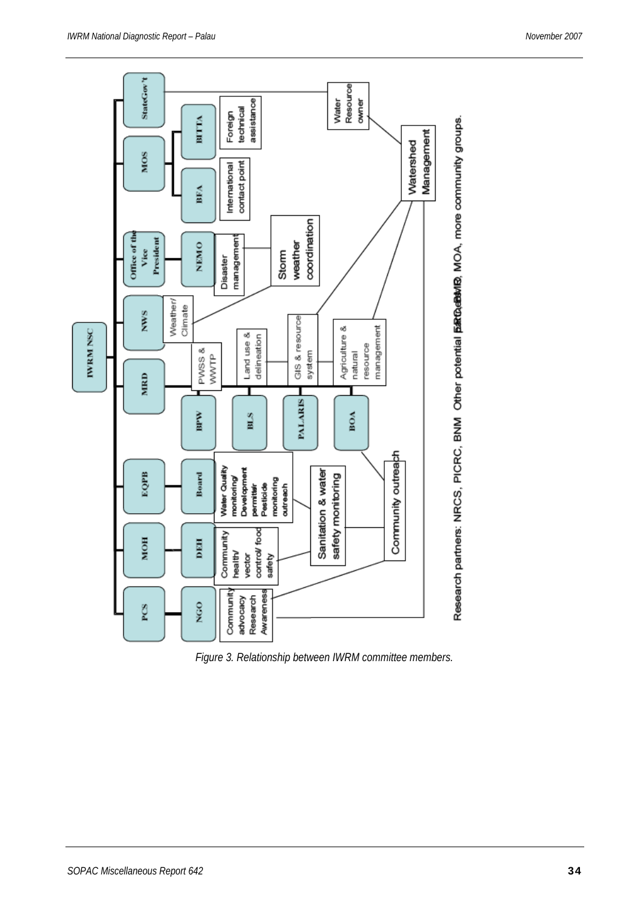IWRM NSC

StateGov't — Water Resource owner

MOS — BITTA (Foreign technical assistance); BFA (International contact point)

Office of the Vice President — NEMO (Disaster management) — Storm weather coordination

NWS — Weather/ Climate

MRD — BPW (PWSS & WWTP); BLS (Land use & delineation); PALARIS (GIS & resource system); BOA (Agriculture & natural resource management)

EQPB — Board (Water Quality monitoring/ Development permitter Pesticide monitoring outreach)

MOH — DEH (Community health/ vector control/ food safety) — Sanitation & water safety monitoring

PCS — NGO (Community advocacy Research Awareness)

Watershed Management

Community outreach

Research partners: NRCS, PICRC, BNM Other potential partners: PCC, MOA, more community groups.

*Figure 3. Relationship between IWRM committee members.*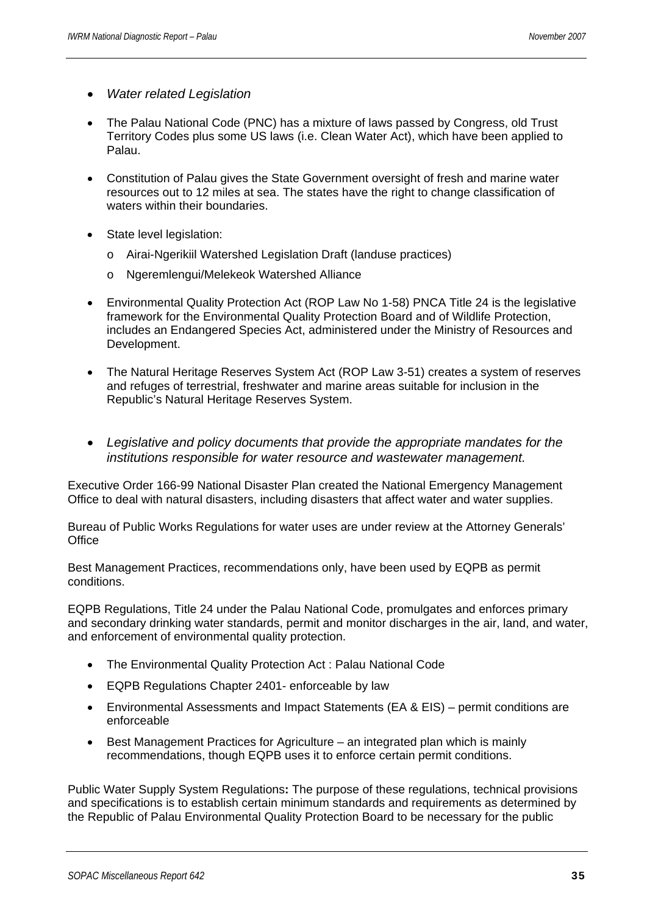- *Water related Legislation*

- The Palau National Code (PNC) has a mixture of laws passed by Congress, old Trust Territory Codes plus some US laws (i.e. Clean Water Act), which have been applied to Palau.

- Constitution of Palau gives the State Government oversight of fresh and marine water resources out to 12 miles at sea. The states have the right to change classification of waters within their boundaries.

- State level legislation:
  - Airai-Ngerikiil Watershed Legislation Draft (landuse practices)
  - Ngeremlengui/Melekeok Watershed Alliance

- Environmental Quality Protection Act (ROP Law No 1-58) PNCA Title 24 is the legislative framework for the Environmental Quality Protection Board and of Wildlife Protection, includes an Endangered Species Act, administered under the Ministry of Resources and Development.

- The Natural Heritage Reserves System Act (ROP Law 3-51) creates a system of reserves and refuges of terrestrial, freshwater and marine areas suitable for inclusion in the Republic's Natural Heritage Reserves System.

- *Legislative and policy documents that provide the appropriate mandates for the institutions responsible for water resource and wastewater management.*

Executive Order 166-99 National Disaster Plan created the National Emergency Management Office to deal with natural disasters, including disasters that affect water and water supplies.

Bureau of Public Works Regulations for water uses are under review at the Attorney Generals' Office

Best Management Practices, recommendations only, have been used by EQPB as permit conditions.

EQPB Regulations, Title 24 under the Palau National Code, promulgates and enforces primary and secondary drinking water standards, permit and monitor discharges in the air, land, and water, and enforcement of environmental quality protection.

- The Environmental Quality Protection Act : Palau National Code
- EQPB Regulations Chapter 2401- enforceable by law
- Environmental Assessments and Impact Statements (EA & EIS) – permit conditions are enforceable
- Best Management Practices for Agriculture – an integrated plan which is mainly recommendations, though EQPB uses it to enforce certain permit conditions.

Public Water Supply System Regulations**:** The purpose of these regulations, technical provisions and specifications is to establish certain minimum standards and requirements as determined by the Republic of Palau Environmental Quality Protection Board to be necessary for the public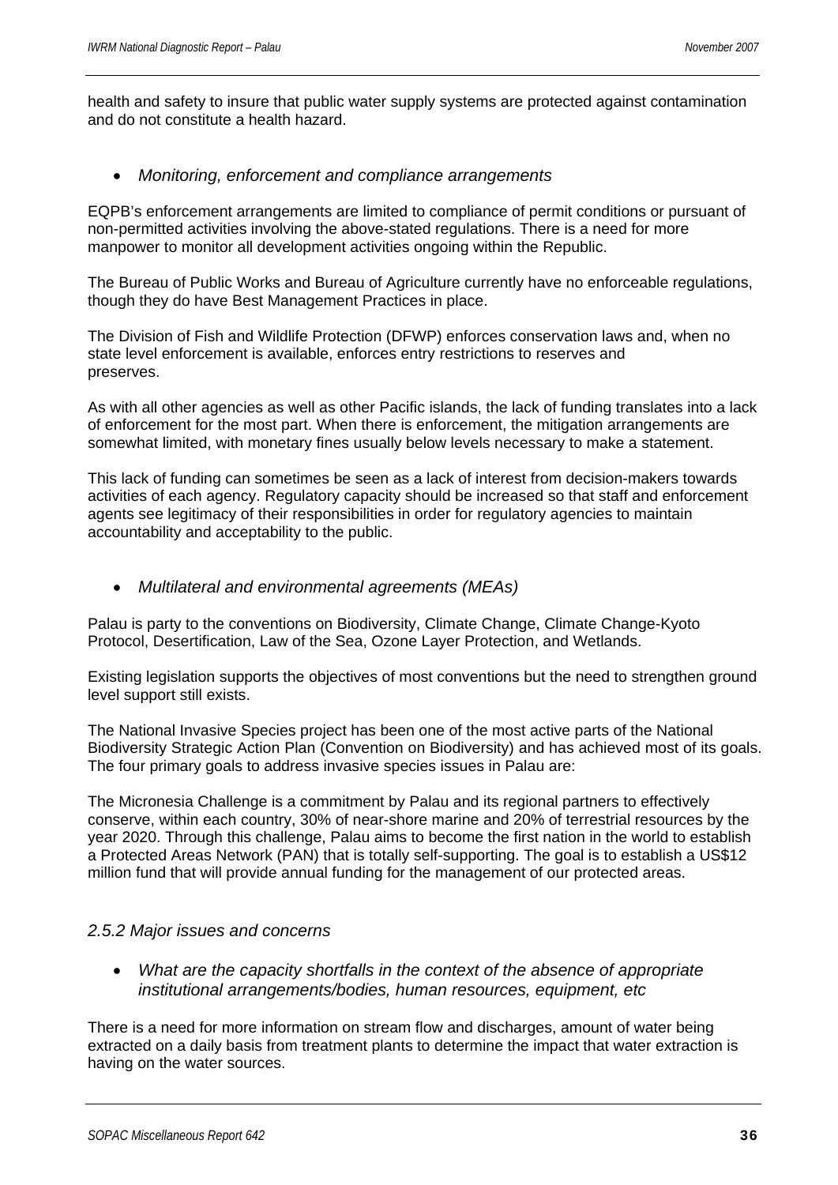health and safety to insure that public water supply systems are protected against contamination and do not constitute a health hazard.

- *Monitoring, enforcement and compliance arrangements*

EQPB's enforcement arrangements are limited to compliance of permit conditions or pursuant of non-permitted activities involving the above-stated regulations. There is a need for more manpower to monitor all development activities ongoing within the Republic.

The Bureau of Public Works and Bureau of Agriculture currently have no enforceable regulations, though they do have Best Management Practices in place.

The Division of Fish and Wildlife Protection (DFWP) enforces conservation laws and, when no state level enforcement is available, enforces entry restrictions to reserves and preserves.

As with all other agencies as well as other Pacific islands, the lack of funding translates into a lack of enforcement for the most part. When there is enforcement, the mitigation arrangements are somewhat limited, with monetary fines usually below levels necessary to make a statement.

This lack of funding can sometimes be seen as a lack of interest from decision-makers towards activities of each agency. Regulatory capacity should be increased so that staff and enforcement agents see legitimacy of their responsibilities in order for regulatory agencies to maintain accountability and acceptability to the public.

- *Multilateral and environmental agreements (MEAs)*

Palau is party to the conventions on Biodiversity, Climate Change, Climate Change-Kyoto Protocol, Desertification, Law of the Sea, Ozone Layer Protection, and Wetlands.

Existing legislation supports the objectives of most conventions but the need to strengthen ground level support still exists.

The National Invasive Species project has been one of the most active parts of the National Biodiversity Strategic Action Plan (Convention on Biodiversity) and has achieved most of its goals. The four primary goals to address invasive species issues in Palau are:

The Micronesia Challenge is a commitment by Palau and its regional partners to effectively conserve, within each country, 30% of near-shore marine and 20% of terrestrial resources by the year 2020. Through this challenge, Palau aims to become the first nation in the world to establish a Protected Areas Network (PAN) that is totally self-supporting. The goal is to establish a US$12 million fund that will provide annual funding for the management of our protected areas.

### *2.5.2 Major issues and concerns*

- *What are the capacity shortfalls in the context of the absence of appropriate institutional arrangements/bodies, human resources, equipment, etc*

There is a need for more information on stream flow and discharges, amount of water being extracted on a daily basis from treatment plants to determine the impact that water extraction is having on the water sources.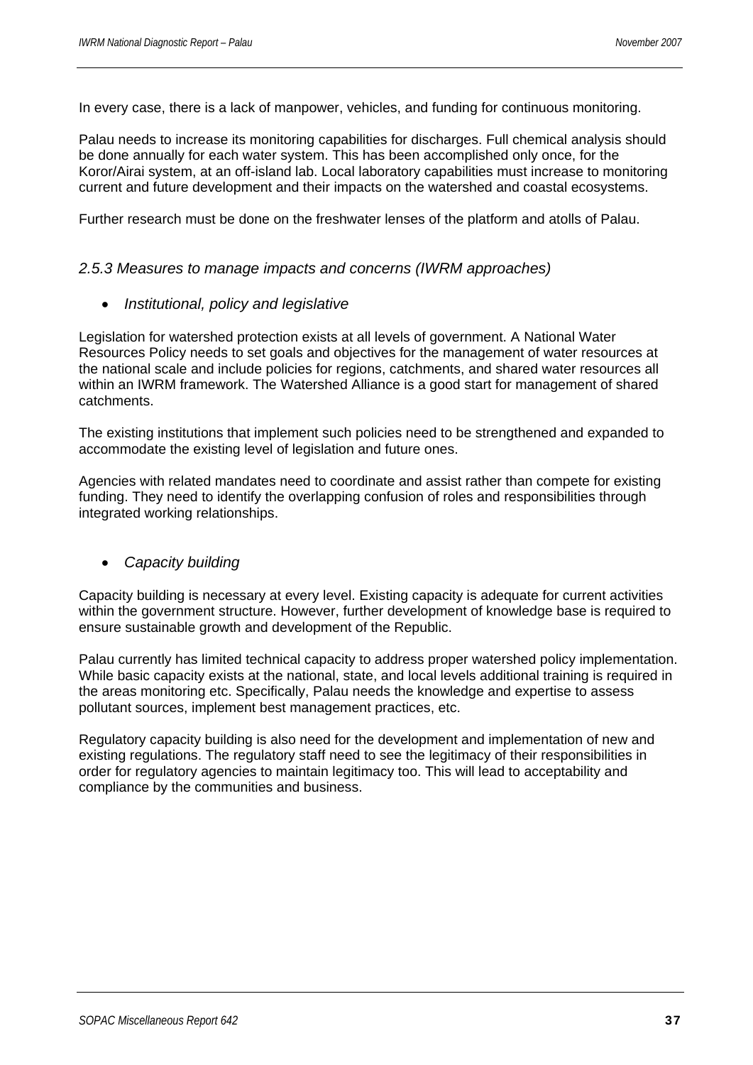In every case, there is a lack of manpower, vehicles, and funding for continuous monitoring.

Palau needs to increase its monitoring capabilities for discharges. Full chemical analysis should be done annually for each water system. This has been accomplished only once, for the Koror/Airai system, at an off-island lab. Local laboratory capabilities must increase to monitoring current and future development and their impacts on the watershed and coastal ecosystems.

Further research must be done on the freshwater lenses of the platform and atolls of Palau.

### *2.5.3 Measures to manage impacts and concerns (IWRM approaches)*

- *Institutional, policy and legislative*

Legislation for watershed protection exists at all levels of government. A National Water Resources Policy needs to set goals and objectives for the management of water resources at the national scale and include policies for regions, catchments, and shared water resources all within an IWRM framework. The Watershed Alliance is a good start for management of shared catchments.

The existing institutions that implement such policies need to be strengthened and expanded to accommodate the existing level of legislation and future ones.

Agencies with related mandates need to coordinate and assist rather than compete for existing funding. They need to identify the overlapping confusion of roles and responsibilities through integrated working relationships.

- *Capacity building*

Capacity building is necessary at every level. Existing capacity is adequate for current activities within the government structure. However, further development of knowledge base is required to ensure sustainable growth and development of the Republic.

Palau currently has limited technical capacity to address proper watershed policy implementation. While basic capacity exists at the national, state, and local levels additional training is required in the areas monitoring etc. Specifically, Palau needs the knowledge and expertise to assess pollutant sources, implement best management practices, etc.

Regulatory capacity building is also need for the development and implementation of new and existing regulations. The regulatory staff need to see the legitimacy of their responsibilities in order for regulatory agencies to maintain legitimacy too. This will lead to acceptability and compliance by the communities and business.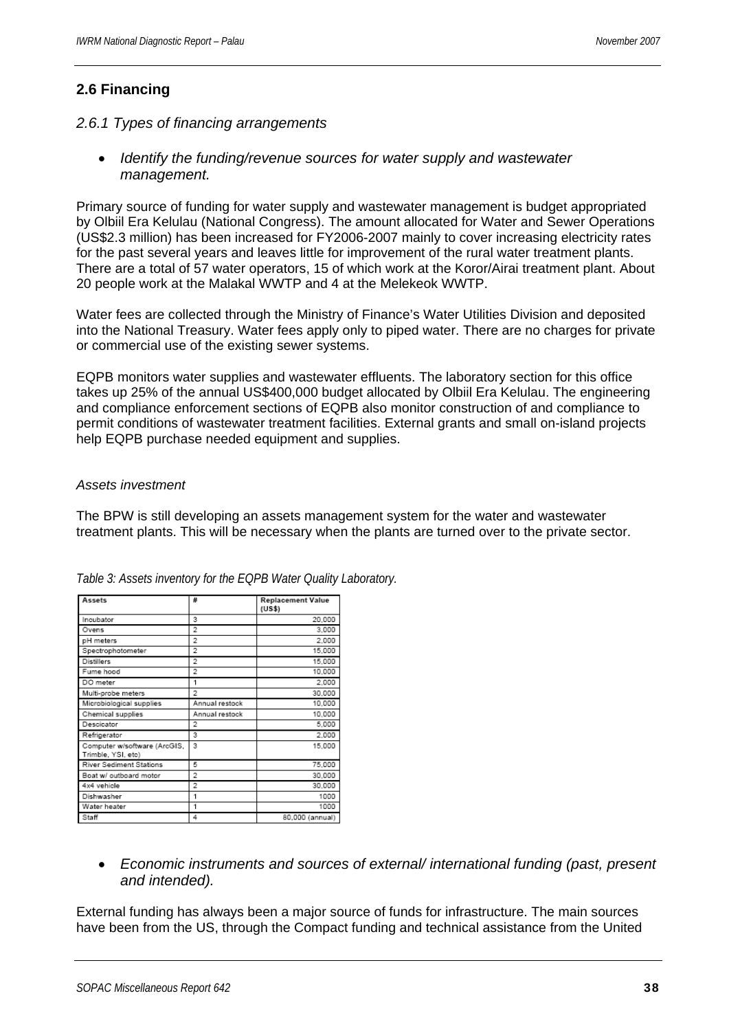## 2.6 Financing

### *2.6.1 Types of financing arrangements*

- *Identify the funding/revenue sources for water supply and wastewater management.*

Primary source of funding for water supply and wastewater management is budget appropriated by Olbiil Era Kelulau (National Congress). The amount allocated for Water and Sewer Operations (US$2.3 million) has been increased for FY2006-2007 mainly to cover increasing electricity rates for the past several years and leaves little for improvement of the rural water treatment plants. There are a total of 57 water operators, 15 of which work at the Koror/Airai treatment plant. About 20 people work at the Malakal WWTP and 4 at the Melekeok WWTP.

Water fees are collected through the Ministry of Finance's Water Utilities Division and deposited into the National Treasury. Water fees apply only to piped water. There are no charges for private or commercial use of the existing sewer systems.

EQPB monitors water supplies and wastewater effluents. The laboratory section for this office takes up 25% of the annual US$400,000 budget allocated by Olbiil Era Kelulau. The engineering and compliance enforcement sections of EQPB also monitor construction of and compliance to permit conditions of wastewater treatment facilities. External grants and small on-island projects help EQPB purchase needed equipment and supplies.

*Assets investment*

The BPW is still developing an assets management system for the water and wastewater treatment plants. This will be necessary when the plants are turned over to the private sector.

*Table 3: Assets inventory for the EQPB Water Quality Laboratory.*

| Assets | # | Replacement Value (US$) |
|---|---|---|
| Incubator | 3 | 20,000 |
| Ovens | 2 | 3,000 |
| pH meters | 2 | 2,000 |
| Spectrophotometer | 2 | 15,000 |
| Distillers | 2 | 15,000 |
| Fume hood | 2 | 10,000 |
| DO meter | 1 | 2,000 |
| Multi-probe meters | 2 | 30,000 |
| Microbiological supplies | Annual restock | 10,000 |
| Chemical supplies | Annual restock | 10,000 |
| Descicator | 2 | 5,000 |
| Refrigerator | 3 | 2,000 |
| Computer w/software (ArcGIS, Trimble, YSI, etc) | 3 | 15,000 |
| River Sediment Stations | 5 | 75,000 |
| Boat w/ outboard motor | 2 | 30,000 |
| 4x4 vehicle | 2 | 30,000 |
| Dishwasher | 1 | 1000 |
| Water heater | 1 | 1000 |
| Staff | 4 | 80,000 (annual) |

- *Economic instruments and sources of external/ international funding (past, present and intended).*

External funding has always been a major source of funds for infrastructure. The main sources have been from the US, through the Compact funding and technical assistance from the United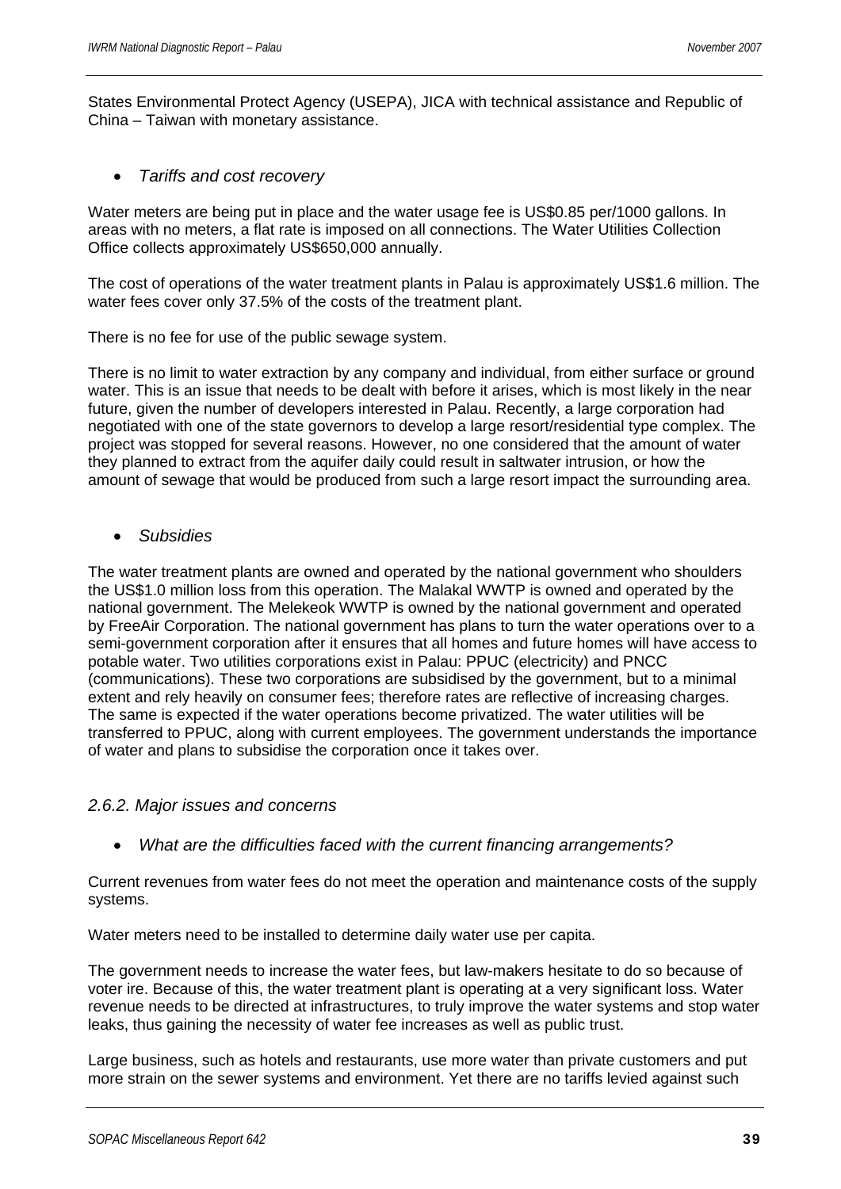States Environmental Protect Agency (USEPA), JICA with technical assistance and Republic of China – Taiwan with monetary assistance.

- *Tariffs and cost recovery*

Water meters are being put in place and the water usage fee is US$0.85 per/1000 gallons. In areas with no meters, a flat rate is imposed on all connections. The Water Utilities Collection Office collects approximately US$650,000 annually.

The cost of operations of the water treatment plants in Palau is approximately US$1.6 million. The water fees cover only 37.5% of the costs of the treatment plant.

There is no fee for use of the public sewage system.

There is no limit to water extraction by any company and individual, from either surface or ground water. This is an issue that needs to be dealt with before it arises, which is most likely in the near future, given the number of developers interested in Palau. Recently, a large corporation had negotiated with one of the state governors to develop a large resort/residential type complex. The project was stopped for several reasons. However, no one considered that the amount of water they planned to extract from the aquifer daily could result in saltwater intrusion, or how the amount of sewage that would be produced from such a large resort impact the surrounding area.

- *Subsidies*

The water treatment plants are owned and operated by the national government who shoulders the US$1.0 million loss from this operation. The Malakal WWTP is owned and operated by the national government. The Melekeok WWTP is owned by the national government and operated by FreeAir Corporation. The national government has plans to turn the water operations over to a semi-government corporation after it ensures that all homes and future homes will have access to potable water. Two utilities corporations exist in Palau: PPUC (electricity) and PNCC (communications). These two corporations are subsidised by the government, but to a minimal extent and rely heavily on consumer fees; therefore rates are reflective of increasing charges. The same is expected if the water operations become privatized. The water utilities will be transferred to PPUC, along with current employees. The government understands the importance of water and plans to subsidise the corporation once it takes over.

### *2.6.2. Major issues and concerns*

- *What are the difficulties faced with the current financing arrangements?*

Current revenues from water fees do not meet the operation and maintenance costs of the supply systems.

Water meters need to be installed to determine daily water use per capita.

The government needs to increase the water fees, but law-makers hesitate to do so because of voter ire. Because of this, the water treatment plant is operating at a very significant loss. Water revenue needs to be directed at infrastructures, to truly improve the water systems and stop water leaks, thus gaining the necessity of water fee increases as well as public trust.

Large business, such as hotels and restaurants, use more water than private customers and put more strain on the sewer systems and environment. Yet there are no tariffs levied against such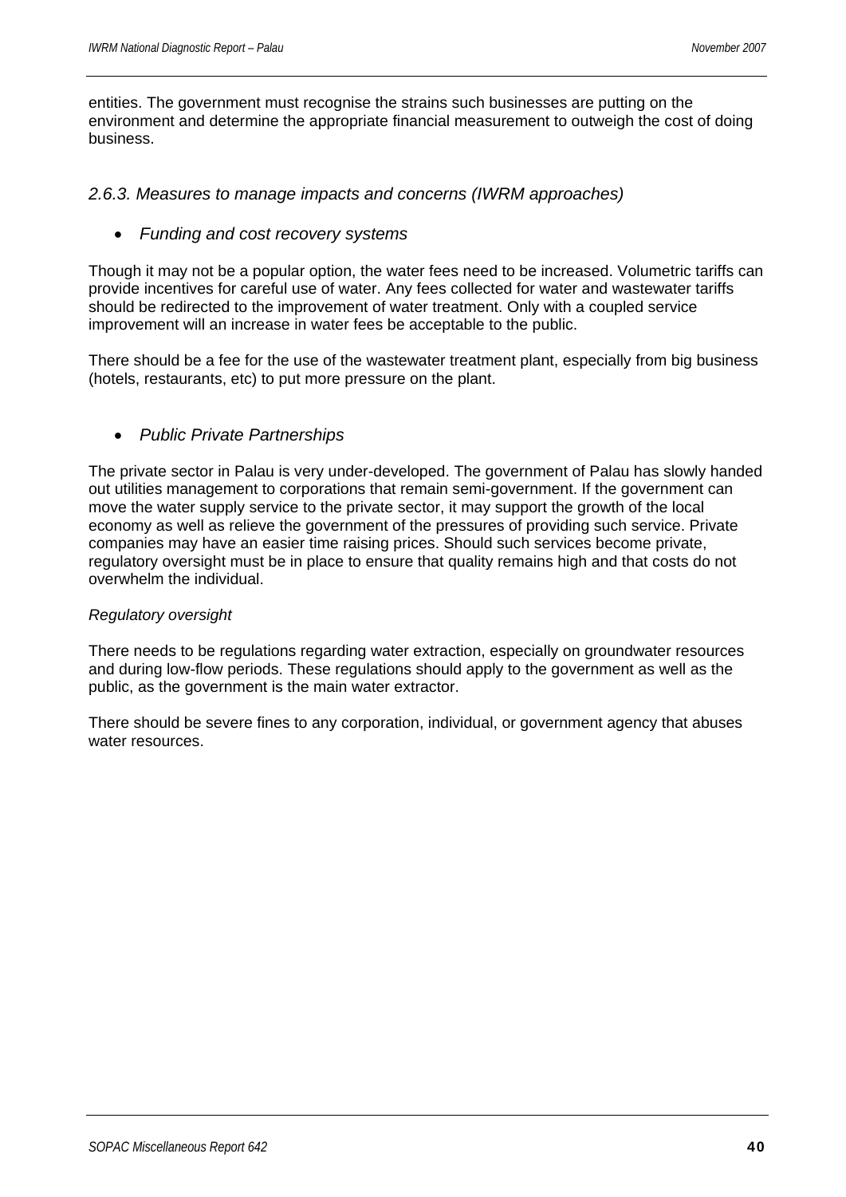entities. The government must recognise the strains such businesses are putting on the environment and determine the appropriate financial measurement to outweigh the cost of doing business.

### *2.6.3. Measures to manage impacts and concerns (IWRM approaches)*

- *Funding and cost recovery systems*

Though it may not be a popular option, the water fees need to be increased. Volumetric tariffs can provide incentives for careful use of water. Any fees collected for water and wastewater tariffs should be redirected to the improvement of water treatment. Only with a coupled service improvement will an increase in water fees be acceptable to the public.

There should be a fee for the use of the wastewater treatment plant, especially from big business (hotels, restaurants, etc) to put more pressure on the plant.

- *Public Private Partnerships*

The private sector in Palau is very under-developed. The government of Palau has slowly handed out utilities management to corporations that remain semi-government. If the government can move the water supply service to the private sector, it may support the growth of the local economy as well as relieve the government of the pressures of providing such service. Private companies may have an easier time raising prices. Should such services become private, regulatory oversight must be in place to ensure that quality remains high and that costs do not overwhelm the individual.

*Regulatory oversight*

There needs to be regulations regarding water extraction, especially on groundwater resources and during low-flow periods. These regulations should apply to the government as well as the public, as the government is the main water extractor.

There should be severe fines to any corporation, individual, or government agency that abuses water resources.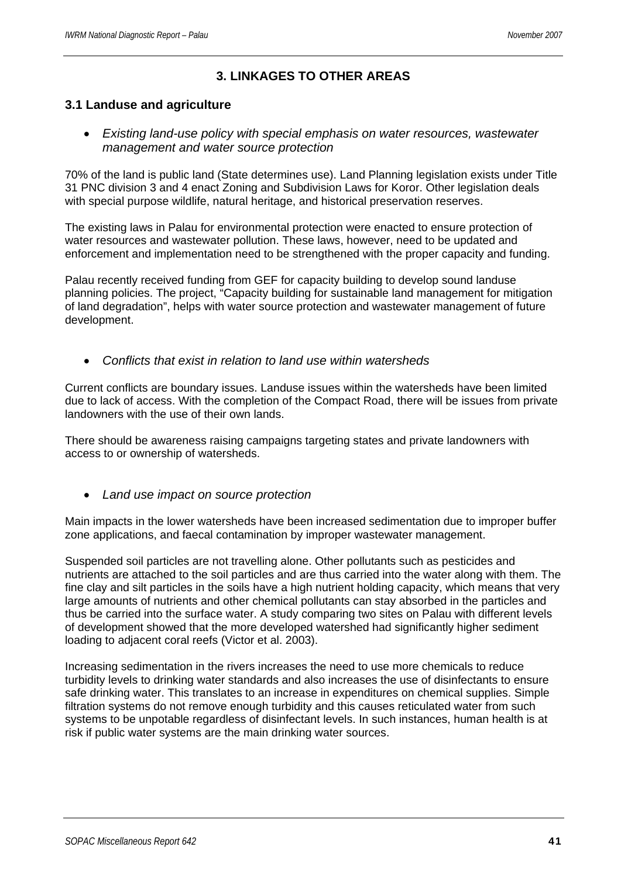# 3. LINKAGES TO OTHER AREAS

## 3.1 Landuse and agriculture

- *Existing land-use policy with special emphasis on water resources, wastewater management and water source protection*

70% of the land is public land (State determines use). Land Planning legislation exists under Title 31 PNC division 3 and 4 enact Zoning and Subdivision Laws for Koror. Other legislation deals with special purpose wildlife, natural heritage, and historical preservation reserves.

The existing laws in Palau for environmental protection were enacted to ensure protection of water resources and wastewater pollution. These laws, however, need to be updated and enforcement and implementation need to be strengthened with the proper capacity and funding.

Palau recently received funding from GEF for capacity building to develop sound landuse planning policies. The project, "Capacity building for sustainable land management for mitigation of land degradation", helps with water source protection and wastewater management of future development.

- *Conflicts that exist in relation to land use within watersheds*

Current conflicts are boundary issues. Landuse issues within the watersheds have been limited due to lack of access. With the completion of the Compact Road, there will be issues from private landowners with the use of their own lands.

There should be awareness raising campaigns targeting states and private landowners with access to or ownership of watersheds.

- *Land use impact on source protection*

Main impacts in the lower watersheds have been increased sedimentation due to improper buffer zone applications, and faecal contamination by improper wastewater management.

Suspended soil particles are not travelling alone. Other pollutants such as pesticides and nutrients are attached to the soil particles and are thus carried into the water along with them. The fine clay and silt particles in the soils have a high nutrient holding capacity, which means that very large amounts of nutrients and other chemical pollutants can stay absorbed in the particles and thus be carried into the surface water. A study comparing two sites on Palau with different levels of development showed that the more developed watershed had significantly higher sediment loading to adjacent coral reefs (Victor et al. 2003).

Increasing sedimentation in the rivers increases the need to use more chemicals to reduce turbidity levels to drinking water standards and also increases the use of disinfectants to ensure safe drinking water. This translates to an increase in expenditures on chemical supplies. Simple filtration systems do not remove enough turbidity and this causes reticulated water from such systems to be unpotable regardless of disinfectant levels. In such instances, human health is at risk if public water systems are the main drinking water sources.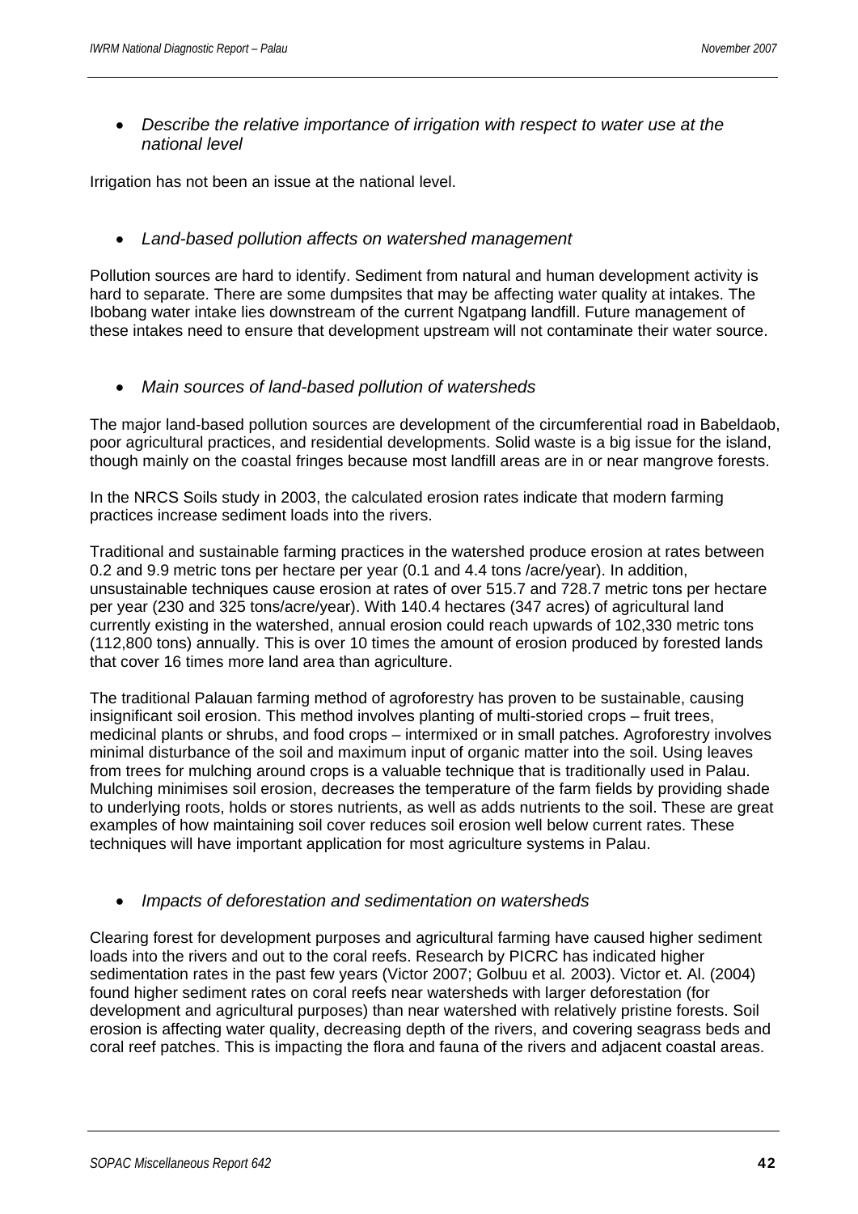- *Describe the relative importance of irrigation with respect to water use at the national level*

Irrigation has not been an issue at the national level.

- *Land-based pollution affects on watershed management*

Pollution sources are hard to identify. Sediment from natural and human development activity is hard to separate. There are some dumpsites that may be affecting water quality at intakes. The Ibobang water intake lies downstream of the current Ngatpang landfill. Future management of these intakes need to ensure that development upstream will not contaminate their water source.

- *Main sources of land-based pollution of watersheds*

The major land-based pollution sources are development of the circumferential road in Babeldaob, poor agricultural practices, and residential developments. Solid waste is a big issue for the island, though mainly on the coastal fringes because most landfill areas are in or near mangrove forests.

In the NRCS Soils study in 2003, the calculated erosion rates indicate that modern farming practices increase sediment loads into the rivers.

Traditional and sustainable farming practices in the watershed produce erosion at rates between 0.2 and 9.9 metric tons per hectare per year (0.1 and 4.4 tons /acre/year). In addition, unsustainable techniques cause erosion at rates of over 515.7 and 728.7 metric tons per hectare per year (230 and 325 tons/acre/year). With 140.4 hectares (347 acres) of agricultural land currently existing in the watershed, annual erosion could reach upwards of 102,330 metric tons (112,800 tons) annually. This is over 10 times the amount of erosion produced by forested lands that cover 16 times more land area than agriculture.

The traditional Palauan farming method of agroforestry has proven to be sustainable, causing insignificant soil erosion. This method involves planting of multi-storied crops – fruit trees, medicinal plants or shrubs, and food crops – intermixed or in small patches. Agroforestry involves minimal disturbance of the soil and maximum input of organic matter into the soil. Using leaves from trees for mulching around crops is a valuable technique that is traditionally used in Palau. Mulching minimises soil erosion, decreases the temperature of the farm fields by providing shade to underlying roots, holds or stores nutrients, as well as adds nutrients to the soil. These are great examples of how maintaining soil cover reduces soil erosion well below current rates. These techniques will have important application for most agriculture systems in Palau.

- *Impacts of deforestation and sedimentation on watersheds*

Clearing forest for development purposes and agricultural farming have caused higher sediment loads into the rivers and out to the coral reefs. Research by PICRC has indicated higher sedimentation rates in the past few years (Victor 2007; Golbuu et al*.* 2003). Victor et. Al. (2004) found higher sediment rates on coral reefs near watersheds with larger deforestation (for development and agricultural purposes) than near watershed with relatively pristine forests. Soil erosion is affecting water quality, decreasing depth of the rivers, and covering seagrass beds and coral reef patches. This is impacting the flora and fauna of the rivers and adjacent coastal areas.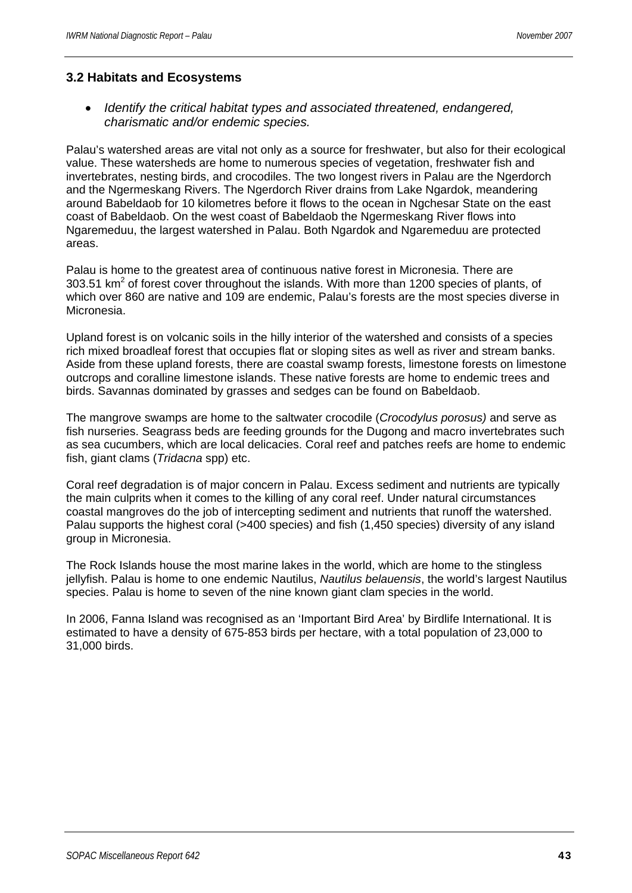## 3.2 Habitats and Ecosystems

- *Identify the critical habitat types and associated threatened, endangered, charismatic and/or endemic species.*

Palau's watershed areas are vital not only as a source for freshwater, but also for their ecological value. These watersheds are home to numerous species of vegetation, freshwater fish and invertebrates, nesting birds, and crocodiles. The two longest rivers in Palau are the Ngerdorch and the Ngermeskang Rivers. The Ngerdorch River drains from Lake Ngardok, meandering around Babeldaob for 10 kilometres before it flows to the ocean in Ngchesar State on the east coast of Babeldaob. On the west coast of Babeldaob the Ngermeskang River flows into Ngaremeduu, the largest watershed in Palau. Both Ngardok and Ngaremeduu are protected areas.

Palau is home to the greatest area of continuous native forest in Micronesia. There are 303.51 $km^2$ of forest cover throughout the islands. With more than 1200 species of plants, of which over 860 are native and 109 are endemic, Palau's forests are the most species diverse in Micronesia.

Upland forest is on volcanic soils in the hilly interior of the watershed and consists of a species rich mixed broadleaf forest that occupies flat or sloping sites as well as river and stream banks. Aside from these upland forests, there are coastal swamp forests, limestone forests on limestone outcrops and coralline limestone islands. These native forests are home to endemic trees and birds. Savannas dominated by grasses and sedges can be found on Babeldaob.

The mangrove swamps are home to the saltwater crocodile (*Crocodylus porosus)* and serve as fish nurseries. Seagrass beds are feeding grounds for the Dugong and macro invertebrates such as sea cucumbers, which are local delicacies. Coral reef and patches reefs are home to endemic fish, giant clams (*Tridacna* spp) etc.

Coral reef degradation is of major concern in Palau. Excess sediment and nutrients are typically the main culprits when it comes to the killing of any coral reef. Under natural circumstances coastal mangroves do the job of intercepting sediment and nutrients that runoff the watershed. Palau supports the highest coral (>400 species) and fish (1,450 species) diversity of any island group in Micronesia.

The Rock Islands house the most marine lakes in the world, which are home to the stingless jellyfish. Palau is home to one endemic Nautilus, *Nautilus belauensis*, the world's largest Nautilus species. Palau is home to seven of the nine known giant clam species in the world.

In 2006, Fanna Island was recognised as an 'Important Bird Area' by Birdlife International. It is estimated to have a density of 675-853 birds per hectare, with a total population of 23,000 to 31,000 birds.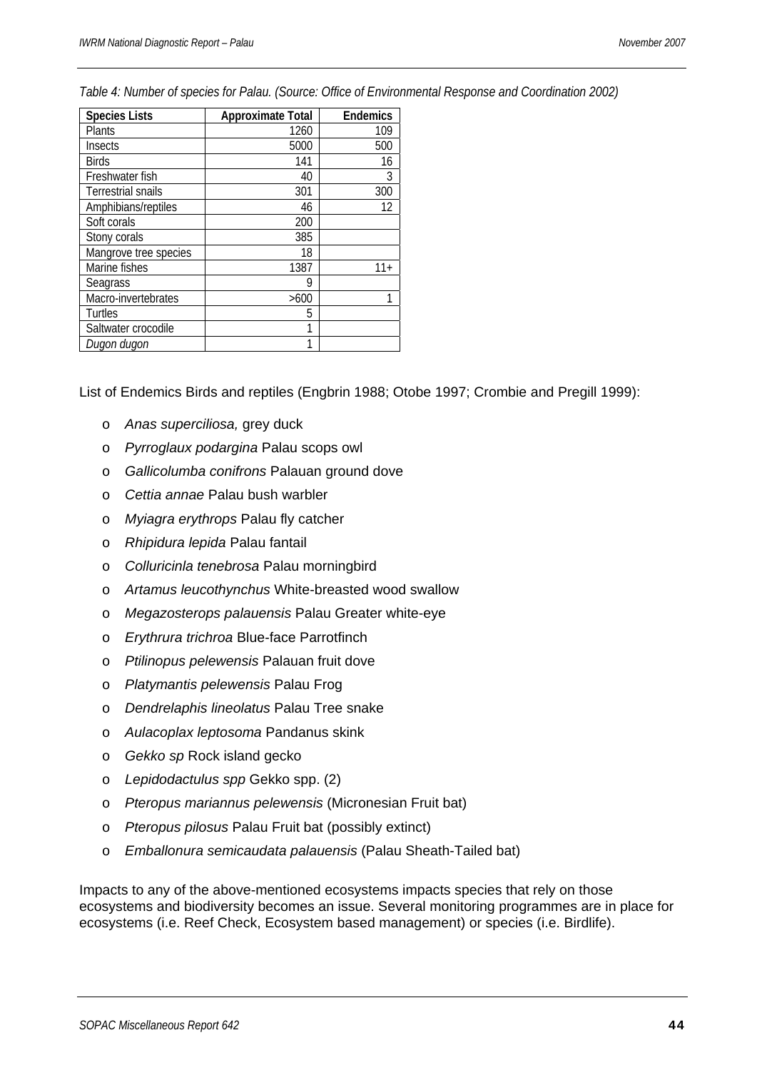*Table 4: Number of species for Palau. (Source: Office of Environmental Response and Coordination 2002)*

| Species Lists | Approximate Total | Endemics |
|---|---|---|
| Plants | 1260 | 109 |
| Insects | 5000 | 500 |
| Birds | 141 | 16 |
| Freshwater fish | 40 | 3 |
| Terrestrial snails | 301 | 300 |
| Amphibians/reptiles | 46 | 12 |
| Soft corals | 200 | |
| Stony corals | 385 | |
| Mangrove tree species | 18 | |
| Marine fishes | 1387 | 11+ |
| Seagrass | 9 | |
| Macro-invertebrates | >600 | 1 |
| Turtles | 5 | |
| Saltwater crocodile | 1 | |
| *Dugon dugon* | 1 | |

List of Endemics Birds and reptiles (Engbrin 1988; Otobe 1997; Crombie and Pregill 1999):

- *Anas superciliosa,* grey duck
- *Pyrroglaux podargina* Palau scops owl
- *Gallicolumba conifrons* Palauan ground dove
- *Cettia annae* Palau bush warbler
- *Myiagra erythrops* Palau fly catcher
- *Rhipidura lepida* Palau fantail
- *Colluricinla tenebrosa* Palau morningbird
- *Artamus leucothynchus* White-breasted wood swallow
- *Megazosterops palauensis* Palau Greater white-eye
- *Erythrura trichroa* Blue-face Parrotfinch
- *Ptilinopus pelewensis* Palauan fruit dove
- *Platymantis pelewensis* Palau Frog
- *Dendrelaphis lineolatus* Palau Tree snake
- *Aulacoplax leptosoma* Pandanus skink
- *Gekko sp* Rock island gecko
- *Lepidodactulus spp* Gekko spp. (2)
- *Pteropus mariannus pelewensis* (Micronesian Fruit bat)
- *Pteropus pilosus* Palau Fruit bat (possibly extinct)
- *Emballonura semicaudata palauensis* (Palau Sheath-Tailed bat)

Impacts to any of the above-mentioned ecosystems impacts species that rely on those ecosystems and biodiversity becomes an issue. Several monitoring programmes are in place for ecosystems (i.e. Reef Check, Ecosystem based management) or species (i.e. Birdlife).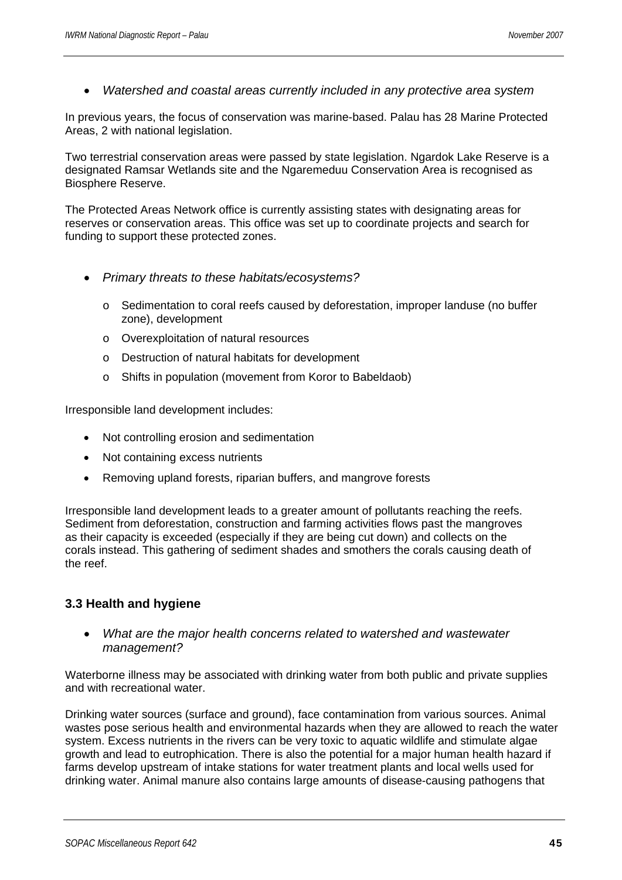- *Watershed and coastal areas currently included in any protective area system*

In previous years, the focus of conservation was marine-based. Palau has 28 Marine Protected Areas, 2 with national legislation.

Two terrestrial conservation areas were passed by state legislation. Ngardok Lake Reserve is a designated Ramsar Wetlands site and the Ngaremeduu Conservation Area is recognised as Biosphere Reserve.

The Protected Areas Network office is currently assisting states with designating areas for reserves or conservation areas. This office was set up to coordinate projects and search for funding to support these protected zones.

- *Primary threats to these habitats/ecosystems?*
    - Sedimentation to coral reefs caused by deforestation, improper landuse (no buffer zone), development
    - Overexploitation of natural resources
    - Destruction of natural habitats for development
    - Shifts in population (movement from Koror to Babeldaob)

Irresponsible land development includes:

- Not controlling erosion and sedimentation
- Not containing excess nutrients
- Removing upland forests, riparian buffers, and mangrove forests

Irresponsible land development leads to a greater amount of pollutants reaching the reefs. Sediment from deforestation, construction and farming activities flows past the mangroves as their capacity is exceeded (especially if they are being cut down) and collects on the corals instead. This gathering of sediment shades and smothers the corals causing death of the reef.

### 3.3 Health and hygiene

- *What are the major health concerns related to watershed and wastewater management?*

Waterborne illness may be associated with drinking water from both public and private supplies and with recreational water.

Drinking water sources (surface and ground), face contamination from various sources. Animal wastes pose serious health and environmental hazards when they are allowed to reach the water system. Excess nutrients in the rivers can be very toxic to aquatic wildlife and stimulate algae growth and lead to eutrophication. There is also the potential for a major human health hazard if farms develop upstream of intake stations for water treatment plants and local wells used for drinking water. Animal manure also contains large amounts of disease-causing pathogens that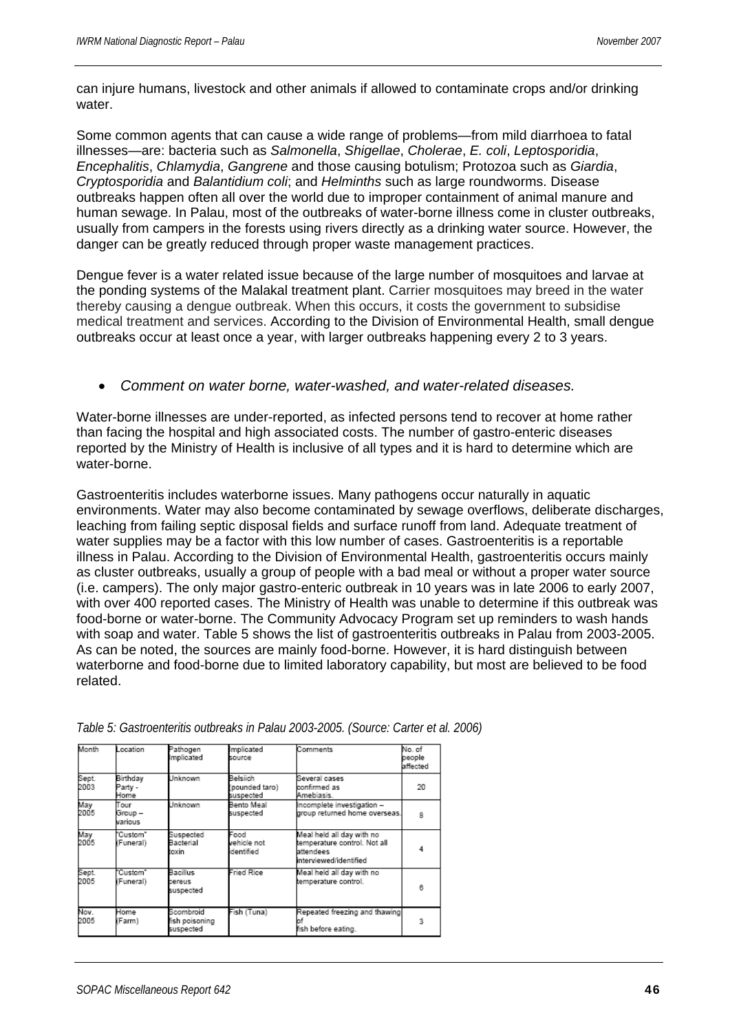can injure humans, livestock and other animals if allowed to contaminate crops and/or drinking water.

Some common agents that can cause a wide range of problems—from mild diarrhoea to fatal illnesses—are: bacteria such as *Salmonella*, *Shigellae*, *Cholerae*, *E. coli*, *Leptosporidia*, *Encephalitis*, *Chlamydia*, *Gangrene* and those causing botulism; Protozoa such as *Giardia*, *Cryptosporidia* and *Balantidium coli*; and *Helminths* such as large roundworms. Disease outbreaks happen often all over the world due to improper containment of animal manure and human sewage. In Palau, most of the outbreaks of water-borne illness come in cluster outbreaks, usually from campers in the forests using rivers directly as a drinking water source. However, the danger can be greatly reduced through proper waste management practices.

Dengue fever is a water related issue because of the large number of mosquitoes and larvae at the ponding systems of the Malakal treatment plant. Carrier mosquitoes may breed in the water thereby causing a dengue outbreak. When this occurs, it costs the government to subsidise medical treatment and services. According to the Division of Environmental Health, small dengue outbreaks occur at least once a year, with larger outbreaks happening every 2 to 3 years.

- *Comment on water borne, water-washed, and water-related diseases.*

Water-borne illnesses are under-reported, as infected persons tend to recover at home rather than facing the hospital and high associated costs. The number of gastro-enteric diseases reported by the Ministry of Health is inclusive of all types and it is hard to determine which are water-borne.

Gastroenteritis includes waterborne issues. Many pathogens occur naturally in aquatic environments. Water may also become contaminated by sewage overflows, deliberate discharges, leaching from failing septic disposal fields and surface runoff from land. Adequate treatment of water supplies may be a factor with this low number of cases. Gastroenteritis is a reportable illness in Palau. According to the Division of Environmental Health, gastroenteritis occurs mainly as cluster outbreaks, usually a group of people with a bad meal or without a proper water source (i.e. campers). The only major gastro-enteric outbreak in 10 years was in late 2006 to early 2007, with over 400 reported cases. The Ministry of Health was unable to determine if this outbreak was food-borne or water-borne. The Community Advocacy Program set up reminders to wash hands with soap and water. Table 5 shows the list of gastroenteritis outbreaks in Palau from 2003-2005. As can be noted, the sources are mainly food-borne. However, it is hard distinguish between waterborne and food-borne due to limited laboratory capability, but most are believed to be food related.

*Table 5: Gastroenteritis outbreaks in Palau 2003-2005. (Source: Carter et al. 2006)*

| Month | Location | Pathogen implicated | Implicated source | Comments | No. of people affected |
|---|---|---|---|---|---|
| Sept. 2003 | Birthday Party - Home | Unknown | Belsiich (pounded taro) suspected | Several cases confirmed as Amebiasis. | 20 |
| May 2005 | Tour Group – various | Unknown | Bento Meal suspected | Incomplete investigation – group returned home overseas. | 8 |
| May 2005 | "Custom" (Funeral) | Suspected Bacterial toxin | Food vehicle not identified | Meal held all day with no temperature control. Not all attendees interviewed/identified | 4 |
| Sept. 2005 | "Custom" (Funeral) | Bacillus cereus suspected | Fried Rice | Meal held all day with no temperature control. | 6 |
| Nov. 2005 | Home (Farm) | Scombroid fish poisoning suspected | Fish (Tuna) | Repeated freezing and thawing of fish before eating. | 3 |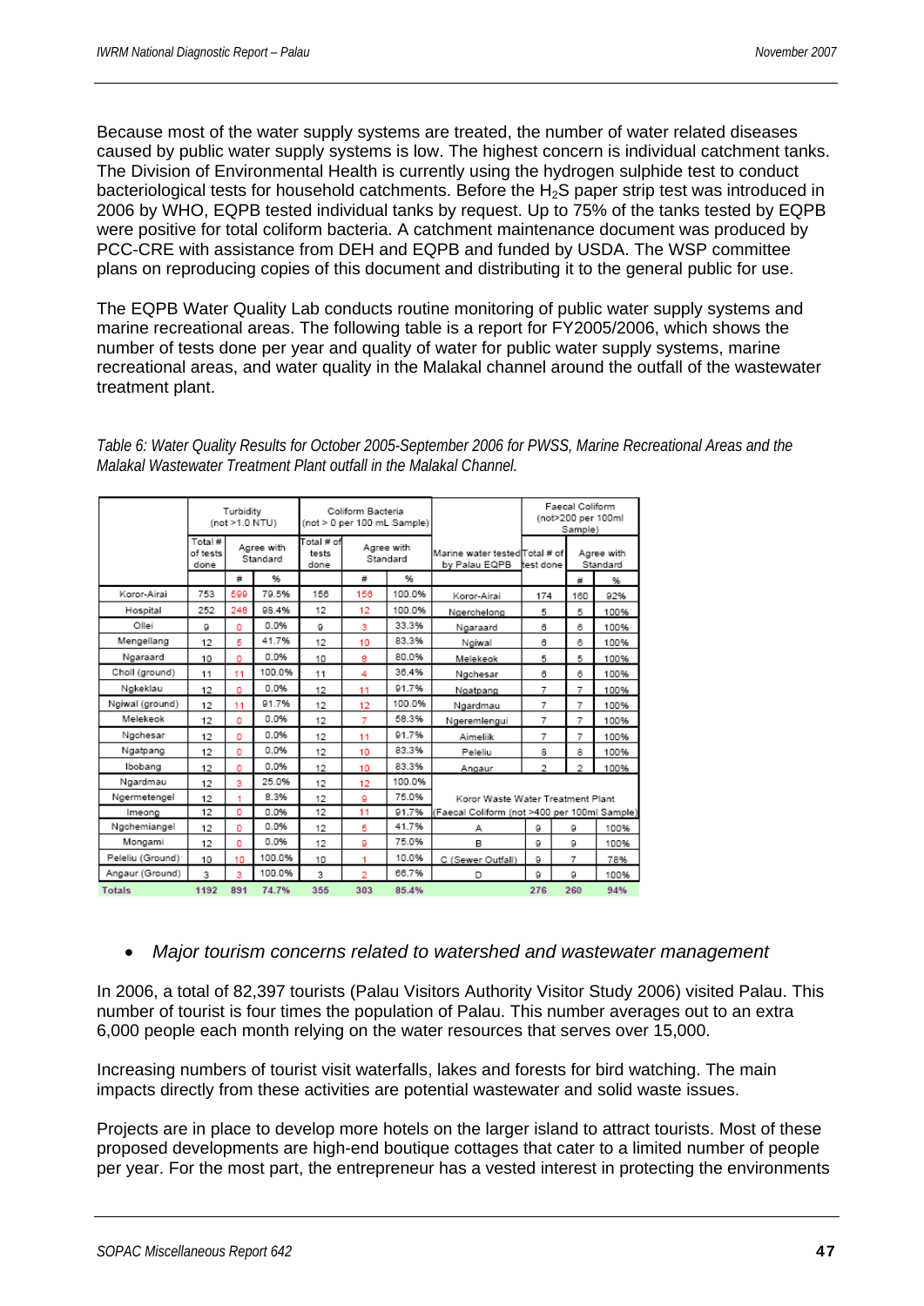Because most of the water supply systems are treated, the number of water related diseases caused by public water supply systems is low. The highest concern is individual catchment tanks. The Division of Environmental Health is currently using the hydrogen sulphide test to conduct bacteriological tests for household catchments. Before the $H_2S$ paper strip test was introduced in 2006 by WHO, EQPB tested individual tanks by request. Up to 75% of the tanks tested by EQPB were positive for total coliform bacteria. A catchment maintenance document was produced by PCC-CRE with assistance from DEH and EQPB and funded by USDA. The WSP committee plans on reproducing copies of this document and distributing it to the general public for use.

The EQPB Water Quality Lab conducts routine monitoring of public water supply systems and marine recreational areas. The following table is a report for FY2005/2006, which shows the number of tests done per year and quality of water for public water supply systems, marine recreational areas, and water quality in the Malakal channel around the outfall of the wastewater treatment plant.

*Table 6: Water Quality Results for October 2005-September 2006 for PWSS, Marine Recreational Areas and the Malakal Wastewater Treatment Plant outfall in the Malakal Channel.*

| | Turbidity (not >1.0 NTU) | | | Coliform Bacteria (not > 0 per 100 mL Sample) | | | | Faecal Coliform (not>200 per 100ml Sample) | | |
|---|---|---|---|---|---|---|---|---|---|---|
| | Total # of tests done | Agree with Standard | | Total # of tests done | Agree with Standard | | Marine water tested by Palau EQPB | Total # of test done | Agree with Standard | |
| | | # | % | | # | % | | | # | % |
| Koror-Airai | 753 | 599 | 79.5% | 156 | 156 | 100.0% | Koror-Airai | 174 | 160 | 92% |
| Hospital | 252 | 248 | 98.4% | 12 | 12 | 100.0% | Ngerchelong | 5 | 5 | 100% |
| Ollei | 9 | 0 | 0.0% | 9 | 3 | 33.3% | Ngaraard | 6 | 6 | 100% |
| Mengellang | 12 | 5 | 41.7% | 12 | 10 | 83.3% | Ngiwal | 6 | 6 | 100% |
| Ngaraard | 10 | 0 | 0.0% | 10 | 8 | 80.0% | Melekeok | 5 | 5 | 100% |
| Choll (ground) | 11 | 11 | 100.0% | 11 | 4 | 36.4% | Ngchesar | 6 | 6 | 100% |
| Ngkeklau | 12 | 0 | 0.0% | 12 | 11 | 91.7% | Ngatpang | 7 | 7 | 100% |
| Ngiwal (ground) | 12 | 11 | 91.7% | 12 | 12 | 100.0% | Ngardmau | 7 | 7 | 100% |
| Melekeok | 12 | 0 | 0.0% | 12 | 7 | 58.3% | Ngeremlengui | 7 | 7 | 100% |
| Ngchesar | 12 | 0 | 0.0% | 12 | 11 | 91.7% | Aimeliik | 7 | 7 | 100% |
| Ngatpang | 12 | 0 | 0.0% | 12 | 10 | 83.3% | Peleliu | 8 | 8 | 100% |
| Ibobang | 12 | 0 | 0.0% | 12 | 10 | 83.3% | Angaur | 2 | 2 | 100% |
| Ngardmau | 12 | 3 | 25.0% | 12 | 12 | 100.0% | | | | |
| Ngermetengel | 12 | 1 | 8.3% | 12 | 9 | 75.0% | Koror Waste Water Treatment Plant | | | |
| Imeong | 12 | 0 | 0.0% | 12 | 11 | 91.7% | (Faecal Coliform (not >400 per 100ml Sample) | | | |
| Ngchemiangel | 12 | 0 | 0.0% | 12 | 5 | 41.7% | A | 9 | 9 | 100% |
| Mongami | 12 | 0 | 0.0% | 12 | 9 | 75.0% | B | 9 | 9 | 100% |
| Peleliu (Ground) | 10 | 10 | 100.0% | 10 | 1 | 10.0% | C (Sewer Outfall) | 9 | 7 | 78% |
| Angaur (Ground) | 3 | 3 | 100.0% | 3 | 2 | 66.7% | D | 9 | 9 | 100% |
| **Totals** | **1192** | **891** | **74.7%** | **355** | **303** | **85.4%** | | **276** | **260** | **94%** |

- *Major tourism concerns related to watershed and wastewater management*

In 2006, a total of 82,397 tourists (Palau Visitors Authority Visitor Study 2006) visited Palau. This number of tourist is four times the population of Palau. This number averages out to an extra 6,000 people each month relying on the water resources that serves over 15,000.

Increasing numbers of tourist visit waterfalls, lakes and forests for bird watching. The main impacts directly from these activities are potential wastewater and solid waste issues.

Projects are in place to develop more hotels on the larger island to attract tourists. Most of these proposed developments are high-end boutique cottages that cater to a limited number of people per year. For the most part, the entrepreneur has a vested interest in protecting the environments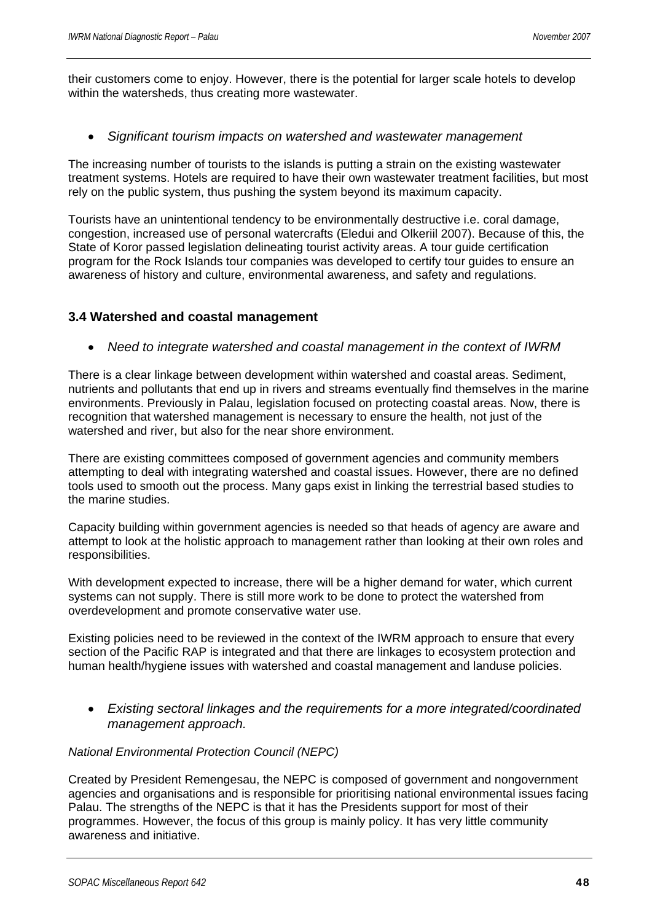their customers come to enjoy. However, there is the potential for larger scale hotels to develop within the watersheds, thus creating more wastewater.

- *Significant tourism impacts on watershed and wastewater management*

The increasing number of tourists to the islands is putting a strain on the existing wastewater treatment systems. Hotels are required to have their own wastewater treatment facilities, but most rely on the public system, thus pushing the system beyond its maximum capacity.

Tourists have an unintentional tendency to be environmentally destructive i.e. coral damage, congestion, increased use of personal watercrafts (Eledui and Olkeriil 2007). Because of this, the State of Koror passed legislation delineating tourist activity areas. A tour guide certification program for the Rock Islands tour companies was developed to certify tour guides to ensure an awareness of history and culture, environmental awareness, and safety and regulations.

### 3.4 Watershed and coastal management

- *Need to integrate watershed and coastal management in the context of IWRM*

There is a clear linkage between development within watershed and coastal areas. Sediment, nutrients and pollutants that end up in rivers and streams eventually find themselves in the marine environments. Previously in Palau, legislation focused on protecting coastal areas. Now, there is recognition that watershed management is necessary to ensure the health, not just of the watershed and river, but also for the near shore environment.

There are existing committees composed of government agencies and community members attempting to deal with integrating watershed and coastal issues. However, there are no defined tools used to smooth out the process. Many gaps exist in linking the terrestrial based studies to the marine studies.

Capacity building within government agencies is needed so that heads of agency are aware and attempt to look at the holistic approach to management rather than looking at their own roles and responsibilities.

With development expected to increase, there will be a higher demand for water, which current systems can not supply. There is still more work to be done to protect the watershed from overdevelopment and promote conservative water use.

Existing policies need to be reviewed in the context of the IWRM approach to ensure that every section of the Pacific RAP is integrated and that there are linkages to ecosystem protection and human health/hygiene issues with watershed and coastal management and landuse policies.

- *Existing sectoral linkages and the requirements for a more integrated/coordinated management approach.*

*National Environmental Protection Council (NEPC)*

Created by President Remengesau, the NEPC is composed of government and nongovernment agencies and organisations and is responsible for prioritising national environmental issues facing Palau. The strengths of the NEPC is that it has the Presidents support for most of their programmes. However, the focus of this group is mainly policy. It has very little community awareness and initiative.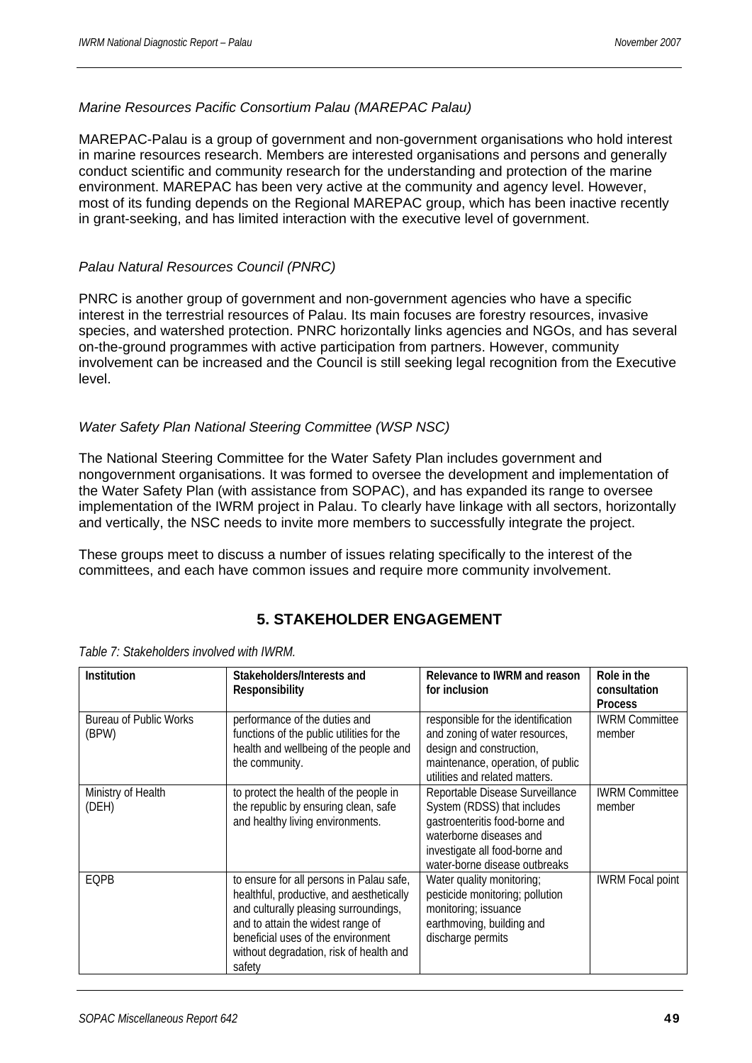*Marine Resources Pacific Consortium Palau (MAREPAC Palau)*

MAREPAC-Palau is a group of government and non-government organisations who hold interest in marine resources research. Members are interested organisations and persons and generally conduct scientific and community research for the understanding and protection of the marine environment. MAREPAC has been very active at the community and agency level. However, most of its funding depends on the Regional MAREPAC group, which has been inactive recently in grant-seeking, and has limited interaction with the executive level of government.

*Palau Natural Resources Council (PNRC)*

PNRC is another group of government and non-government agencies who have a specific interest in the terrestrial resources of Palau. Its main focuses are forestry resources, invasive species, and watershed protection. PNRC horizontally links agencies and NGOs, and has several on-the-ground programmes with active participation from partners. However, community involvement can be increased and the Council is still seeking legal recognition from the Executive level.

*Water Safety Plan National Steering Committee (WSP NSC)*

The National Steering Committee for the Water Safety Plan includes government and nongovernment organisations. It was formed to oversee the development and implementation of the Water Safety Plan (with assistance from SOPAC), and has expanded its range to oversee implementation of the IWRM project in Palau. To clearly have linkage with all sectors, horizontally and vertically, the NSC needs to invite more members to successfully integrate the project.

These groups meet to discuss a number of issues relating specifically to the interest of the committees, and each have common issues and require more community involvement.

## 5. STAKEHOLDER ENGAGEMENT

*Table 7: Stakeholders involved with IWRM.*

| Institution | Stakeholders/Interests and Responsibility | Relevance to IWRM and reason for inclusion | Role in the consultation Process |
|---|---|---|---|
| Bureau of Public Works (BPW) | performance of the duties and functions of the public utilities for the health and wellbeing of the people and the community. | responsible for the identification and zoning of water resources, design and construction, maintenance, operation, of public utilities and related matters. | IWRM Committee member |
| Ministry of Health (DEH) | to protect the health of the people in the republic by ensuring clean, safe and healthy living environments. | Reportable Disease Surveillance System (RDSS) that includes gastroenteritis food-borne and waterborne diseases and investigate all food-borne and water-borne disease outbreaks | IWRM Committee member |
| EQPB | to ensure for all persons in Palau safe, healthful, productive, and aesthetically and culturally pleasing surroundings, and to attain the widest range of beneficial uses of the environment without degradation, risk of health and safety | Water quality monitoring; pesticide monitoring; pollution monitoring; issuance earthmoving, building and discharge permits | IWRM Focal point |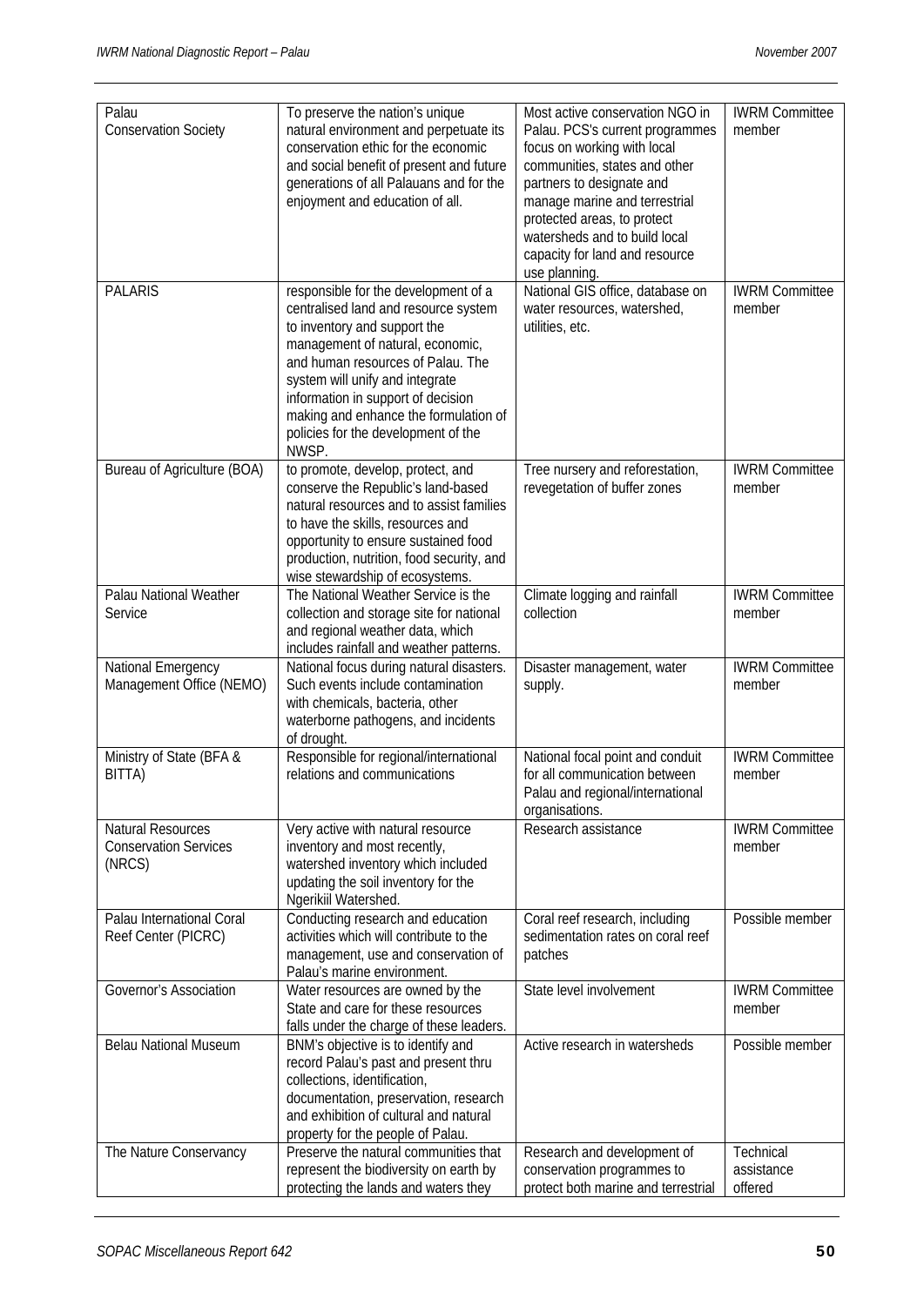| | | | |
|---|---|---|---|
| Palau Conservation Society | To preserve the nation's unique natural environment and perpetuate its conservation ethic for the economic and social benefit of present and future generations of all Palauans and for the enjoyment and education of all. | Most active conservation NGO in Palau. PCS's current programmes focus on working with local communities, states and other partners to designate and manage marine and terrestrial protected areas, to protect watersheds and to build local capacity for land and resource use planning. | IWRM Committee member |
| PALARIS | responsible for the development of a centralised land and resource system to inventory and support the management of natural, economic, and human resources of Palau. The system will unify and integrate information in support of decision making and enhance the formulation of policies for the development of the NWSP. | National GIS office, database on water resources, watershed, utilities, etc. | IWRM Committee member |
| Bureau of Agriculture (BOA) | to promote, develop, protect, and conserve the Republic's land-based natural resources and to assist families to have the skills, resources and opportunity to ensure sustained food production, nutrition, food security, and wise stewardship of ecosystems. | Tree nursery and reforestation, revegetation of buffer zones | IWRM Committee member |
| Palau National Weather Service | The National Weather Service is the collection and storage site for national and regional weather data, which includes rainfall and weather patterns. | Climate logging and rainfall collection | IWRM Committee member |
| National Emergency Management Office (NEMO) | National focus during natural disasters. Such events include contamination with chemicals, bacteria, other waterborne pathogens, and incidents of drought. | Disaster management, water supply. | IWRM Committee member |
| Ministry of State (BFA & BITTA) | Responsible for regional/international relations and communications | National focal point and conduit for all communication between Palau and regional/international organisations. | IWRM Committee member |
| Natural Resources Conservation Services (NRCS) | Very active with natural resource inventory and most recently, watershed inventory which included updating the soil inventory for the Ngerikiil Watershed. | Research assistance | IWRM Committee member |
| Palau International Coral Reef Center (PICRC) | Conducting research and education activities which will contribute to the management, use and conservation of Palau's marine environment. | Coral reef research, including sedimentation rates on coral reef patches | Possible member |
| Governor's Association | Water resources are owned by the State and care for these resources falls under the charge of these leaders. | State level involvement | IWRM Committee member |
| Belau National Museum | BNM's objective is to identify and record Palau's past and present thru collections, identification, documentation, preservation, research and exhibition of cultural and natural property for the people of Palau. | Active research in watersheds | Possible member |
| The Nature Conservancy | Preserve the natural communities that represent the biodiversity on earth by protecting the lands and waters they | Research and development of conservation programmes to protect both marine and terrestrial | Technical assistance offered |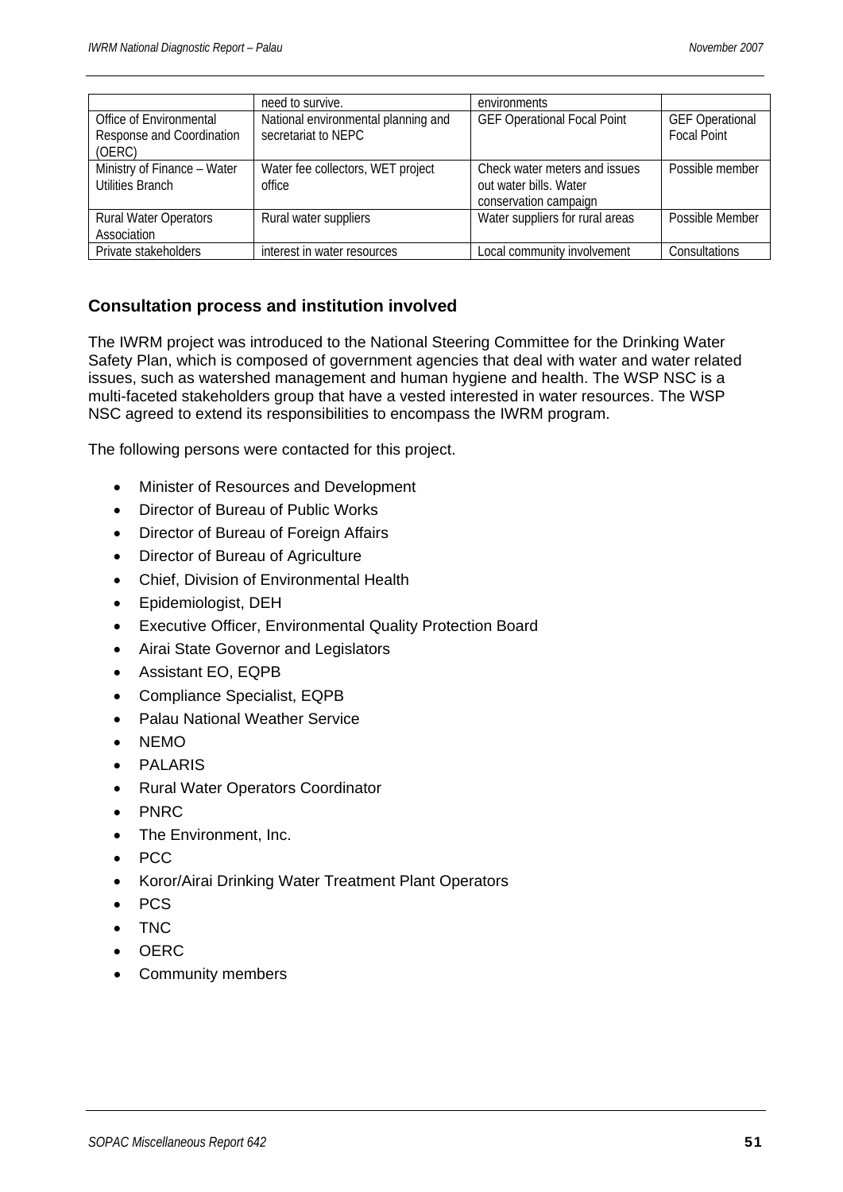| | need to survive. | environments | |
|---|---|---|---|
| Office of Environmental Response and Coordination (OERC) | National environmental planning and secretariat to NEPC | GEF Operational Focal Point | GEF Operational Focal Point |
| Ministry of Finance – Water Utilities Branch | Water fee collectors, WET project office | Check water meters and issues out water bills. Water conservation campaign | Possible member |
| Rural Water Operators Association | Rural water suppliers | Water suppliers for rural areas | Possible Member |
| Private stakeholders | interest in water resources | Local community involvement | Consultations |

### Consultation process and institution involved

The IWRM project was introduced to the National Steering Committee for the Drinking Water Safety Plan, which is composed of government agencies that deal with water and water related issues, such as watershed management and human hygiene and health. The WSP NSC is a multi-faceted stakeholders group that have a vested interested in water resources. The WSP NSC agreed to extend its responsibilities to encompass the IWRM program.

The following persons were contacted for this project.

- Minister of Resources and Development
- Director of Bureau of Public Works
- Director of Bureau of Foreign Affairs
- Director of Bureau of Agriculture
- Chief, Division of Environmental Health
- Epidemiologist, DEH
- Executive Officer, Environmental Quality Protection Board
- Airai State Governor and Legislators
- Assistant EO, EQPB
- Compliance Specialist, EQPB
- Palau National Weather Service
- NEMO
- PALARIS
- Rural Water Operators Coordinator
- PNRC
- The Environment, Inc.
- PCC
- Koror/Airai Drinking Water Treatment Plant Operators
- PCS
- TNC
- OERC
- Community members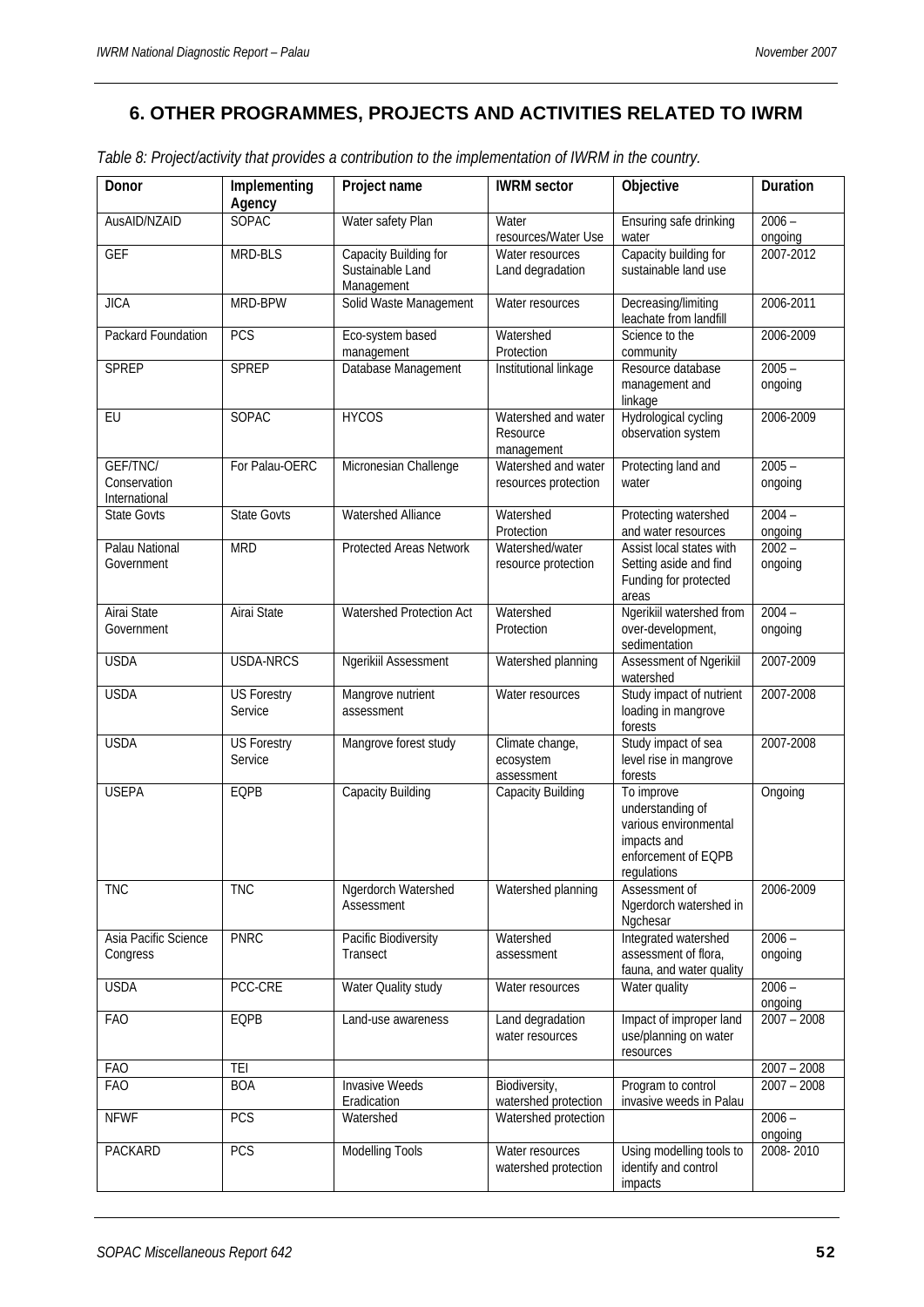## 6. OTHER PROGRAMMES, PROJECTS AND ACTIVITIES RELATED TO IWRM

*Table 8: Project/activity that provides a contribution to the implementation of IWRM in the country.*

| Donor | Implementing Agency | Project name | IWRM sector | Objective | Duration |
|---|---|---|---|---|---|
| AusAID/NZAID | SOPAC | Water safety Plan | Water resources/Water Use | Ensuring safe drinking water | 2006 – ongoing |
| GEF | MRD-BLS | Capacity Building for Sustainable Land Management | Water resources Land degradation | Capacity building for sustainable land use | 2007-2012 |
| JICA | MRD-BPW | Solid Waste Management | Water resources | Decreasing/limiting leachate from landfill | 2006-2011 |
| Packard Foundation | PCS | Eco-system based management | Watershed Protection | Science to the community | 2006-2009 |
| SPREP | SPREP | Database Management | Institutional linkage | Resource database management and linkage | 2005 – ongoing |
| EU | SOPAC | HYCOS | Watershed and water Resource management | Hydrological cycling observation system | 2006-2009 |
| GEF/TNC/ Conservation International | For Palau-OERC | Micronesian Challenge | Watershed and water resources protection | Protecting land and water | 2005 – ongoing |
| State Govts | State Govts | Watershed Alliance | Watershed Protection | Protecting watershed and water resources | 2004 – ongoing |
| Palau National Government | MRD | Protected Areas Network | Watershed/water resource protection | Assist local states with Setting aside and find Funding for protected areas | 2002 – ongoing |
| Airai State Government | Airai State | Watershed Protection Act | Watershed Protection | Ngerikiil watershed from over-development, sedimentation | 2004 – ongoing |
| USDA | USDA-NRCS | Ngerikiil Assessment | Watershed planning | Assessment of Ngerikiil watershed | 2007-2009 |
| USDA | US Forestry Service | Mangrove nutrient assessment | Water resources | Study impact of nutrient loading in mangrove forests | 2007-2008 |
| USDA | US Forestry Service | Mangrove forest study | Climate change, ecosystem assessment | Study impact of sea level rise in mangrove forests | 2007-2008 |
| USEPA | EQPB | Capacity Building | Capacity Building | To improve understanding of various environmental impacts and enforcement of EQPB regulations | Ongoing |
| TNC | TNC | Ngerdorch Watershed Assessment | Watershed planning | Assessment of Ngerdorch watershed in Ngchesar | 2006-2009 |
| Asia Pacific Science Congress | PNRC | Pacific Biodiversity Transect | Watershed assessment | Integrated watershed assessment of flora, fauna, and water quality | 2006 – ongoing |
| USDA | PCC-CRE | Water Quality study | Water resources | Water quality | 2006 – ongoing |
| FAO | EQPB | Land-use awareness | Land degradation water resources | Impact of improper land use/planning on water resources | 2007 – 2008 |
| FAO | TEI | | | | 2007 – 2008 |
| FAO | BOA | Invasive Weeds Eradication | Biodiversity, watershed protection | Program to control invasive weeds in Palau | 2007 – 2008 |
| NFWF | PCS | Watershed | Watershed protection | | 2006 – ongoing |
| PACKARD | PCS | Modelling Tools | Water resources watershed protection | Using modelling tools to identify and control impacts | 2008- 2010 |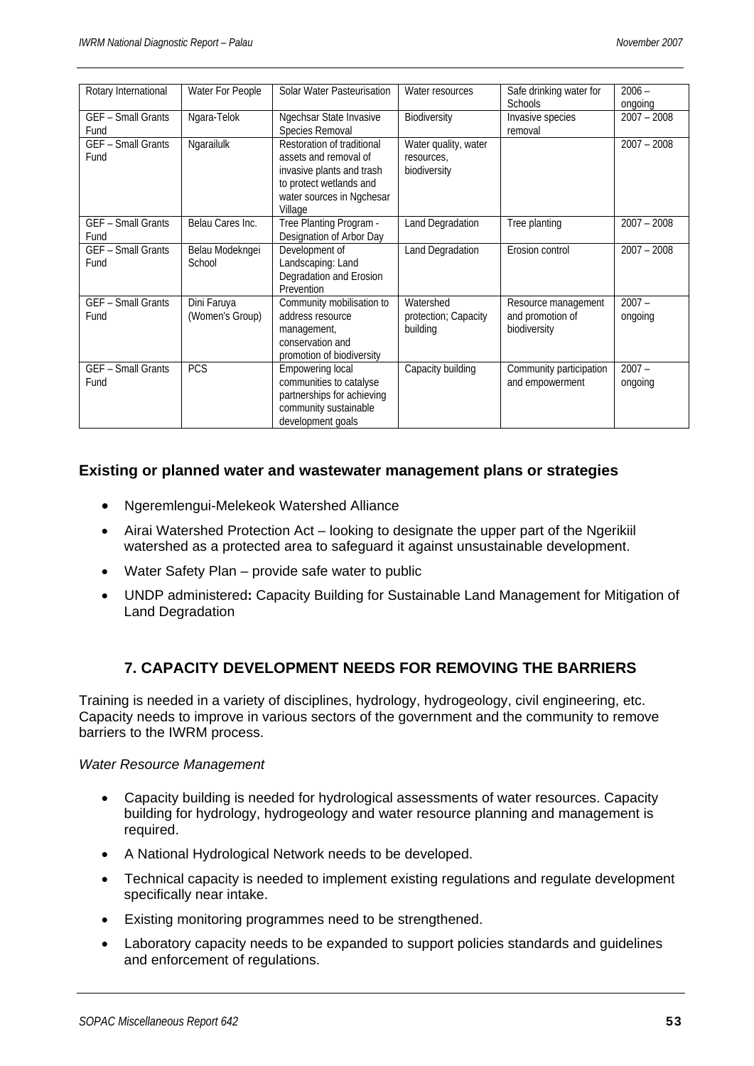| Rotary International | Water For People | Solar Water Pasteurisation | Water resources | Safe drinking water for Schools | 2006 – ongoing |
|---|---|---|---|---|---|
| GEF – Small Grants Fund | Ngara-Telok | Ngechsar State Invasive Species Removal | Biodiversity | Invasive species removal | 2007 – 2008 |
| GEF – Small Grants Fund | Ngarailulk | Restoration of traditional assets and removal of invasive plants and trash to protect wetlands and water sources in Ngchesar Village | Water quality, water resources, biodiversity | | 2007 – 2008 |
| GEF – Small Grants Fund | Belau Cares Inc. | Tree Planting Program - Designation of Arbor Day | Land Degradation | Tree planting | 2007 – 2008 |
| GEF – Small Grants Fund | Belau Modekngei School | Development of Landscaping: Land Degradation and Erosion Prevention | Land Degradation | Erosion control | 2007 – 2008 |
| GEF – Small Grants Fund | Dini Faruya (Women's Group) | Community mobilisation to address resource management, conservation and promotion of biodiversity | Watershed protection; Capacity building | Resource management and promotion of biodiversity | 2007 – ongoing |
| GEF – Small Grants Fund | PCS | Empowering local communities to catalyse partnerships for achieving community sustainable development goals | Capacity building | Community participation and empowerment | 2007 – ongoing |

### Existing or planned water and wastewater management plans or strategies

- Ngeremlengui-Melekeok Watershed Alliance
- Airai Watershed Protection Act – looking to designate the upper part of the Ngerikiil watershed as a protected area to safeguard it against unsustainable development.
- Water Safety Plan – provide safe water to public
- UNDP administered**:** Capacity Building for Sustainable Land Management for Mitigation of Land Degradation

## 7. CAPACITY DEVELOPMENT NEEDS FOR REMOVING THE BARRIERS

Training is needed in a variety of disciplines, hydrology, hydrogeology, civil engineering, etc. Capacity needs to improve in various sectors of the government and the community to remove barriers to the IWRM process.

*Water Resource Management*

- Capacity building is needed for hydrological assessments of water resources. Capacity building for hydrology, hydrogeology and water resource planning and management is required.
- A National Hydrological Network needs to be developed.
- Technical capacity is needed to implement existing regulations and regulate development specifically near intake.
- Existing monitoring programmes need to be strengthened.
- Laboratory capacity needs to be expanded to support policies standards and guidelines and enforcement of regulations.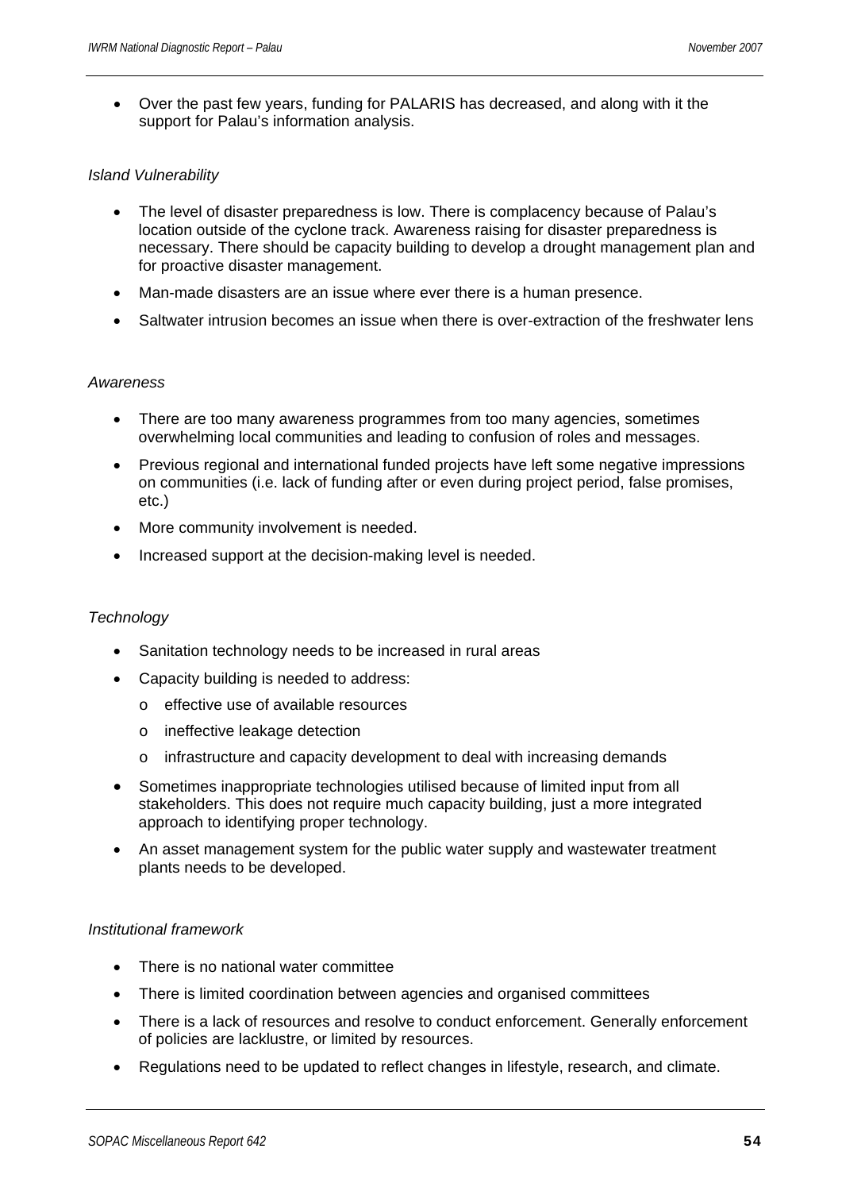- Over the past few years, funding for PALARIS has decreased, and along with it the support for Palau's information analysis.

*Island Vulnerability*

- The level of disaster preparedness is low. There is complacency because of Palau's location outside of the cyclone track. Awareness raising for disaster preparedness is necessary. There should be capacity building to develop a drought management plan and for proactive disaster management.
- Man-made disasters are an issue where ever there is a human presence.
- Saltwater intrusion becomes an issue when there is over-extraction of the freshwater lens

*Awareness*

- There are too many awareness programmes from too many agencies, sometimes overwhelming local communities and leading to confusion of roles and messages.
- Previous regional and international funded projects have left some negative impressions on communities (i.e. lack of funding after or even during project period, false promises, etc.)
- More community involvement is needed.
- Increased support at the decision-making level is needed.

*Technology*

- Sanitation technology needs to be increased in rural areas
- Capacity building is needed to address:
  - effective use of available resources
  - ineffective leakage detection
  - infrastructure and capacity development to deal with increasing demands
- Sometimes inappropriate technologies utilised because of limited input from all stakeholders. This does not require much capacity building, just a more integrated approach to identifying proper technology.
- An asset management system for the public water supply and wastewater treatment plants needs to be developed.

*Institutional framework*

- There is no national water committee
- There is limited coordination between agencies and organised committees
- There is a lack of resources and resolve to conduct enforcement. Generally enforcement of policies are lacklustre, or limited by resources.
- Regulations need to be updated to reflect changes in lifestyle, research, and climate.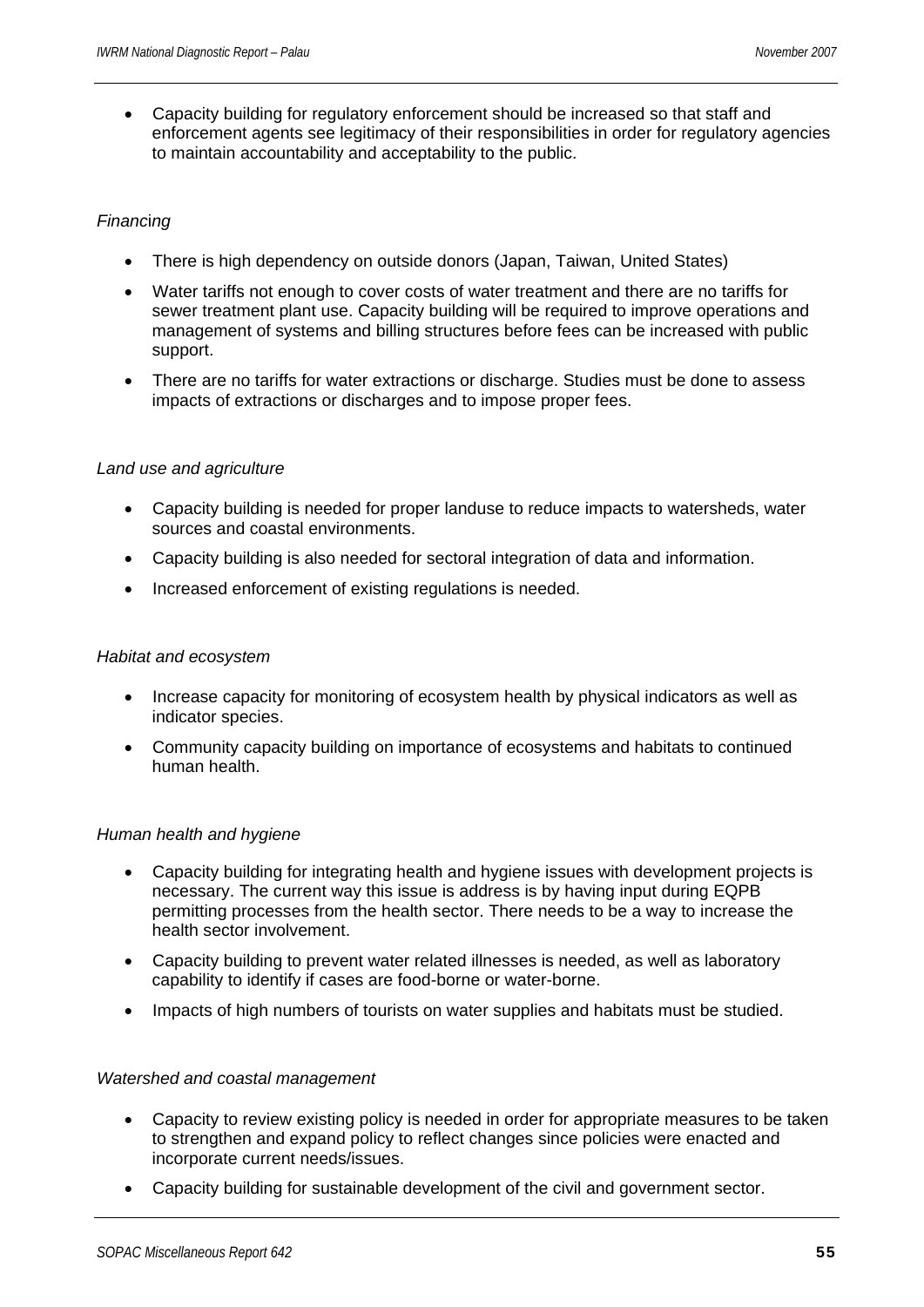- Capacity building for regulatory enforcement should be increased so that staff and enforcement agents see legitimacy of their responsibilities in order for regulatory agencies to maintain accountability and acceptability to the public.

*Financing*

- There is high dependency on outside donors (Japan, Taiwan, United States)
- Water tariffs not enough to cover costs of water treatment and there are no tariffs for sewer treatment plant use. Capacity building will be required to improve operations and management of systems and billing structures before fees can be increased with public support.
- There are no tariffs for water extractions or discharge. Studies must be done to assess impacts of extractions or discharges and to impose proper fees.

*Land use and agriculture*

- Capacity building is needed for proper landuse to reduce impacts to watersheds, water sources and coastal environments.
- Capacity building is also needed for sectoral integration of data and information.
- Increased enforcement of existing regulations is needed.

*Habitat and ecosystem*

- Increase capacity for monitoring of ecosystem health by physical indicators as well as indicator species.
- Community capacity building on importance of ecosystems and habitats to continued human health.

*Human health and hygiene*

- Capacity building for integrating health and hygiene issues with development projects is necessary. The current way this issue is address is by having input during EQPB permitting processes from the health sector. There needs to be a way to increase the health sector involvement.
- Capacity building to prevent water related illnesses is needed, as well as laboratory capability to identify if cases are food-borne or water-borne.
- Impacts of high numbers of tourists on water supplies and habitats must be studied.

*Watershed and coastal management*

- Capacity to review existing policy is needed in order for appropriate measures to be taken to strengthen and expand policy to reflect changes since policies were enacted and incorporate current needs/issues.
- Capacity building for sustainable development of the civil and government sector.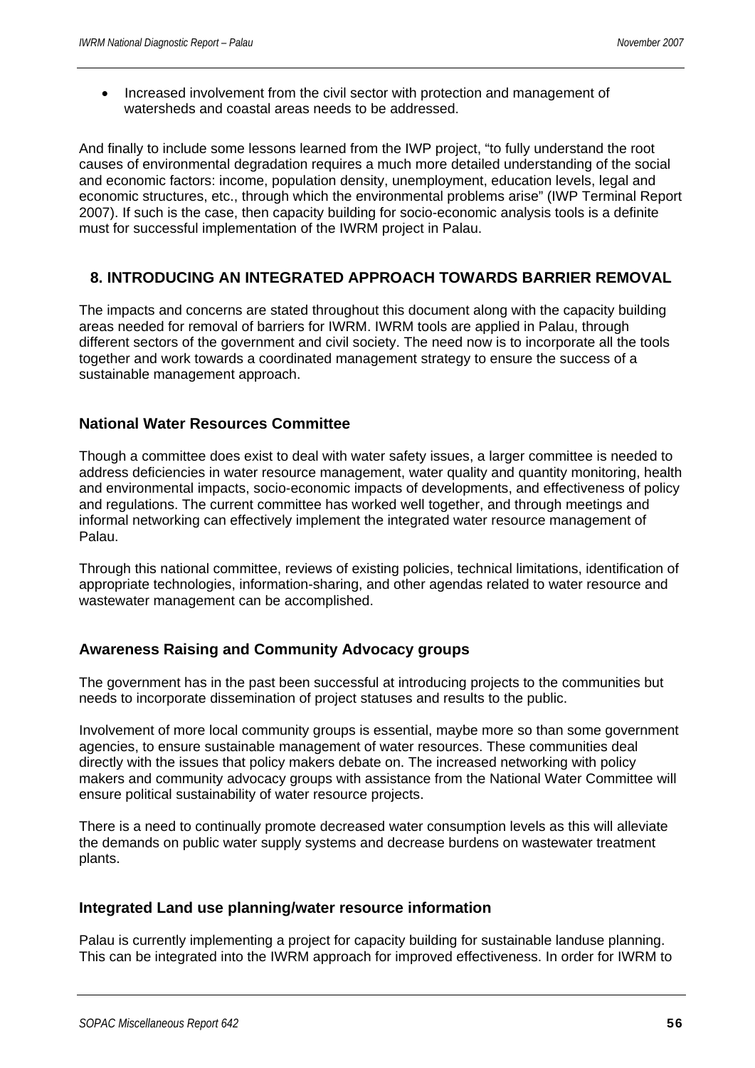- Increased involvement from the civil sector with protection and management of watersheds and coastal areas needs to be addressed.

And finally to include some lessons learned from the IWP project, "to fully understand the root causes of environmental degradation requires a much more detailed understanding of the social and economic factors: income, population density, unemployment, education levels, legal and economic structures, etc., through which the environmental problems arise" (IWP Terminal Report 2007). If such is the case, then capacity building for socio-economic analysis tools is a definite must for successful implementation of the IWRM project in Palau.

## 8. INTRODUCING AN INTEGRATED APPROACH TOWARDS BARRIER REMOVAL

The impacts and concerns are stated throughout this document along with the capacity building areas needed for removal of barriers for IWRM. IWRM tools are applied in Palau, through different sectors of the government and civil society. The need now is to incorporate all the tools together and work towards a coordinated management strategy to ensure the success of a sustainable management approach.

### National Water Resources Committee

Though a committee does exist to deal with water safety issues, a larger committee is needed to address deficiencies in water resource management, water quality and quantity monitoring, health and environmental impacts, socio-economic impacts of developments, and effectiveness of policy and regulations. The current committee has worked well together, and through meetings and informal networking can effectively implement the integrated water resource management of Palau.

Through this national committee, reviews of existing policies, technical limitations, identification of appropriate technologies, information-sharing, and other agendas related to water resource and wastewater management can be accomplished.

### Awareness Raising and Community Advocacy groups

The government has in the past been successful at introducing projects to the communities but needs to incorporate dissemination of project statuses and results to the public.

Involvement of more local community groups is essential, maybe more so than some government agencies, to ensure sustainable management of water resources. These communities deal directly with the issues that policy makers debate on. The increased networking with policy makers and community advocacy groups with assistance from the National Water Committee will ensure political sustainability of water resource projects.

There is a need to continually promote decreased water consumption levels as this will alleviate the demands on public water supply systems and decrease burdens on wastewater treatment plants.

### Integrated Land use planning/water resource information

Palau is currently implementing a project for capacity building for sustainable landuse planning. This can be integrated into the IWRM approach for improved effectiveness. In order for IWRM to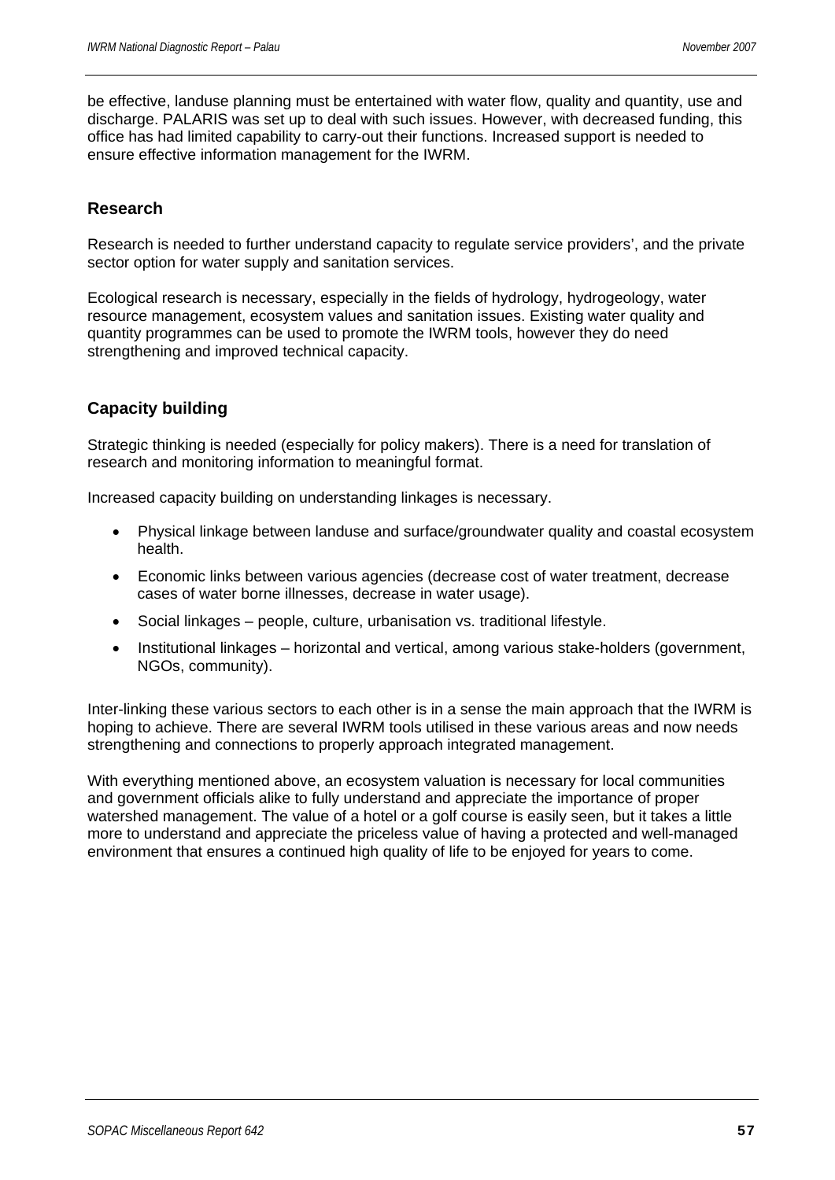be effective, landuse planning must be entertained with water flow, quality and quantity, use and discharge. PALARIS was set up to deal with such issues. However, with decreased funding, this office has had limited capability to carry-out their functions. Increased support is needed to ensure effective information management for the IWRM.

### Research

Research is needed to further understand capacity to regulate service providers', and the private sector option for water supply and sanitation services.

Ecological research is necessary, especially in the fields of hydrology, hydrogeology, water resource management, ecosystem values and sanitation issues. Existing water quality and quantity programmes can be used to promote the IWRM tools, however they do need strengthening and improved technical capacity.

### Capacity building

Strategic thinking is needed (especially for policy makers). There is a need for translation of research and monitoring information to meaningful format.

Increased capacity building on understanding linkages is necessary.

- Physical linkage between landuse and surface/groundwater quality and coastal ecosystem health.
- Economic links between various agencies (decrease cost of water treatment, decrease cases of water borne illnesses, decrease in water usage).
- Social linkages – people, culture, urbanisation vs. traditional lifestyle.
- Institutional linkages – horizontal and vertical, among various stake-holders (government, NGOs, community).

Inter-linking these various sectors to each other is in a sense the main approach that the IWRM is hoping to achieve. There are several IWRM tools utilised in these various areas and now needs strengthening and connections to properly approach integrated management.

With everything mentioned above, an ecosystem valuation is necessary for local communities and government officials alike to fully understand and appreciate the importance of proper watershed management. The value of a hotel or a golf course is easily seen, but it takes a little more to understand and appreciate the priceless value of having a protected and well-managed environment that ensures a continued high quality of life to be enjoyed for years to come.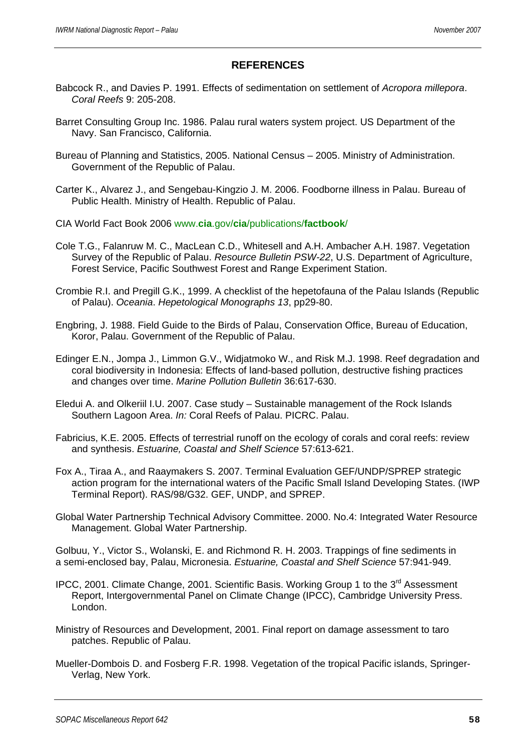## REFERENCES

Babcock R., and Davies P. 1991. Effects of sedimentation on settlement of *Acropora millepora*. *Coral Reefs* 9: 205-208.

Barret Consulting Group Inc. 1986. Palau rural waters system project. US Department of the Navy. San Francisco, California.

Bureau of Planning and Statistics, 2005. National Census – 2005. Ministry of Administration. Government of the Republic of Palau.

Carter K., Alvarez J., and Sengebau-Kingzio J. M. 2006. Foodborne illness in Palau. Bureau of Public Health. Ministry of Health. Republic of Palau.

CIA World Fact Book 2006 www.**cia**.gov/**cia**/publications/**factbook**/

Cole T.G., Falanruw M. C., MacLean C.D., Whitesell and A.H. Ambacher A.H. 1987. Vegetation Survey of the Republic of Palau. *Resource Bulletin PSW-22*, U.S. Department of Agriculture, Forest Service, Pacific Southwest Forest and Range Experiment Station.

Crombie R.I. and Pregill G.K., 1999. A checklist of the hepetofauna of the Palau Islands (Republic of Palau). *Oceania*. *Hepetological Monographs 13*, pp29-80.

Engbring, J. 1988. Field Guide to the Birds of Palau, Conservation Office, Bureau of Education, Koror, Palau. Government of the Republic of Palau.

Edinger E.N., Jompa J., Limmon G.V., Widjatmoko W., and Risk M.J. 1998. Reef degradation and coral biodiversity in Indonesia: Effects of land-based pollution, destructive fishing practices and changes over time. *Marine Pollution Bulletin* 36:617-630.

Eledui A. and Olkeriil I.U. 2007. Case study – Sustainable management of the Rock Islands Southern Lagoon Area. *In:* Coral Reefs of Palau. PICRC. Palau.

Fabricius, K.E. 2005. Effects of terrestrial runoff on the ecology of corals and coral reefs: review and synthesis. *Estuarine, Coastal and Shelf Science* 57:613-621.

Fox A., Tiraa A., and Raaymakers S. 2007. Terminal Evaluation GEF/UNDP/SPREP strategic action program for the international waters of the Pacific Small Island Developing States. (IWP Terminal Report). RAS/98/G32. GEF, UNDP, and SPREP.

Global Water Partnership Technical Advisory Committee. 2000. No.4: Integrated Water Resource Management. Global Water Partnership.

Golbuu, Y., Victor S., Wolanski, E. and Richmond R. H. 2003. Trappings of fine sediments in a semi-enclosed bay, Palau, Micronesia. *Estuarine, Coastal and Shelf Science* 57:941-949.

IPCC, 2001. Climate Change, 2001. Scientific Basis. Working Group 1 to the 3rd Assessment Report, Intergovernmental Panel on Climate Change (IPCC), Cambridge University Press. London.

Ministry of Resources and Development, 2001. Final report on damage assessment to taro patches. Republic of Palau.

Mueller-Dombois D. and Fosberg F.R. 1998. Vegetation of the tropical Pacific islands, Springer-Verlag, New York.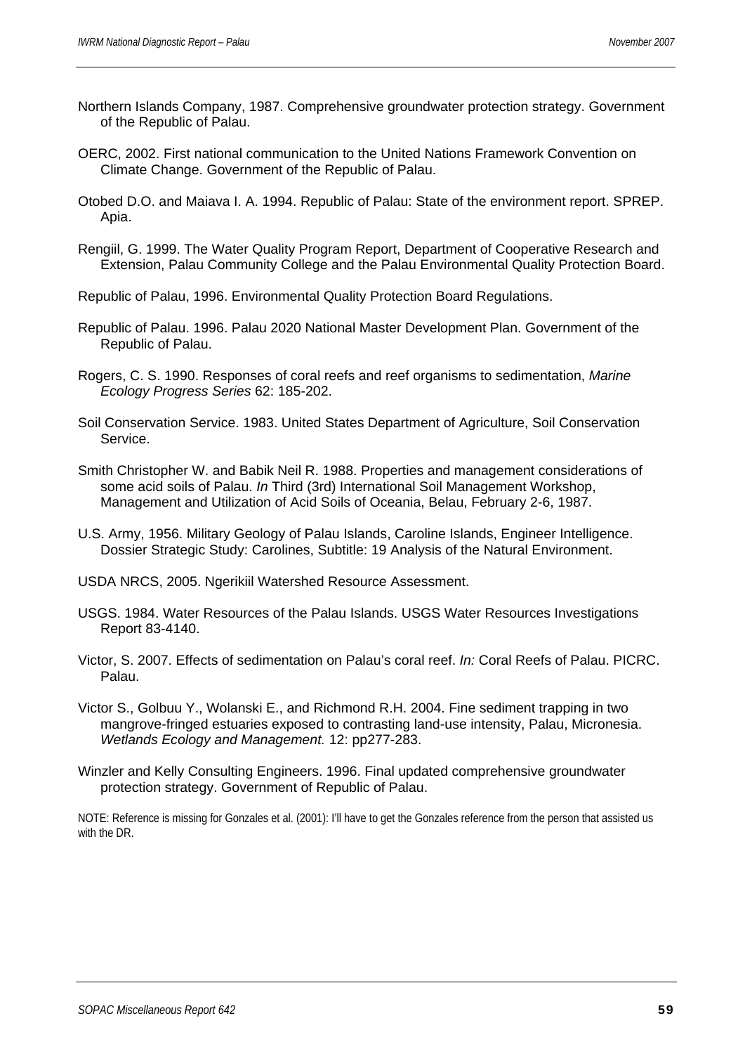Northern Islands Company, 1987. Comprehensive groundwater protection strategy. Government of the Republic of Palau.

OERC, 2002. First national communication to the United Nations Framework Convention on Climate Change. Government of the Republic of Palau.

Otobed D.O. and Maiava I. A. 1994. Republic of Palau: State of the environment report. SPREP. Apia.

Rengiil, G. 1999. The Water Quality Program Report, Department of Cooperative Research and Extension, Palau Community College and the Palau Environmental Quality Protection Board.

Republic of Palau, 1996. Environmental Quality Protection Board Regulations.

Republic of Palau. 1996. Palau 2020 National Master Development Plan. Government of the Republic of Palau.

Rogers, C. S. 1990. Responses of coral reefs and reef organisms to sedimentation, *Marine Ecology Progress Series* 62: 185-202.

Soil Conservation Service. 1983. United States Department of Agriculture, Soil Conservation Service.

Smith Christopher W. and Babik Neil R. 1988. Properties and management considerations of some acid soils of Palau. *In* Third (3rd) International Soil Management Workshop, Management and Utilization of Acid Soils of Oceania, Belau, February 2-6, 1987.

U.S. Army, 1956. Military Geology of Palau Islands, Caroline Islands, Engineer Intelligence. Dossier Strategic Study: Carolines, Subtitle: 19 Analysis of the Natural Environment.

USDA NRCS, 2005. Ngerikiil Watershed Resource Assessment.

USGS. 1984. Water Resources of the Palau Islands. USGS Water Resources Investigations Report 83-4140.

Victor, S. 2007. Effects of sedimentation on Palau's coral reef. *In:* Coral Reefs of Palau. PICRC. Palau.

Victor S., Golbuu Y., Wolanski E., and Richmond R.H. 2004. Fine sediment trapping in two mangrove-fringed estuaries exposed to contrasting land-use intensity, Palau, Micronesia. *Wetlands Ecology and Management.* 12: pp277-283.

Winzler and Kelly Consulting Engineers. 1996. Final updated comprehensive groundwater protection strategy. Government of Republic of Palau.

NOTE: Reference is missing for Gonzales et al. (2001): I'll have to get the Gonzales reference from the person that assisted us with the DR.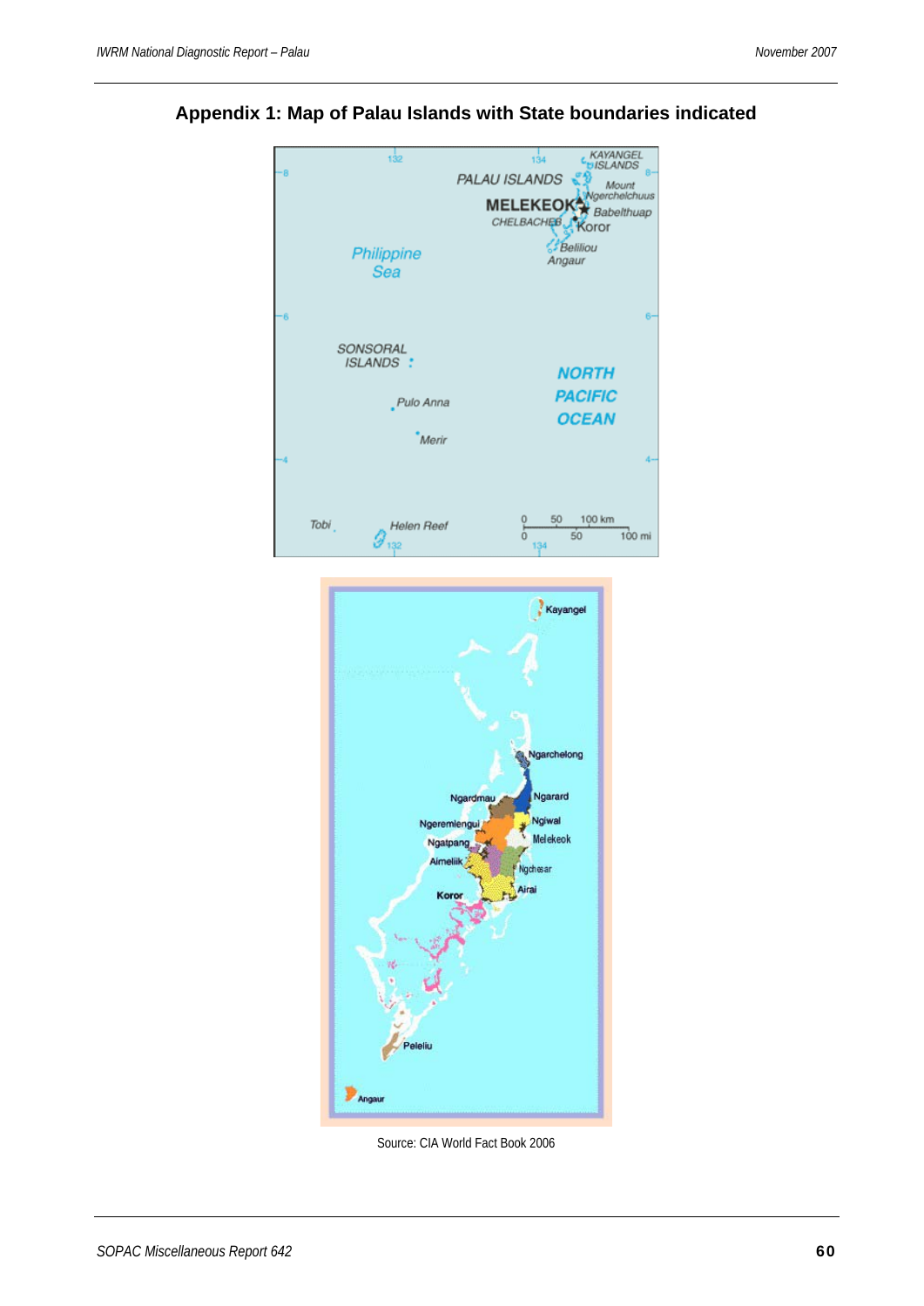## Appendix 1: Map of Palau Islands with State boundaries indicated

Source: CIA World Fact Book 2006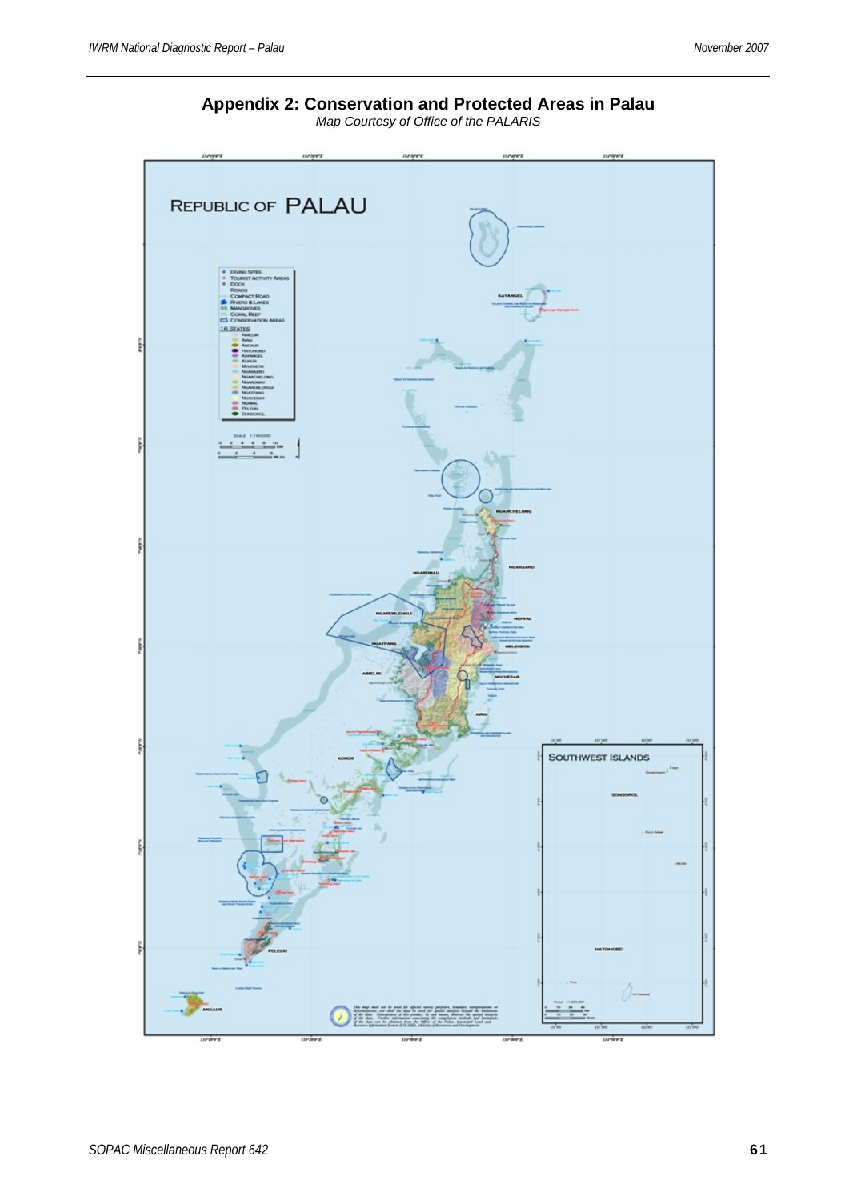## Appendix 2: Conservation and Protected Areas in Palau

*Map Courtesy of Office of the PALARIS*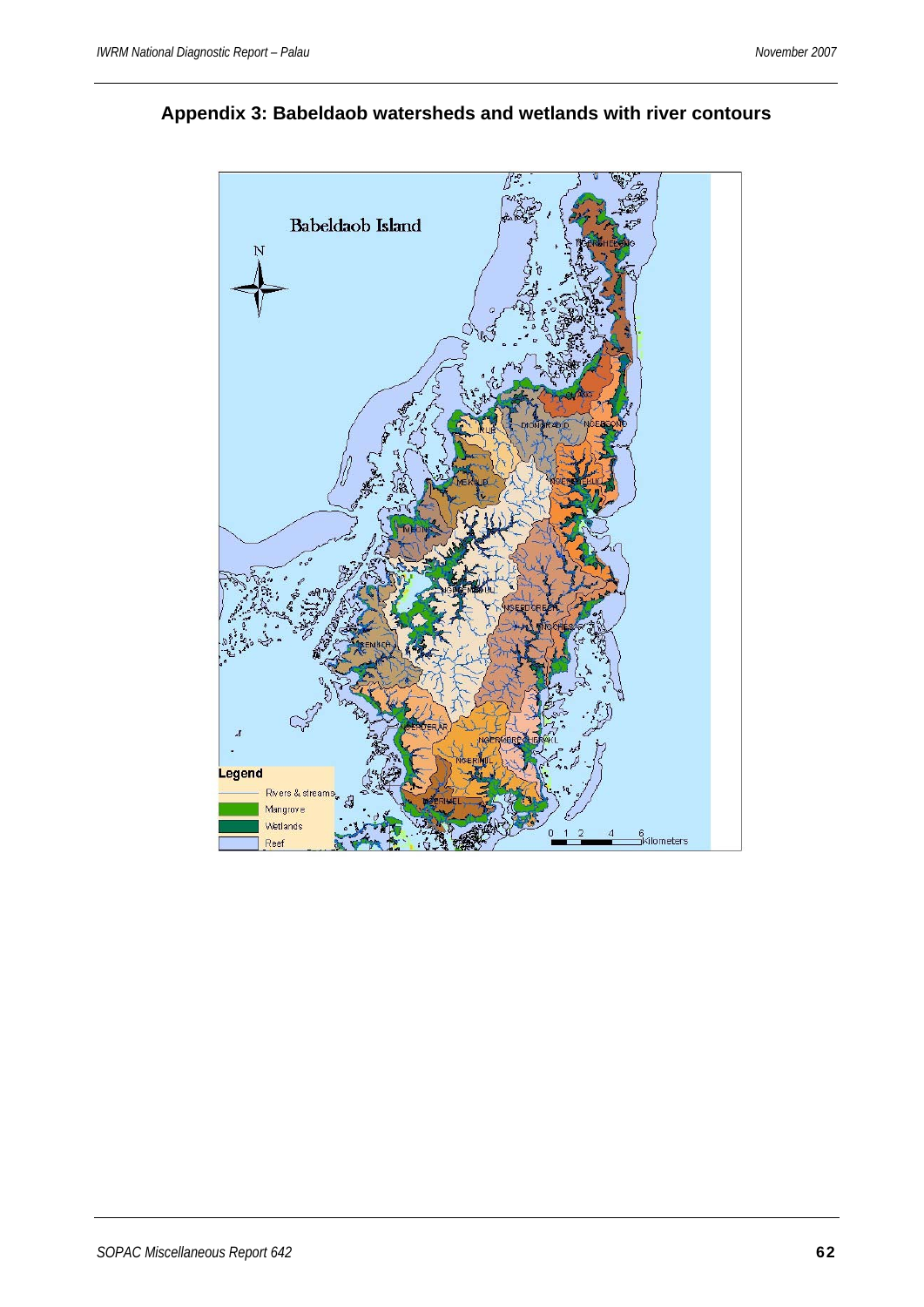## Appendix 3: Babeldaob watersheds and wetlands with river contours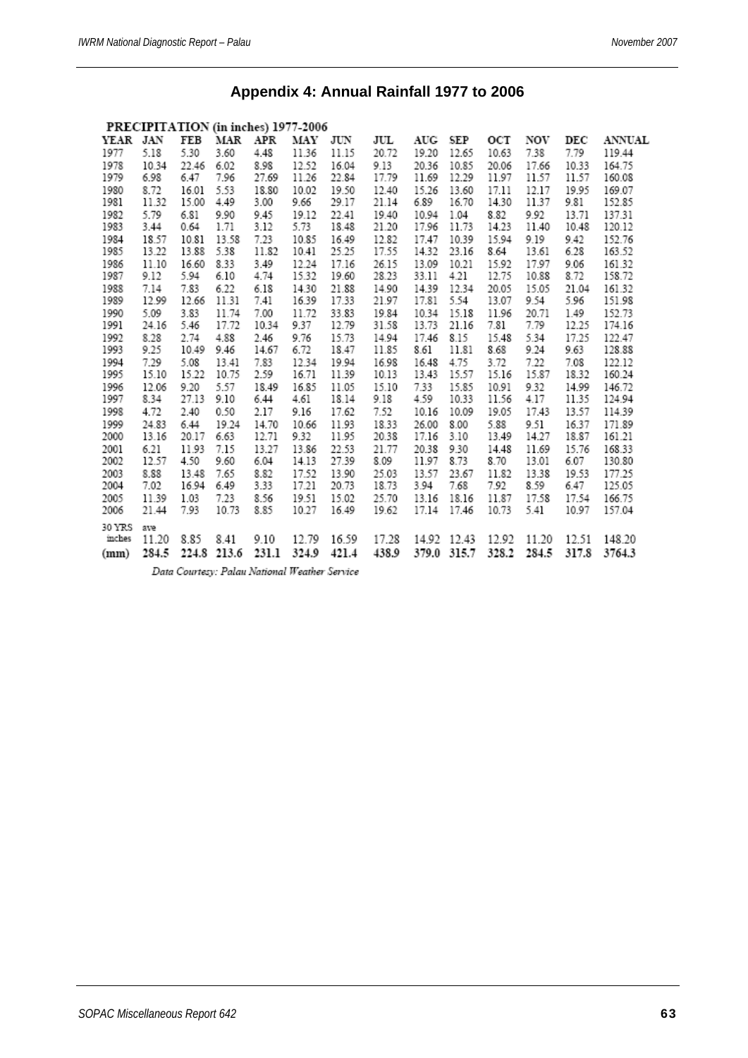## Appendix 4: Annual Rainfall 1977 to 2006

**PRECIPITATION (in inches) 1977-2006**

| YEAR | JAN | FEB | MAR | APR | MAY | JUN | JUL | AUG | SEP | OCT | NOV | DEC | ANNUAL |
|---|---|---|---|---|---|---|---|---|---|---|---|---|---|
| 1977 | 5.18 | 5.30 | 3.60 | 4.48 | 11.36 | 11.15 | 20.72 | 19.20 | 12.65 | 10.63 | 7.38 | 7.79 | 119.44 |
| 1978 | 10.34 | 22.46 | 6.02 | 8.98 | 12.52 | 16.04 | 9.13 | 20.36 | 10.85 | 20.06 | 17.66 | 10.33 | 164.75 |
| 1979 | 6.98 | 6.47 | 7.96 | 27.69 | 11.26 | 22.84 | 17.79 | 11.69 | 12.29 | 11.97 | 11.57 | 11.57 | 160.08 |
| 1980 | 8.72 | 16.01 | 5.53 | 18.80 | 10.02 | 19.50 | 12.40 | 15.26 | 13.60 | 17.11 | 12.17 | 19.95 | 169.07 |
| 1981 | 11.32 | 15.00 | 4.49 | 3.00 | 9.66 | 29.17 | 21.14 | 6.89 | 16.70 | 14.30 | 11.37 | 9.81 | 152.85 |
| 1982 | 5.79 | 6.81 | 9.90 | 9.45 | 19.12 | 22.41 | 19.40 | 10.94 | 1.04 | 8.82 | 9.92 | 13.71 | 137.31 |
| 1983 | 3.44 | 0.64 | 1.71 | 3.12 | 5.73 | 18.48 | 21.20 | 17.96 | 11.73 | 14.23 | 11.40 | 10.48 | 120.12 |
| 1984 | 18.57 | 10.81 | 13.58 | 7.23 | 10.85 | 16.49 | 12.82 | 17.47 | 10.39 | 15.94 | 9.19 | 9.42 | 152.76 |
| 1985 | 13.22 | 13.88 | 5.38 | 11.82 | 10.41 | 25.25 | 17.55 | 14.32 | 23.16 | 8.64 | 13.61 | 6.28 | 163.52 |
| 1986 | 11.10 | 16.60 | 8.33 | 3.49 | 12.24 | 17.16 | 26.15 | 13.09 | 10.21 | 15.92 | 17.97 | 9.06 | 161.32 |
| 1987 | 9.12 | 5.94 | 6.10 | 4.74 | 15.32 | 19.60 | 28.23 | 33.11 | 4.21 | 12.75 | 10.88 | 8.72 | 158.72 |
| 1988 | 7.14 | 7.83 | 6.22 | 6.18 | 14.30 | 21.88 | 14.90 | 14.39 | 12.34 | 20.05 | 15.05 | 21.04 | 161.32 |
| 1989 | 12.99 | 12.66 | 11.31 | 7.41 | 16.39 | 17.33 | 21.97 | 17.81 | 5.54 | 13.07 | 9.54 | 5.96 | 151.98 |
| 1990 | 5.09 | 3.83 | 11.74 | 7.00 | 11.72 | 33.83 | 19.84 | 10.34 | 15.18 | 11.96 | 20.71 | 1.49 | 152.73 |
| 1991 | 24.16 | 5.46 | 17.72 | 10.34 | 9.37 | 12.79 | 31.58 | 13.73 | 21.16 | 7.81 | 7.79 | 12.25 | 174.16 |
| 1992 | 8.28 | 2.74 | 4.88 | 2.46 | 9.76 | 15.73 | 14.94 | 17.46 | 8.15 | 15.48 | 5.34 | 17.25 | 122.47 |
| 1993 | 9.25 | 10.49 | 9.46 | 14.67 | 6.72 | 18.47 | 11.85 | 8.61 | 11.81 | 8.68 | 9.24 | 9.63 | 128.88 |
| 1994 | 7.29 | 5.08 | 13.41 | 7.83 | 12.34 | 19.94 | 16.98 | 16.48 | 4.75 | 3.72 | 7.22 | 7.08 | 122.12 |
| 1995 | 15.10 | 15.22 | 10.75 | 2.59 | 16.71 | 11.39 | 10.13 | 13.43 | 15.57 | 15.16 | 15.87 | 18.32 | 160.24 |
| 1996 | 12.06 | 9.20 | 5.57 | 18.49 | 16.85 | 11.05 | 15.10 | 7.33 | 15.85 | 10.91 | 9.32 | 14.99 | 146.72 |
| 1997 | 8.34 | 27.13 | 9.10 | 6.44 | 4.61 | 18.14 | 9.18 | 4.59 | 10.33 | 11.56 | 4.17 | 11.35 | 124.94 |
| 1998 | 4.72 | 2.40 | 0.50 | 2.17 | 9.16 | 17.62 | 7.52 | 10.16 | 10.09 | 19.05 | 17.43 | 13.57 | 114.39 |
| 1999 | 24.83 | 6.44 | 19.24 | 14.70 | 10.66 | 11.93 | 18.33 | 26.00 | 8.00 | 5.88 | 9.51 | 16.37 | 171.89 |
| 2000 | 13.16 | 20.17 | 6.63 | 12.71 | 9.32 | 11.95 | 20.38 | 17.16 | 3.10 | 13.49 | 14.27 | 18.87 | 161.21 |
| 2001 | 6.21 | 11.93 | 7.15 | 13.27 | 13.86 | 22.53 | 21.77 | 20.38 | 9.30 | 14.48 | 11.69 | 15.76 | 168.33 |
| 2002 | 12.57 | 4.50 | 9.60 | 6.04 | 14.13 | 27.39 | 8.09 | 11.97 | 8.73 | 8.70 | 13.01 | 6.07 | 130.80 |
| 2003 | 8.88 | 13.48 | 7.65 | 8.82 | 17.52 | 13.90 | 25.03 | 13.57 | 23.67 | 11.82 | 13.38 | 19.53 | 177.25 |
| 2004 | 7.02 | 16.94 | 6.49 | 3.33 | 17.21 | 20.73 | 18.73 | 3.94 | 7.68 | 7.92 | 8.59 | 6.47 | 125.05 |
| 2005 | 11.39 | 1.03 | 7.23 | 8.56 | 19.51 | 15.02 | 25.70 | 13.16 | 18.16 | 11.87 | 17.58 | 17.54 | 166.75 |
| 2006 | 21.44 | 7.93 | 10.73 | 8.85 | 10.27 | 16.49 | 19.62 | 17.14 | 17.46 | 10.73 | 5.41 | 10.97 | 157.04 |
| 30 YRS ave inches | 11.20 | 8.85 | 8.41 | 9.10 | 12.79 | 16.59 | 17.28 | 14.92 | 12.43 | 12.92 | 11.20 | 12.51 | 148.20 |
| (mm) | 284.5 | 224.8 | 213.6 | 231.1 | 324.9 | 421.4 | 438.9 | 379.0 | 315.7 | 328.2 | 284.5 | 317.8 | 3764.3 |

*Data Courtesy: Palau National Weather Service*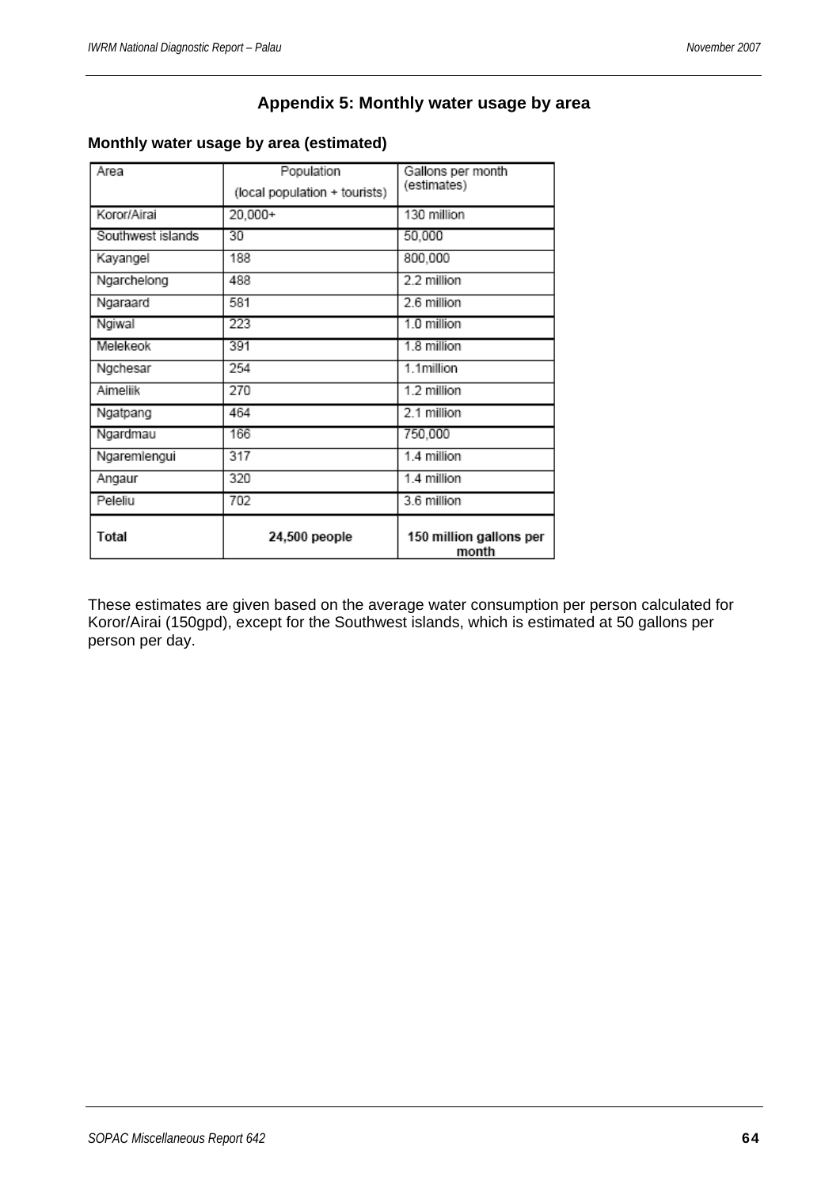## Appendix 5: Monthly water usage by area

**Monthly water usage by area (estimated)**

| Area | Population (local population + tourists) | Gallons per month (estimates) |
|---|---|---|
| Koror/Airai | 20,000+ | 130 million |
| Southwest islands | 30 | 50,000 |
| Kayangel | 188 | 800,000 |
| Ngarchelong | 488 | 2.2 million |
| Ngaraard | 581 | 2.6 million |
| Ngiwal | 223 | 1.0 million |
| Melekeok | 391 | 1.8 million |
| Ngchesar | 254 | 1.1million |
| Aimeliik | 270 | 1.2 million |
| Ngatpang | 464 | 2.1 million |
| Ngardmau | 166 | 750,000 |
| Ngaremlengui | 317 | 1.4 million |
| Angaur | 320 | 1.4 million |
| Peleliu | 702 | 3.6 million |
| **Total** | **24,500 people** | **150 million gallons per month** |

These estimates are given based on the average water consumption per person calculated for Koror/Airai (150gpd), except for the Southwest islands, which is estimated at 50 gallons per person per day.